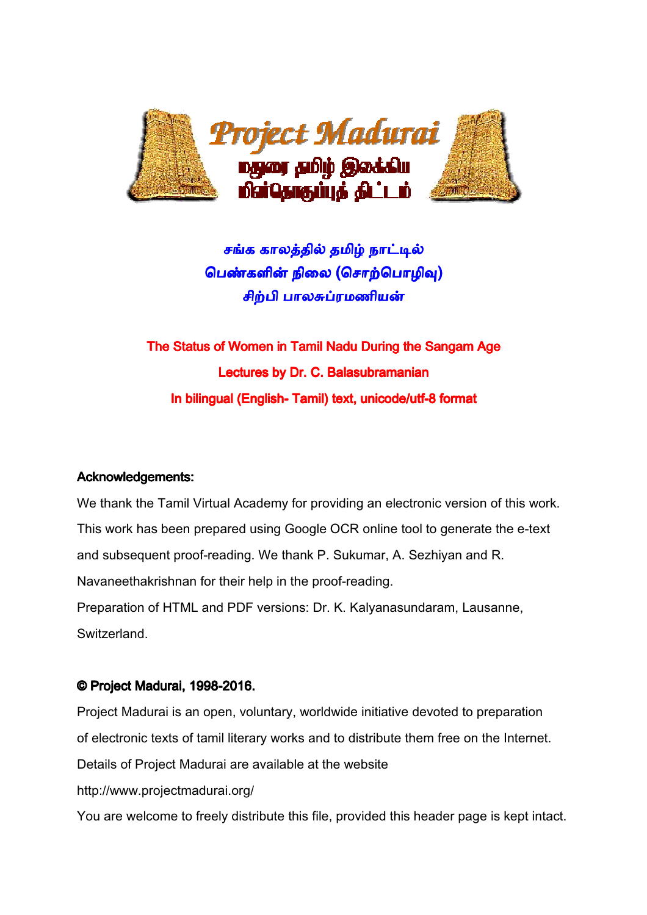சங்க காலத்தில் தமிழ் நாட்டில்
பெண்களின் நிலை (சொற்பொழிவு)
சிற்பி பாலசுப்ரமணியன்

**The Status of Women in Tamil Nadu During the Sangam Age**

**Lectures by Dr. C. Balasubramanian**

**In bilingual (English- Tamil) text, unicode/utf-8 format**

**Acknowledgements:**

We thank the Tamil Virtual Academy for providing an electronic version of this work. This work has been prepared using Google OCR online tool to generate the e-text and subsequent proof-reading. We thank P. Sukumar, A. Sezhiyan and R. Navaneethakrishnan for their help in the proof-reading.

Preparation of HTML and PDF versions: Dr. K. Kalyanasundaram, Lausanne, Switzerland.

**© Project Madurai, 1998-2016.**

Project Madurai is an open, voluntary, worldwide initiative devoted to preparation of electronic texts of tamil literary works and to distribute them free on the Internet. Details of Project Madurai are available at the website

http://www.projectmadurai.org/

You are welcome to freely distribute this file, provided this header page is kept intact.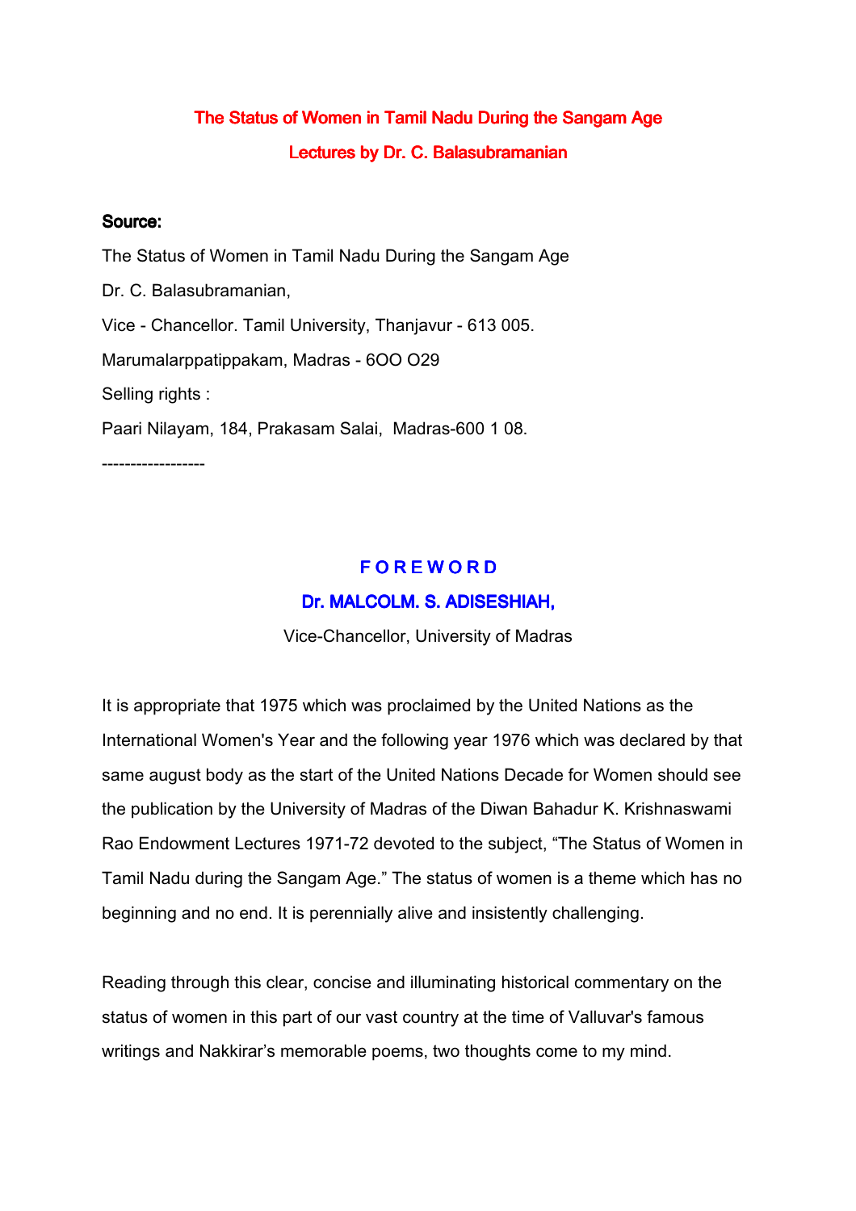# The Status of Women in Tamil Nadu During the Sangam Age

## Lectures by Dr. C. Balasubramanian

**Source:**

The Status of Women in Tamil Nadu During the Sangam Age

Dr. C. Balasubramanian,

Vice - Chancellor. Tamil University, Thanjavur - 613 005.

Marumalarppatippakam, Madras - 6OO O29

Selling rights :

Paari Nilayam, 184, Prakasam Salai, Madras-600 1 08.

------------------

## F O R E W O R D

### Dr. MALCOLM. S. ADISESHIAH,

Vice-Chancellor, University of Madras

It is appropriate that 1975 which was proclaimed by the United Nations as the International Women's Year and the following year 1976 which was declared by that same august body as the start of the United Nations Decade for Women should see the publication by the University of Madras of the Diwan Bahadur K. Krishnaswami Rao Endowment Lectures 1971-72 devoted to the subject, "The Status of Women in Tamil Nadu during the Sangam Age." The status of women is a theme which has no beginning and no end. It is perennially alive and insistently challenging.

Reading through this clear, concise and illuminating historical commentary on the status of women in this part of our vast country at the time of Valluvar's famous writings and Nakkirar's memorable poems, two thoughts come to my mind.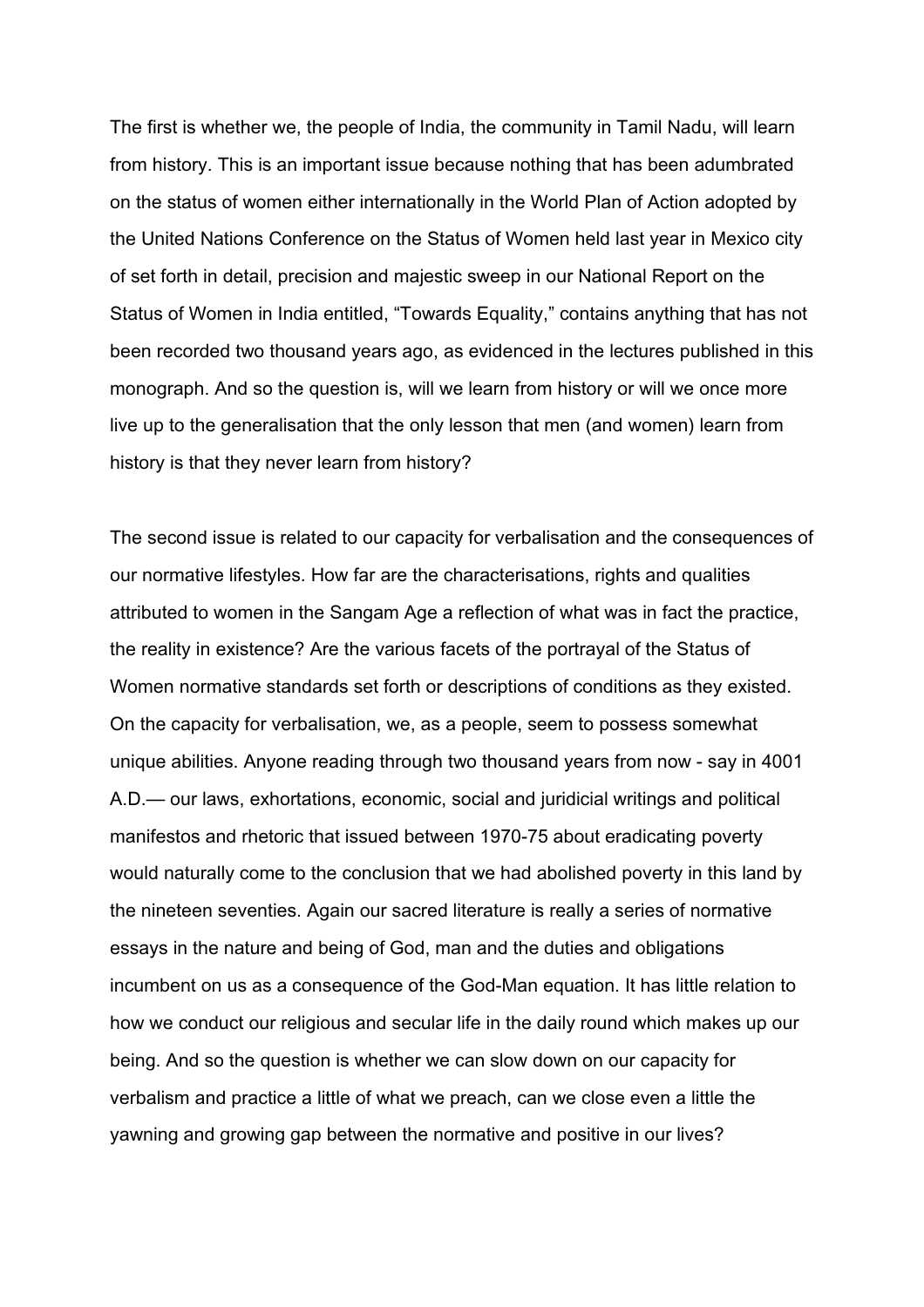The first is whether we, the people of India, the community in Tamil Nadu, will learn from history. This is an important issue because nothing that has been adumbrated on the status of women either internationally in the World Plan of Action adopted by the United Nations Conference on the Status of Women held last year in Mexico city of set forth in detail, precision and majestic sweep in our National Report on the Status of Women in India entitled, "Towards Equality," contains anything that has not been recorded two thousand years ago, as evidenced in the lectures published in this monograph. And so the question is, will we learn from history or will we once more live up to the generalisation that the only lesson that men (and women) learn from history is that they never learn from history?

The second issue is related to our capacity for verbalisation and the consequences of our normative lifestyles. How far are the characterisations, rights and qualities attributed to women in the Sangam Age a reflection of what was in fact the practice, the reality in existence? Are the various facets of the portrayal of the Status of Women normative standards set forth or descriptions of conditions as they existed. On the capacity for verbalisation, we, as a people, seem to possess somewhat unique abilities. Anyone reading through two thousand years from now - say in 4001 A.D.— our laws, exhortations, economic, social and juridicial writings and political manifestos and rhetoric that issued between 1970-75 about eradicating poverty would naturally come to the conclusion that we had abolished poverty in this land by the nineteen seventies. Again our sacred literature is really a series of normative essays in the nature and being of God, man and the duties and obligations incumbent on us as a consequence of the God-Man equation. It has little relation to how we conduct our religious and secular life in the daily round which makes up our being. And so the question is whether we can slow down on our capacity for verbalism and practice a little of what we preach, can we close even a little the yawning and growing gap between the normative and positive in our lives?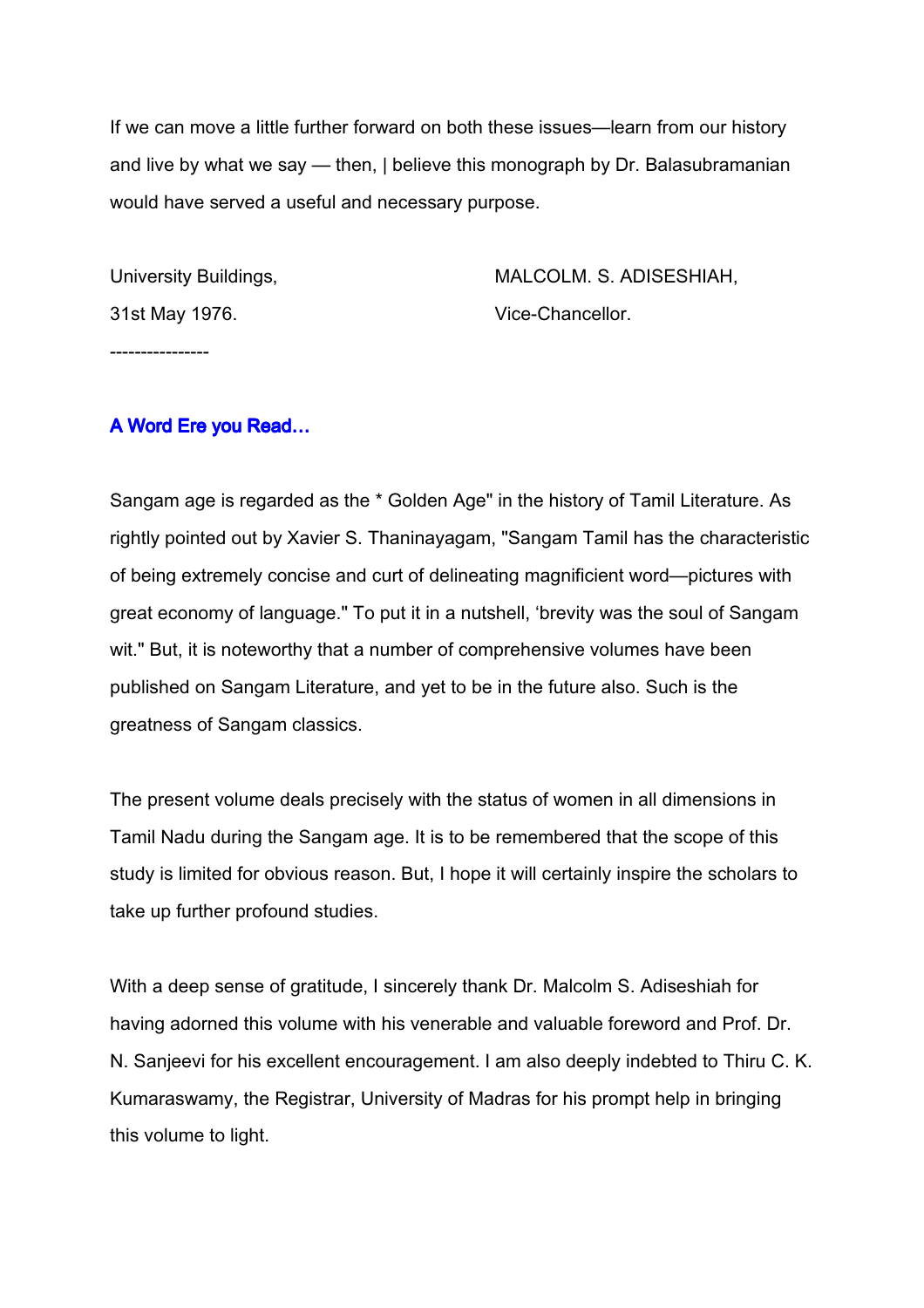If we can move a little further forward on both these issues—learn from our history and live by what we say — then, | believe this monograph by Dr. Balasubramanian would have served a useful and necessary purpose.

University Buildings,
31st May 1976.

MALCOLM. S. ADISESHIAH,
Vice-Chancellor.

----------------

## A Word Ere you Read…

Sangam age is regarded as the * Golden Age" in the history of Tamil Literature. As rightly pointed out by Xavier S. Thaninayagam, "Sangam Tamil has the characteristic of being extremely concise and curt of delineating magnificient word—pictures with great economy of language." To put it in a nutshell, 'brevity was the soul of Sangam wit." But, it is noteworthy that a number of comprehensive volumes have been published on Sangam Literature, and yet to be in the future also. Such is the greatness of Sangam classics.

The present volume deals precisely with the status of women in all dimensions in Tamil Nadu during the Sangam age. It is to be remembered that the scope of this study is limited for obvious reason. But, I hope it will certainly inspire the scholars to take up further profound studies.

With a deep sense of gratitude, I sincerely thank Dr. Malcolm S. Adiseshiah for having adorned this volume with his venerable and valuable foreword and Prof. Dr. N. Sanjeevi for his excellent encouragement. I am also deeply indebted to Thiru C. K. Kumaraswamy, the Registrar, University of Madras for his prompt help in bringing this volume to light.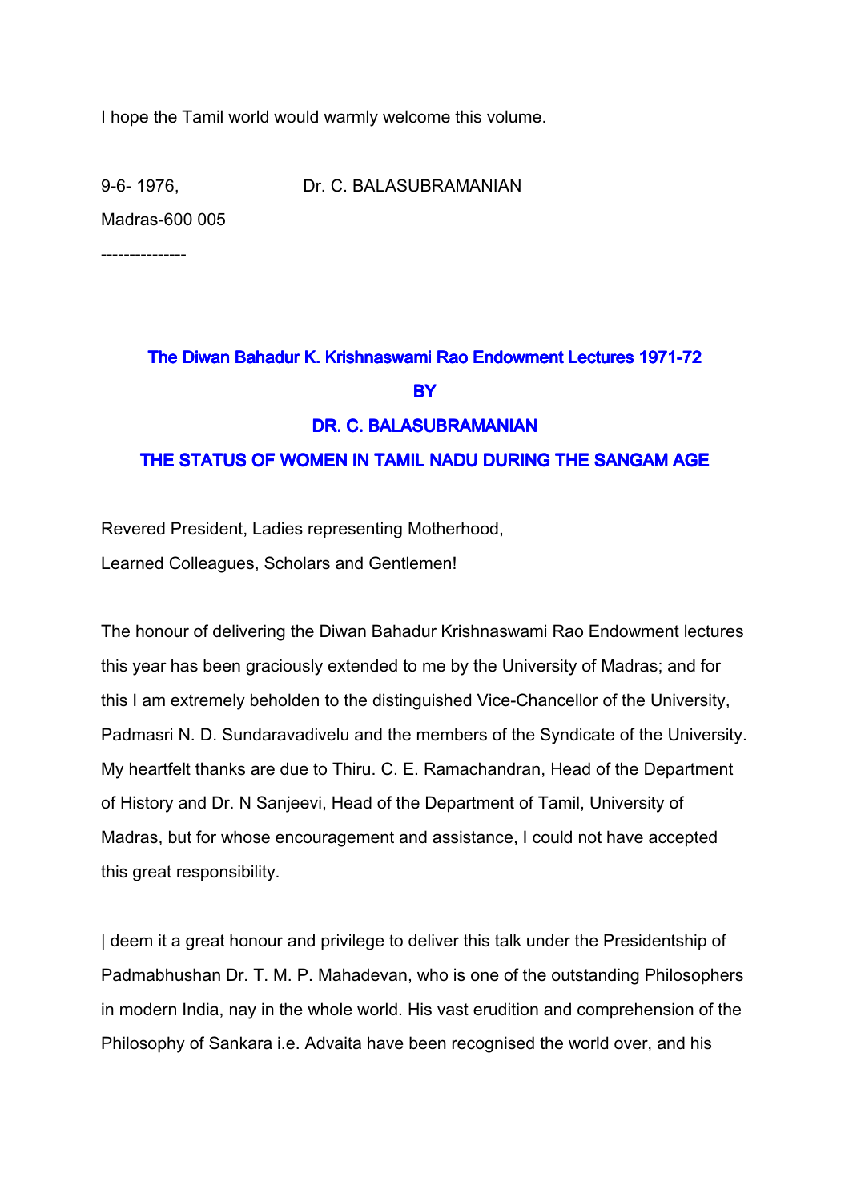I hope the Tamil world would warmly welcome this volume.

9-6- 1976, Dr. C. BALASUBRAMANIAN

Madras-600 005

---------------

## The Diwan Bahadur K. Krishnaswami Rao Endowment Lectures 1971-72

## BY

## DR. C. BALASUBRAMANIAN

## THE STATUS OF WOMEN IN TAMIL NADU DURING THE SANGAM AGE

Revered President, Ladies representing Motherhood,
Learned Colleagues, Scholars and Gentlemen!

The honour of delivering the Diwan Bahadur Krishnaswami Rao Endowment lectures this year has been graciously extended to me by the University of Madras; and for this I am extremely beholden to the distinguished Vice-Chancellor of the University, Padmasri N. D. Sundaravadivelu and the members of the Syndicate of the University. My heartfelt thanks are due to Thiru. C. E. Ramachandran, Head of the Department of History and Dr. N Sanjeevi, Head of the Department of Tamil, University of Madras, but for whose encouragement and assistance, I could not have accepted this great responsibility.

| deem it a great honour and privilege to deliver this talk under the Presidentship of Padmabhushan Dr. T. M. P. Mahadevan, who is one of the outstanding Philosophers in modern India, nay in the whole world. His vast erudition and comprehension of the Philosophy of Sankara i.e. Advaita have been recognised the world over, and his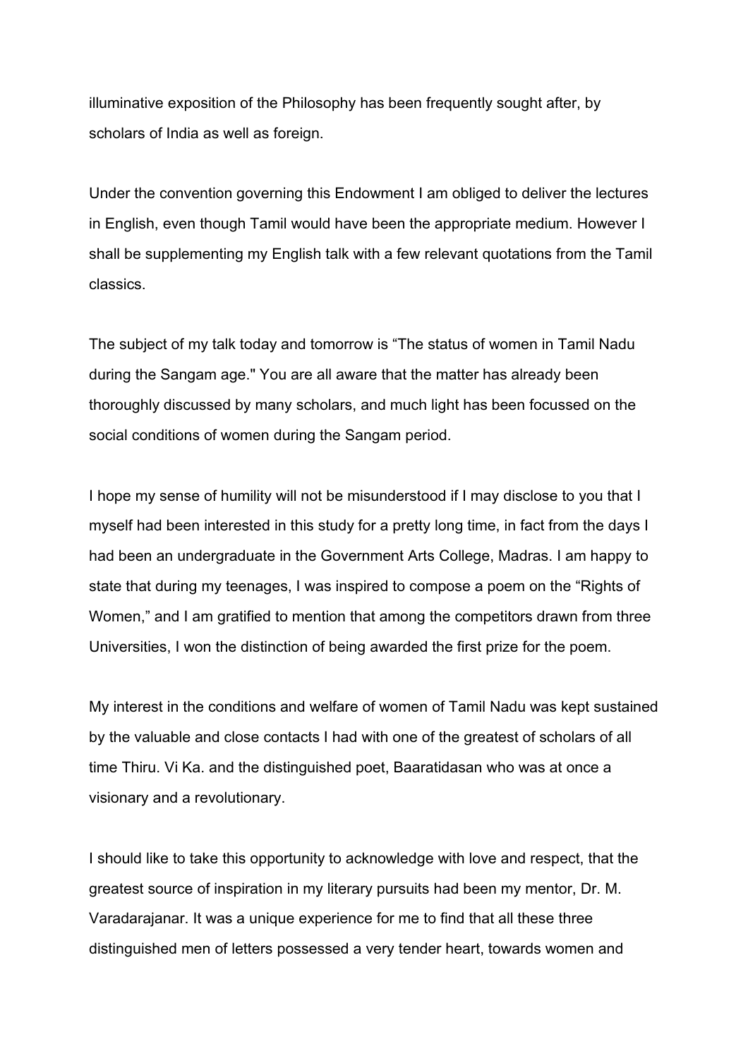illuminative exposition of the Philosophy has been frequently sought after, by scholars of India as well as foreign.

Under the convention governing this Endowment I am obliged to deliver the lectures in English, even though Tamil would have been the appropriate medium. However I shall be supplementing my English talk with a few relevant quotations from the Tamil classics.

The subject of my talk today and tomorrow is “The status of women in Tamil Nadu during the Sangam age." You are all aware that the matter has already been thoroughly discussed by many scholars, and much light has been focussed on the social conditions of women during the Sangam period.

I hope my sense of humility will not be misunderstood if I may disclose to you that I myself had been interested in this study for a pretty long time, in fact from the days I had been an undergraduate in the Government Arts College, Madras. I am happy to state that during my teenages, I was inspired to compose a poem on the “Rights of Women,” and I am gratified to mention that among the competitors drawn from three Universities, I won the distinction of being awarded the first prize for the poem.

My interest in the conditions and welfare of women of Tamil Nadu was kept sustained by the valuable and close contacts I had with one of the greatest of scholars of all time Thiru. Vi Ka. and the distinguished poet, Baaratidasan who was at once a visionary and a revolutionary.

I should like to take this opportunity to acknowledge with love and respect, that the greatest source of inspiration in my literary pursuits had been my mentor, Dr. M. Varadarajanar. It was a unique experience for me to find that all these three distinguished men of letters possessed a very tender heart, towards women and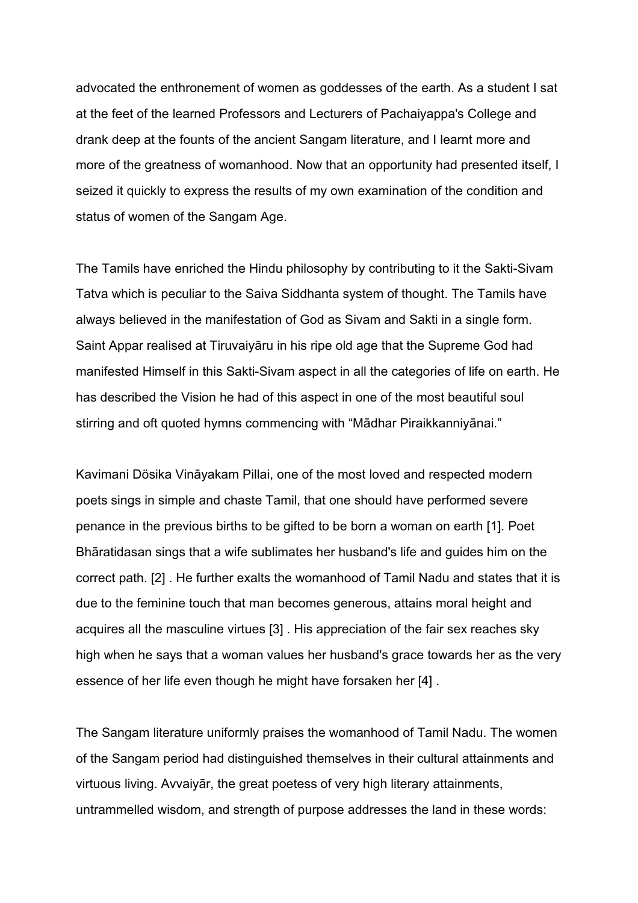advocated the enthronement of women as goddesses of the earth. As a student I sat at the feet of the learned Professors and Lecturers of Pachaiyappa's College and drank deep at the founts of the ancient Sangam literature, and I learnt more and more of the greatness of womanhood. Now that an opportunity had presented itself, I seized it quickly to express the results of my own examination of the condition and status of women of the Sangam Age.

The Tamils have enriched the Hindu philosophy by contributing to it the Sakti-Sivam Tatva which is peculiar to the Saiva Siddhanta system of thought. The Tamils have always believed in the manifestation of God as Sivam and Sakti in a single form. Saint Appar realised at Tiruvaiyāru in his ripe old age that the Supreme God had manifested Himself in this Sakti-Sivam aspect in all the categories of life on earth. He has described the Vision he had of this aspect in one of the most beautiful soul stirring and oft quoted hymns commencing with “Mādhar Piraikkanniyānai.”

Kavimani Dōsika Vināyakam Pillai, one of the most loved and respected modern poets sings in simple and chaste Tamil, that one should have performed severe penance in the previous births to be gifted to be born a woman on earth [1]. Poet Bhāratidasan sings that a wife sublimates her husband's life and guides him on the correct path. [2] . He further exalts the womanhood of Tamil Nadu and states that it is due to the feminine touch that man becomes generous, attains moral height and acquires all the masculine virtues [3] . His appreciation of the fair sex reaches sky high when he says that a woman values her husband's grace towards her as the very essence of her life even though he might have forsaken her [4] .

The Sangam literature uniformly praises the womanhood of Tamil Nadu. The women of the Sangam period had distinguished themselves in their cultural attainments and virtuous living. Avvaiyār, the great poetess of very high literary attainments, untrammelled wisdom, and strength of purpose addresses the land in these words: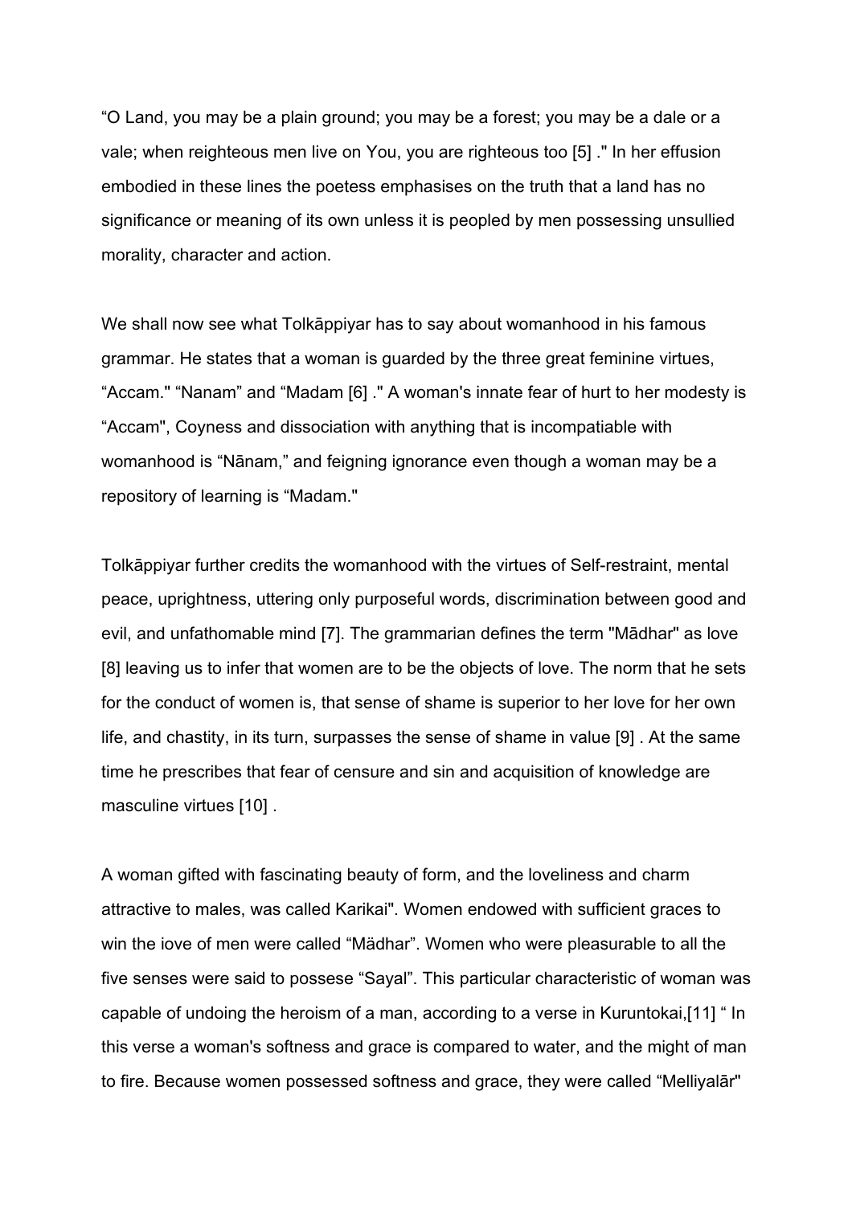"O Land, you may be a plain ground; you may be a forest; you may be a dale or a vale; when reighteous men live on You, you are righteous too [5] ." In her effusion embodied in these lines the poetess emphasises on the truth that a land has no significance or meaning of its own unless it is peopled by men possessing unsullied morality, character and action.

We shall now see what Tolkāppiyar has to say about womanhood in his famous grammar. He states that a woman is guarded by the three great feminine virtues, "Accam." "Nanam" and "Madam [6] ." A woman's innate fear of hurt to her modesty is "Accam", Coyness and dissociation with anything that is incompatiable with womanhood is "Nānam," and feigning ignorance even though a woman may be a repository of learning is "Madam."

Tolkāppiyar further credits the womanhood with the virtues of Self-restraint, mental peace, uprightness, uttering only purposeful words, discrimination between good and evil, and unfathomable mind [7]. The grammarian defines the term "Mādhar" as love [8] leaving us to infer that women are to be the objects of love. The norm that he sets for the conduct of women is, that sense of shame is superior to her love for her own life, and chastity, in its turn, surpasses the sense of shame in value [9] . At the same time he prescribes that fear of censure and sin and acquisition of knowledge are masculine virtues [10] .

A woman gifted with fascinating beauty of form, and the loveliness and charm attractive to males, was called Karikai". Women endowed with sufficient graces to win the iove of men were called "Mädhar". Women who were pleasurable to all the five senses were said to possese "Sayal". This particular characteristic of woman was capable of undoing the heroism of a man, according to a verse in Kuruntokai,[11] " In this verse a woman's softness and grace is compared to water, and the might of man to fire. Because women possessed softness and grace, they were called "Melliyalār"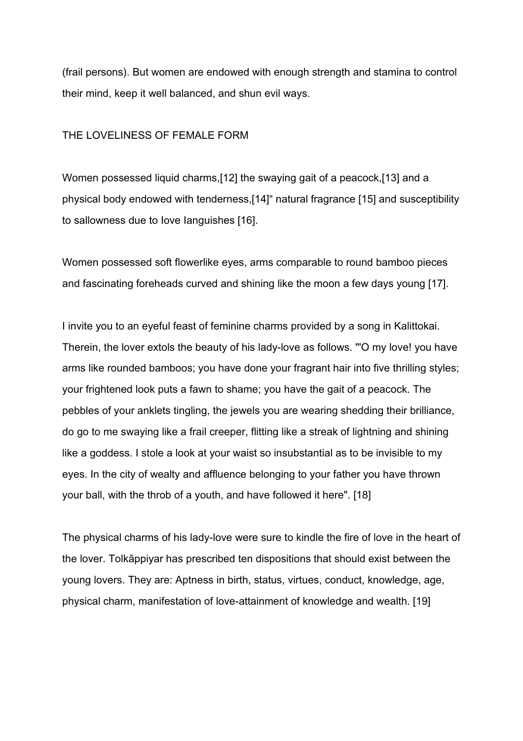(frail persons). But women are endowed with enough strength and stamina to control their mind, keep it well balanced, and shun evil ways.

## THE LOVELINESS OF FEMALE FORM

Women possessed liquid charms,[12] the swaying gait of a peacock,[13] and a physical body endowed with tenderness,[14]" natural fragrance [15] and susceptibility to sallowness due to Iove Ianguishes [16].

Women possessed soft flowerlike eyes, arms comparable to round bamboo pieces and fascinating foreheads curved and shining like the moon a few days young [17].

I invite you to an eyeful feast of feminine charms provided by a song in Kalittokai. Therein, the lover extols the beauty of his lady-love as follows. "'O my love! you have arms like rounded bamboos; you have done your fragrant hair into five thrilling styles; your frightened look puts a fawn to shame; you have the gait of a peacock. The pebbles of your anklets tingling, the jewels you are wearing shedding their brilliance, do go to me swaying like a frail creeper, flitting like a streak of lightning and shining like a goddess. I stole a look at your waist so insubstantial as to be invisible to my eyes. In the city of wealty and affluence belonging to your father you have thrown your ball, with the throb of a youth, and have followed it here". [18]

The physical charms of his lady-love were sure to kindle the fire of love in the heart of the lover. Tolkāppiyar has prescribed ten dispositions that should exist between the young lovers. They are: Aptness in birth, status, virtues, conduct, knowledge, age, physical charm, manifestation of love-attainment of knowledge and wealth. [19]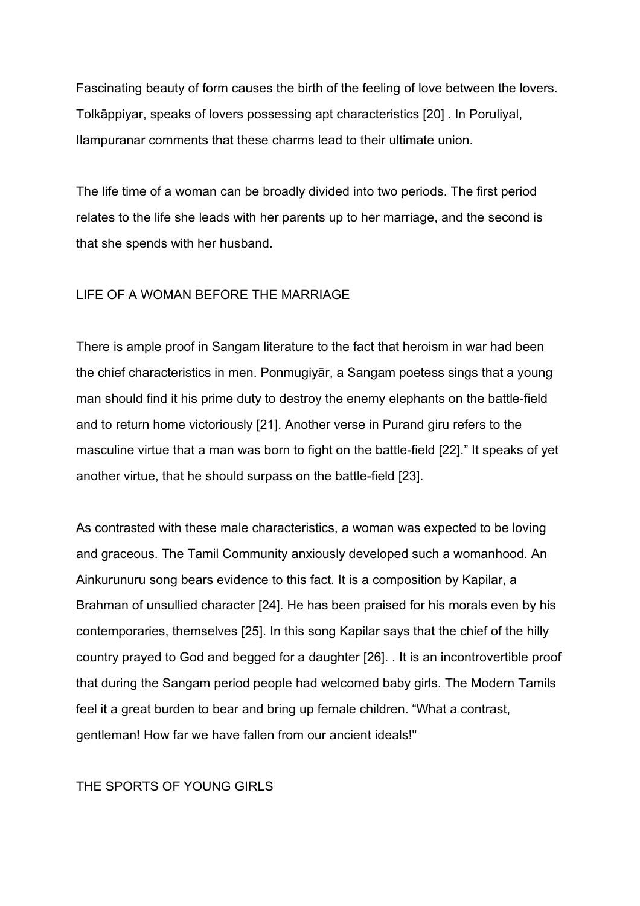Fascinating beauty of form causes the birth of the feeling of love between the lovers. Tolkāppiyar, speaks of lovers possessing apt characteristics [20] . In Poruliyal, Ilampuranar comments that these charms lead to their ultimate union.

The life time of a woman can be broadly divided into two periods. The first period relates to the life she leads with her parents up to her marriage, and the second is that she spends with her husband.

## LIFE OF A WOMAN BEFORE THE MARRIAGE

There is ample proof in Sangam literature to the fact that heroism in war had been the chief characteristics in men. Ponmugiyār, a Sangam poetess sings that a young man should find it his prime duty to destroy the enemy elephants on the battle-field and to return home victoriously [21]. Another verse in Purand giru refers to the masculine virtue that a man was born to fight on the battle-field [22]." It speaks of yet another virtue, that he should surpass on the battle-field [23].

As contrasted with these male characteristics, a woman was expected to be loving and graceous. The Tamil Community anxiously developed such a womanhood. An Ainkurunuru song bears evidence to this fact. It is a composition by Kapilar, a Brahman of unsullied character [24]. He has been praised for his morals even by his contemporaries, themselves [25]. In this song Kapilar says that the chief of the hilly country prayed to God and begged for a daughter [26]. . It is an incontrovertible proof that during the Sangam period people had welcomed baby girls. The Modern Tamils feel it a great burden to bear and bring up female children. "What a contrast, gentleman! How far we have fallen from our ancient ideals!"

## THE SPORTS OF YOUNG GIRLS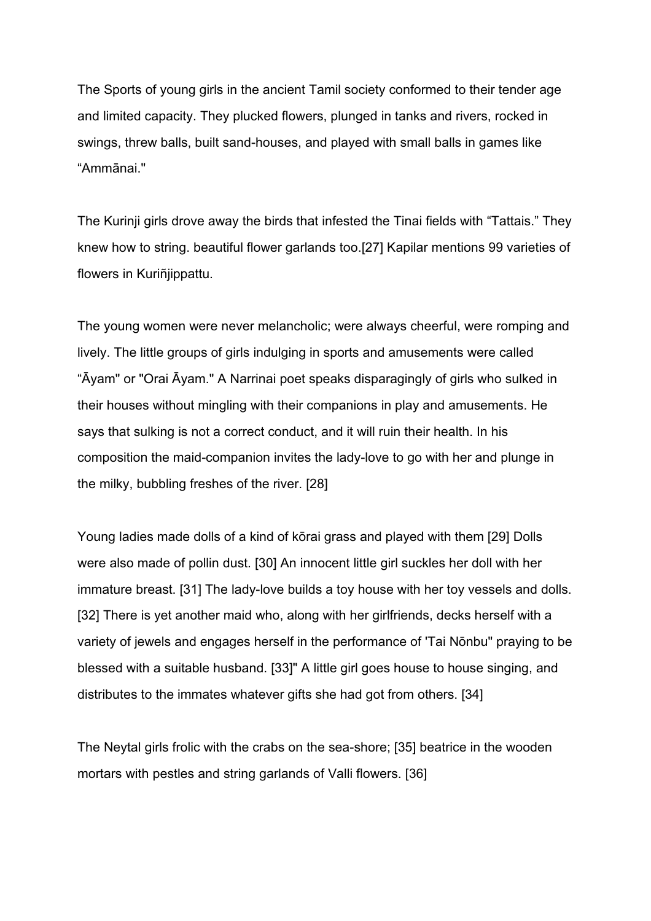The Sports of young girls in the ancient Tamil society conformed to their tender age and limited capacity. They plucked flowers, plunged in tanks and rivers, rocked in swings, threw balls, built sand-houses, and played with small balls in games like “Ammānai."

The Kurinji girls drove away the birds that infested the Tinai fields with “Tattais.” They knew how to string. beautiful flower garlands too.[27] Kapilar mentions 99 varieties of flowers in Kuriñjippattu.

The young women were never melancholic; were always cheerful, were romping and lively. The little groups of girls indulging in sports and amusements were called “Āyam" or "Orai Āyam." A Narrinai poet speaks disparagingly of girls who sulked in their houses without mingling with their companions in play and amusements. He says that sulking is not a correct conduct, and it will ruin their health. In his composition the maid-companion invites the lady-love to go with her and plunge in the milky, bubbling freshes of the river. [28]

Young ladies made dolls of a kind of kōrai grass and played with them [29] Dolls were also made of pollin dust. [30] An innocent little girl suckles her doll with her immature breast. [31] The lady-love builds a toy house with her toy vessels and dolls. [32] There is yet another maid who, along with her girlfriends, decks herself with a variety of jewels and engages herself in the performance of 'Tai Nōnbu" praying to be blessed with a suitable husband. [33]" A little girl goes house to house singing, and distributes to the inmates whatever gifts she had got from others. [34]

The Neytal girls frolic with the crabs on the sea-shore; [35] beatrice in the wooden mortars with pestles and string garlands of Valli flowers. [36]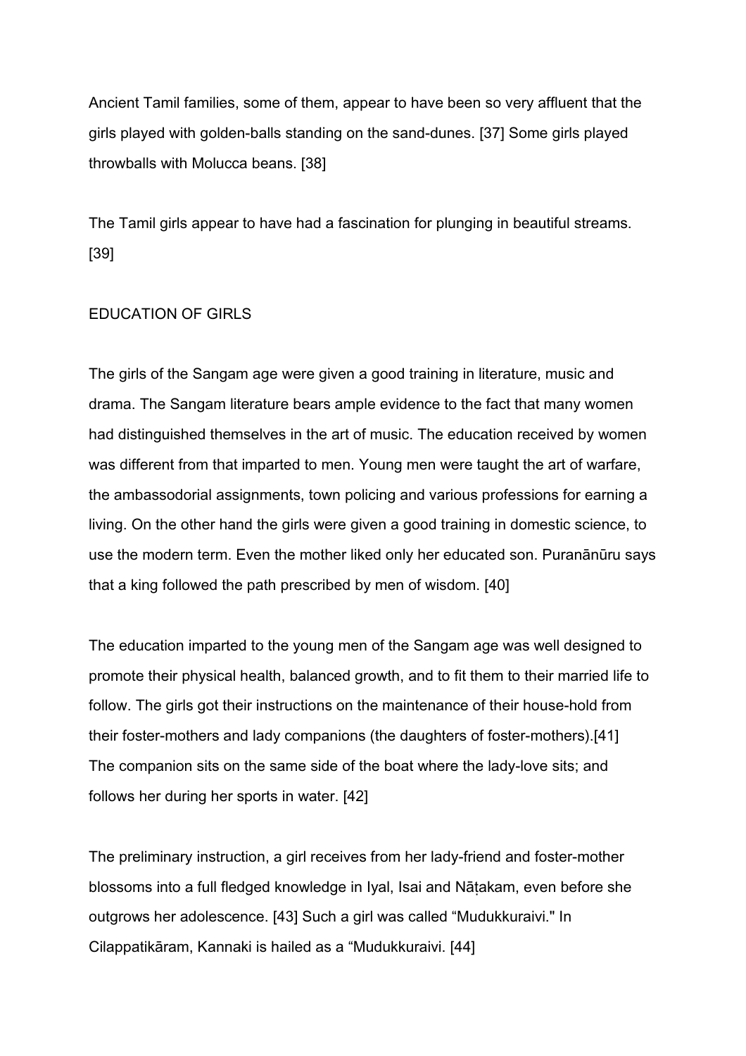Ancient Tamil families, some of them, appear to have been so very affluent that the girls played with golden-balls standing on the sand-dunes. [37] Some girls played throwballs with Molucca beans. [38]

The Tamil girls appear to have had a fascination for plunging in beautiful streams. [39]

## EDUCATION OF GIRLS

The girls of the Sangam age were given a good training in literature, music and drama. The Sangam literature bears ample evidence to the fact that many women had distinguished themselves in the art of music. The education received by women was different from that imparted to men. Young men were taught the art of warfare, the ambassodorial assignments, town policing and various professions for earning a living. On the other hand the girls were given a good training in domestic science, to use the modern term. Even the mother liked only her educated son. Puranānūru says that a king followed the path prescribed by men of wisdom. [40]

The education imparted to the young men of the Sangam age was well designed to promote their physical health, balanced growth, and to fit them to their married life to follow. The girls got their instructions on the maintenance of their house-hold from their foster-mothers and lady companions (the daughters of foster-mothers).[41] The companion sits on the same side of the boat where the lady-love sits; and follows her during her sports in water. [42]

The preliminary instruction, a girl receives from her lady-friend and foster-mother blossoms into a full fledged knowledge in Iyal, Isai and Nāṭakam, even before she outgrows her adolescence. [43] Such a girl was called “Mudukkuraivi." In Cilappatikāram, Kannaki is hailed as a “Mudukkuraivi. [44]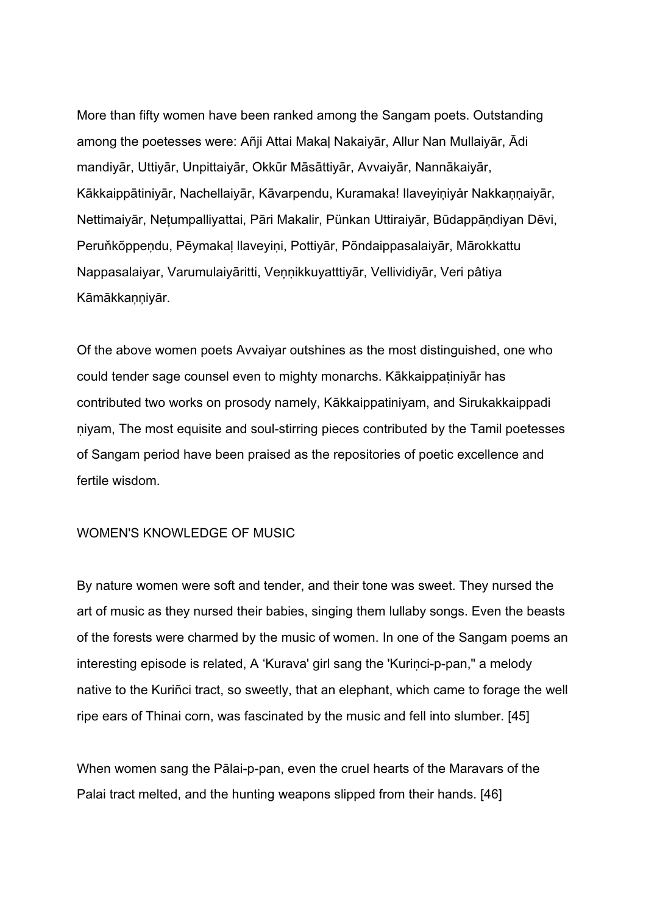More than fifty women have been ranked among the Sangam poets. Outstanding among the poetesses were: Añji Attai Makaḷ Nakaiyār, Allur Nan Mullaiyār, Ādi mandiyār, Uttiyār, Unpittaiyār, Okkūr Māsāttiyār, Avvaiyār, Nannākaiyār, Kākkaippātiniyār, Nachellaiyār, Kāvarpendu, Kuramaka! Ilaveyiṇiyår Nakkaṇṇaiyār, Nettimaiyār, Neṭumpalliyattai, Pāri Makalir, Pünkan Uttiraiyār, Būdappāṇdiyan Dēvi, Peruňkõppeṇdu, Pēymakaḷ llaveyiṇi, Pottiyār, Põndaippasalaiyār, Mārokkattu Nappasalaiyar, Varumulaiyāritti, Veṇṇikkuyatttiyār, Vellividiyār, Veri pâtiya Kāmākkaṇṇiyār.

Of the above women poets Avvaiyar outshines as the most distinguished, one who could tender sage counsel even to mighty monarchs. Kākkaippaṭiniyār has contributed two works on prosody namely, Kākkaippatiniyam, and Sirukakkaippadi ṇiyam, The most equisite and soul-stirring pieces contributed by the Tamil poetesses of Sangam period have been praised as the repositories of poetic excellence and fertile wisdom.

## WOMEN'S KNOWLEDGE OF MUSIC

By nature women were soft and tender, and their tone was sweet. They nursed the art of music as they nursed their babies, singing them lullaby songs. Even the beasts of the forests were charmed by the music of women. In one of the Sangam poems an interesting episode is related, A 'Kurava' girl sang the 'Kuriṇci-p-pan," a melody native to the Kuriñci tract, so sweetly, that an elephant, which came to forage the well ripe ears of Thinai corn, was fascinated by the music and fell into slumber. [45]

When women sang the Pālai-p-pan, even the cruel hearts of the Maravars of the Palai tract melted, and the hunting weapons slipped from their hands. [46]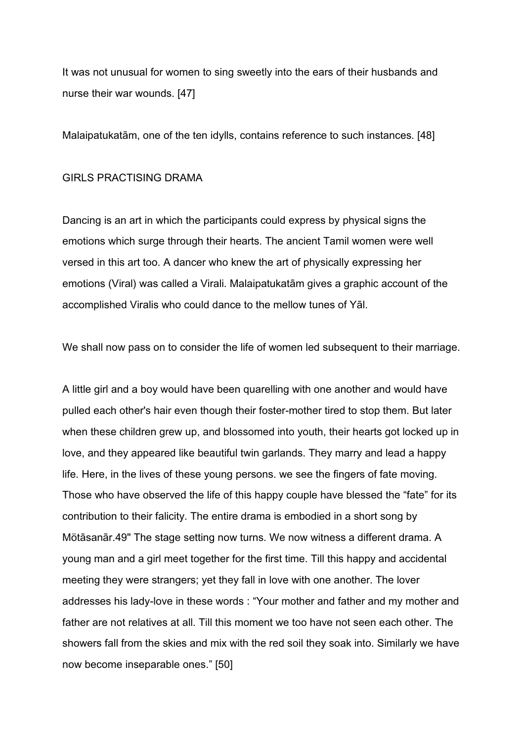It was not unusual for women to sing sweetly into the ears of their husbands and nurse their war wounds. [47]

Malaipatukatām, one of the ten idylls, contains reference to such instances. [48]

## GIRLS PRACTISING DRAMA

Dancing is an art in which the participants could express by physical signs the emotions which surge through their hearts. The ancient Tamil women were well versed in this art too. A dancer who knew the art of physically expressing her emotions (Viral) was called a Virali. Malaipatukatām gives a graphic account of the accomplished Viralis who could dance to the mellow tunes of Yāl.

We shall now pass on to consider the life of women led subsequent to their marriage.

A little girl and a boy would have been quarelling with one another and would have pulled each other's hair even though their foster-mother tired to stop them. But later when these children grew up, and blossomed into youth, their hearts got locked up in love, and they appeared like beautiful twin garlands. They marry and lead a happy life. Here, in the lives of these young persons. we see the fingers of fate moving. Those who have observed the life of this happy couple have blessed the "fate" for its contribution to their falicity. The entire drama is embodied in a short song by Mōtāsanār.49" The stage setting now turns. We now witness a different drama. A young man and a girl meet together for the first time. Till this happy and accidental meeting they were strangers; yet they fall in love with one another. The lover addresses his lady-love in these words : "Your mother and father and my mother and father are not relatives at all. Till this moment we too have not seen each other. The showers fall from the skies and mix with the red soil they soak into. Similarly we have now become inseparable ones." [50]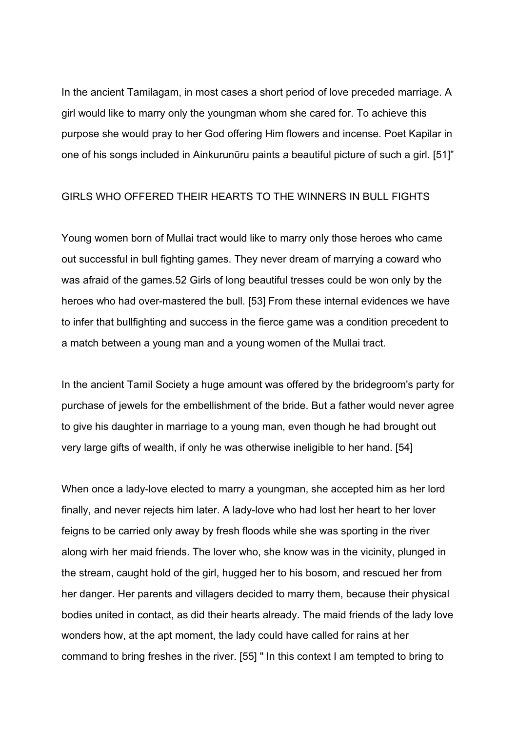In the ancient Tamilagam, in most cases a short period of love preceded marriage. A girl would like to marry only the youngman whom she cared for. To achieve this purpose she would pray to her God offering Him flowers and incense. Poet Kapilar in one of his songs included in Ainkurunūru paints a beautiful picture of such a girl. [51]"

## GIRLS WHO OFFERED THEIR HEARTS TO THE WINNERS IN BULL FIGHTS

Young women born of Mullai tract would like to marry only those heroes who came out successful in bull fighting games. They never dream of marrying a coward who was afraid of the games.52 Girls of long beautiful tresses could be won only by the heroes who had over-mastered the bull. [53] From these internal evidences we have to infer that bullfighting and success in the fierce game was a condition precedent to a match between a young man and a young women of the Mullai tract.

In the ancient Tamil Society a huge amount was offered by the bridegroom's party for purchase of jewels for the embellishment of the bride. But a father would never agree to give his daughter in marriage to a young man, even though he had brought out very large gifts of wealth, if only he was otherwise ineligible to her hand. [54]

When once a lady-love elected to marry a youngman, she accepted him as her lord finally, and never rejects him later. A lady-love who had lost her heart to her lover feigns to be carried only away by fresh floods while she was sporting in the river along wirh her maid friends. The lover who, she know was in the vicinity, plunged in the stream, caught hold of the girl, hugged her to his bosom, and rescued her from her danger. Her parents and villagers decided to marry them, because their physical bodies united in contact, as did their hearts already. The maid friends of the lady love wonders how, at the apt moment, the lady could have called for rains at her command to bring freshes in the river. [55] " In this context I am tempted to bring to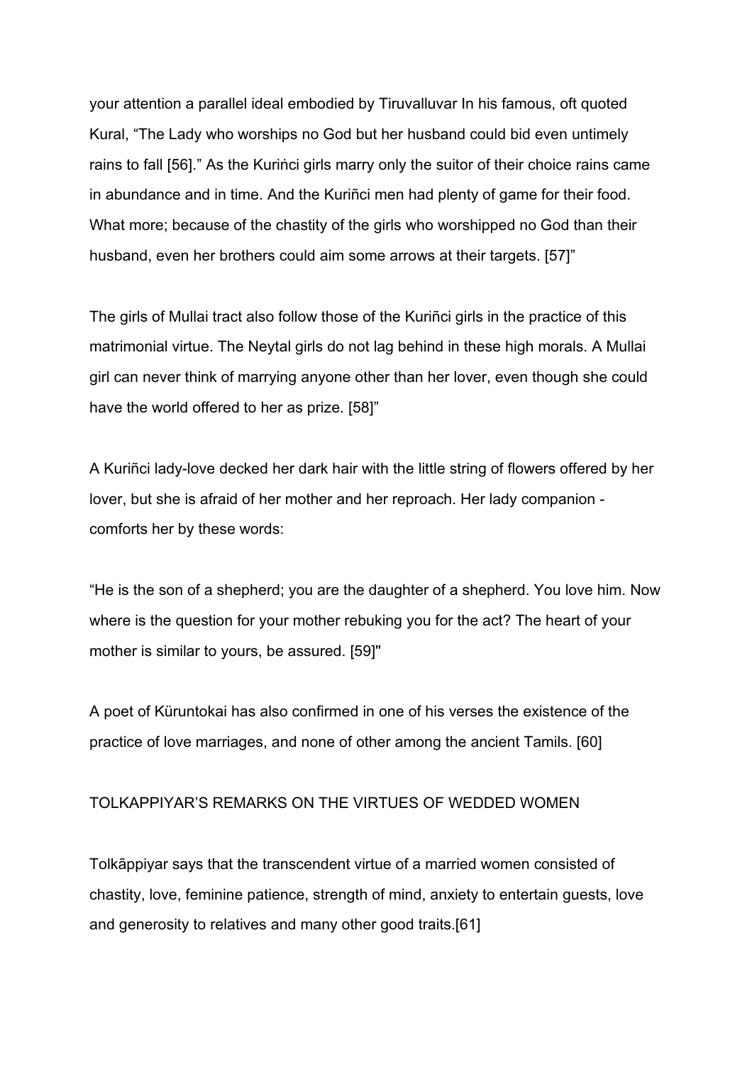your attention a parallel ideal embodied by Tiruvalluvar In his famous, oft quoted Kural, "The Lady who worships no God but her husband could bid even untimely rains to fall [56]." As the Kuriṅci girls marry only the suitor of their choice rains came in abundance and in time. And the Kuriñci men had plenty of game for their food. What more; because of the chastity of the girls who worshipped no God than their husband, even her brothers could aim some arrows at their targets. [57]"

The girls of Mullai tract also follow those of the Kuriñci girls in the practice of this matrimonial virtue. The Neytal girls do not lag behind in these high morals. A Mullai girl can never think of marrying anyone other than her lover, even though she could have the world offered to her as prize. [58]"

A Kuriñci lady-love decked her dark hair with the little string of flowers offered by her lover, but she is afraid of her mother and her reproach. Her lady companion - comforts her by these words:

"He is the son of a shepherd; you are the daughter of a shepherd. You love him. Now where is the question for your mother rebuking you for the act? The heart of your mother is similar to yours, be assured. [59]"

A poet of Küruntokai has also confirmed in one of his verses the existence of the practice of love marriages, and none of other among the ancient Tamils. [60]

## TOLKAPPIYAR'S REMARKS ON THE VIRTUES OF WEDDED WOMEN

Tolkāppiyar says that the transcendent virtue of a married women consisted of chastity, love, feminine patience, strength of mind, anxiety to entertain guests, love and generosity to relatives and many other good traits.[61]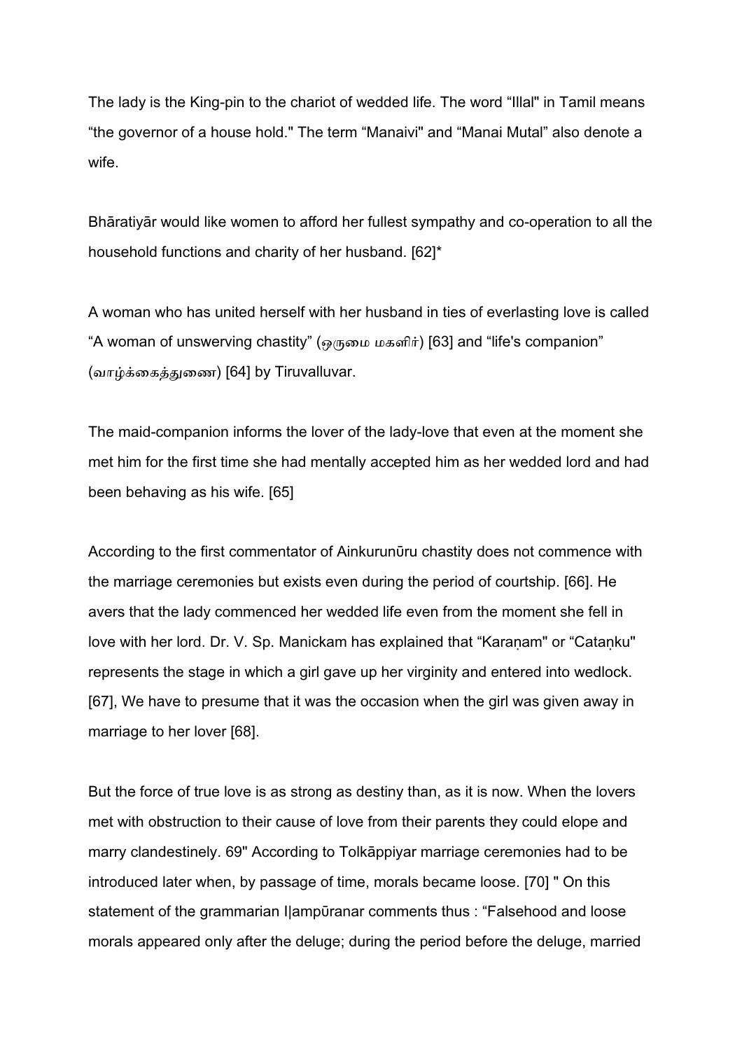The lady is the King-pin to the chariot of wedded life. The word “Illal" in Tamil means “the governor of a house hold." The term “Manaivi" and “Manai Mutal” also denote a wife.

Bhāratiyār would like women to afford her fullest sympathy and co-operation to all the household functions and charity of her husband. [62]*

A woman who has united herself with her husband in ties of everlasting love is called “A woman of unswerving chastity” (ஒருமை மகளிர்) [63] and “life's companion” (வாழ்க்கைத்துணை) [64] by Tiruvalluvar.

The maid-companion informs the lover of the lady-love that even at the moment she met him for the first time she had mentally accepted him as her wedded lord and had been behaving as his wife. [65]

According to the first commentator of Ainkurunūru chastity does not commence with the marriage ceremonies but exists even during the period of courtship. [66]. He avers that the lady commenced her wedded life even from the moment she fell in love with her lord. Dr. V. Sp. Manickam has explained that “Karaṇam" or “Cataṇku" represents the stage in which a girl gave up her virginity and entered into wedlock. [67], We have to presume that it was the occasion when the girl was given away in marriage to her lover [68].

But the force of true love is as strong as destiny than, as it is now. When the lovers met with obstruction to their cause of love from their parents they could elope and marry clandestinely. 69" According to Tolkāppiyar marriage ceremonies had to be introduced later when, by passage of time, morals became loose. [70] " On this statement of the grammarian I|ampūranar comments thus : “Falsehood and loose morals appeared only after the deluge; during the period before the deluge, married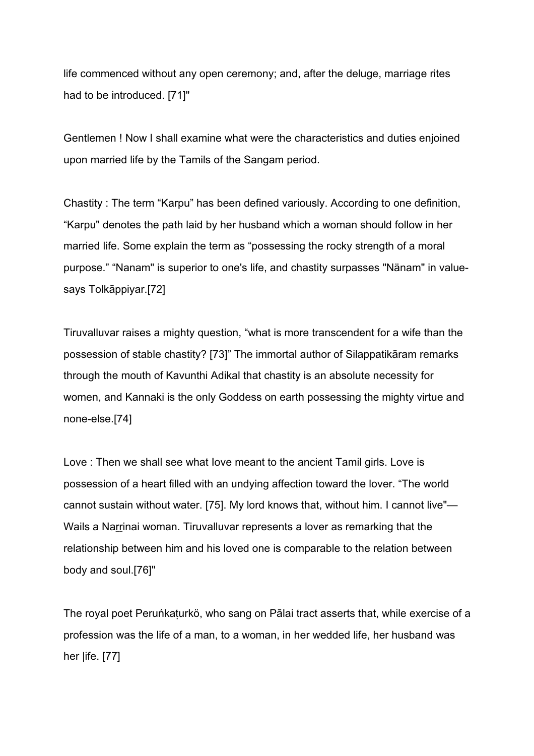life commenced without any open ceremony; and, after the deluge, marriage rites had to be introduced. [71]"

Gentlemen ! Now I shall examine what were the characteristics and duties enjoined upon married life by the Tamils of the Sangam period.

Chastity : The term “Karpu” has been defined variously. According to one definition, “Karpu" denotes the path laid by her husband which a woman should follow in her married life. Some explain the term as “possessing the rocky strength of a moral purpose.” “Nanam" is superior to one's life, and chastity surpasses "Nänam" in value-says Tolkāppiyar.[72]

Tiruvalluvar raises a mighty question, “what is more transcendent for a wife than the possession of stable chastity? [73]” The immortal author of Silappatikāram remarks through the mouth of Kavunthi Adikal that chastity is an absolute necessity for women, and Kannaki is the only Goddess on earth possessing the mighty virtue and none-else.[74]

Love : Then we shall see what love meant to the ancient Tamil girls. Love is possession of a heart filled with an undying affection toward the lover. “The world cannot sustain without water. [75]. My lord knows that, without him. I cannot live"— Wails a Naṟṟinai woman. Tiruvalluvar represents a lover as remarking that the relationship between him and his loved one is comparable to the relation between body and soul.[76]"

The royal poet Peruṅkaṭurkö, who sang on Pālai tract asserts that, while exercise of a profession was the life of a man, to a woman, in her wedded life, her husband was her |ife. [77]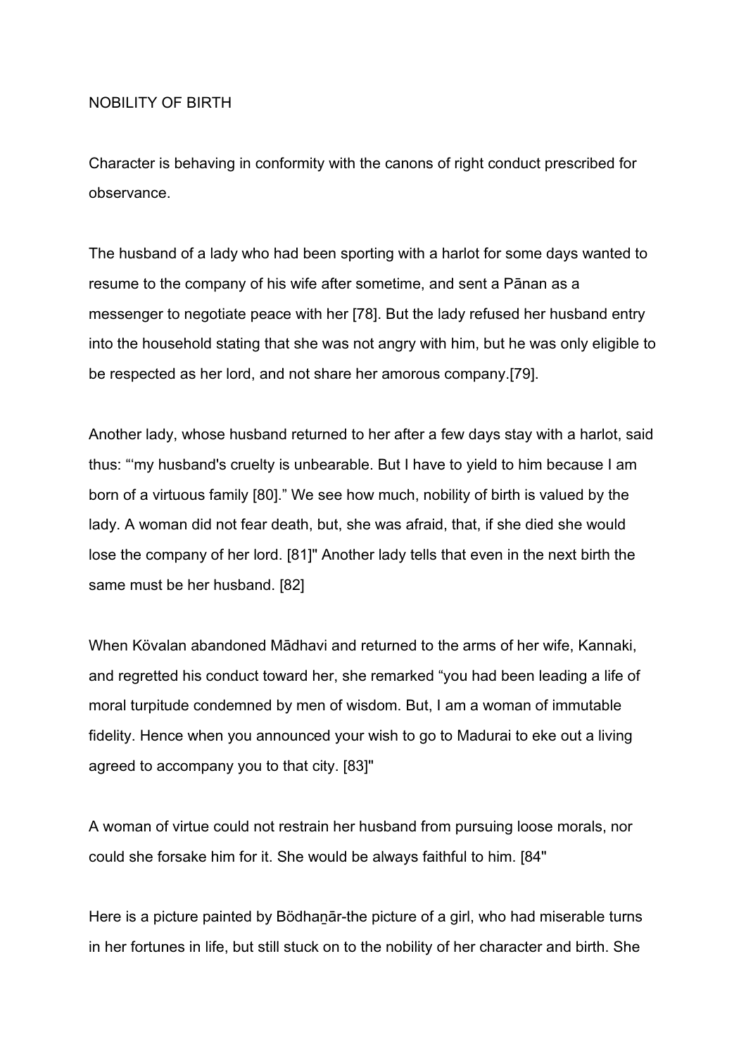NOBILITY OF BIRTH

Character is behaving in conformity with the canons of right conduct prescribed for observance.

The husband of a lady who had been sporting with a harlot for some days wanted to resume to the company of his wife after sometime, and sent a Pānan as a messenger to negotiate peace with her [78]. But the lady refused her husband entry into the household stating that she was not angry with him, but he was only eligible to be respected as her lord, and not share her amorous company.[79].

Another lady, whose husband returned to her after a few days stay with a harlot, said thus: "'my husband's cruelty is unbearable. But I have to yield to him because I am born of a virtuous family [80]." We see how much, nobility of birth is valued by the lady. A woman did not fear death, but, she was afraid, that, if she died she would lose the company of her lord. [81]" Another lady tells that even in the next birth the same must be her husband. [82]

When Kövalan abandoned Mādhavi and returned to the arms of her wife, Kannaki, and regretted his conduct toward her, she remarked "you had been leading a life of moral turpitude condemned by men of wisdom. But, I am a woman of immutable fidelity. Hence when you announced your wish to go to Madurai to eke out a living agreed to accompany you to that city. [83]"

A woman of virtue could not restrain her husband from pursuing loose morals, nor could she forsake him for it. She would be always faithful to him. [84"

Here is a picture painted by Bödhaṉār-the picture of a girl, who had miserable turns in her fortunes in life, but still stuck on to the nobility of her character and birth. She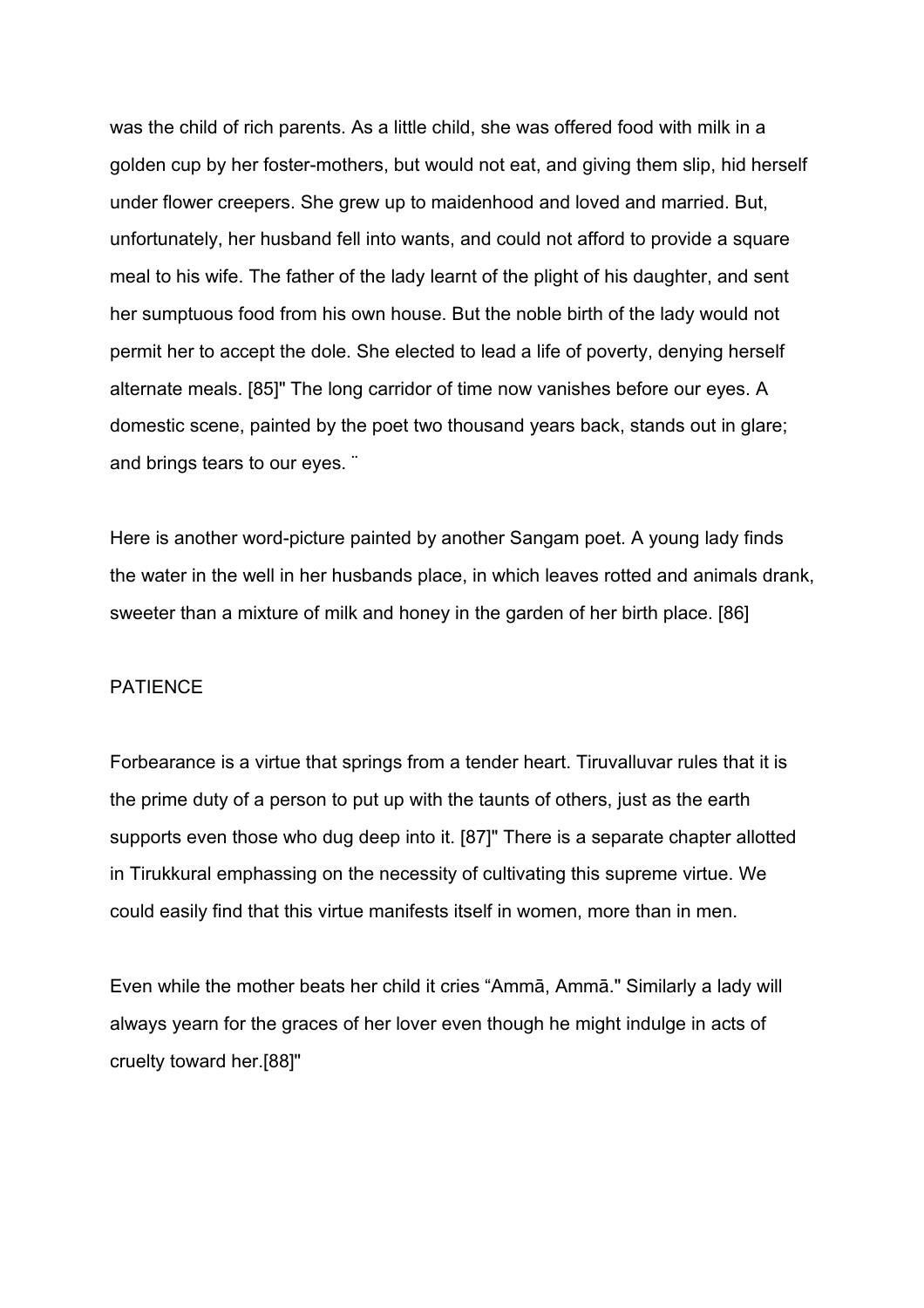was the child of rich parents. As a little child, she was offered food with milk in a golden cup by her foster-mothers, but would not eat, and giving them slip, hid herself under flower creepers. She grew up to maidenhood and loved and married. But, unfortunately, her husband fell into wants, and could not afford to provide a square meal to his wife. The father of the lady learnt of the plight of his daughter, and sent her sumptuous food from his own house. But the noble birth of the lady would not permit her to accept the dole. She elected to lead a life of poverty, denying herself alternate meals. [85]" The long carridor of time now vanishes before our eyes. A domestic scene, painted by the poet two thousand years back, stands out in glare; and brings tears to our eyes. ¨

Here is another word-picture painted by another Sangam poet. A young lady finds the water in the well in her husbands place, in which leaves rotted and animals drank, sweeter than a mixture of milk and honey in the garden of her birth place. [86]

## PATIENCE

Forbearance is a virtue that springs from a tender heart. Tiruvalluvar rules that it is the prime duty of a person to put up with the taunts of others, just as the earth supports even those who dug deep into it. [87]" There is a separate chapter allotted in Tirukkural emphassing on the necessity of cultivating this supreme virtue. We could easily find that this virtue manifests itself in women, more than in men.

Even while the mother beats her child it cries "Ammā, Ammā." Similarly a lady will always yearn for the graces of her lover even though he might indulge in acts of cruelty toward her.[88]"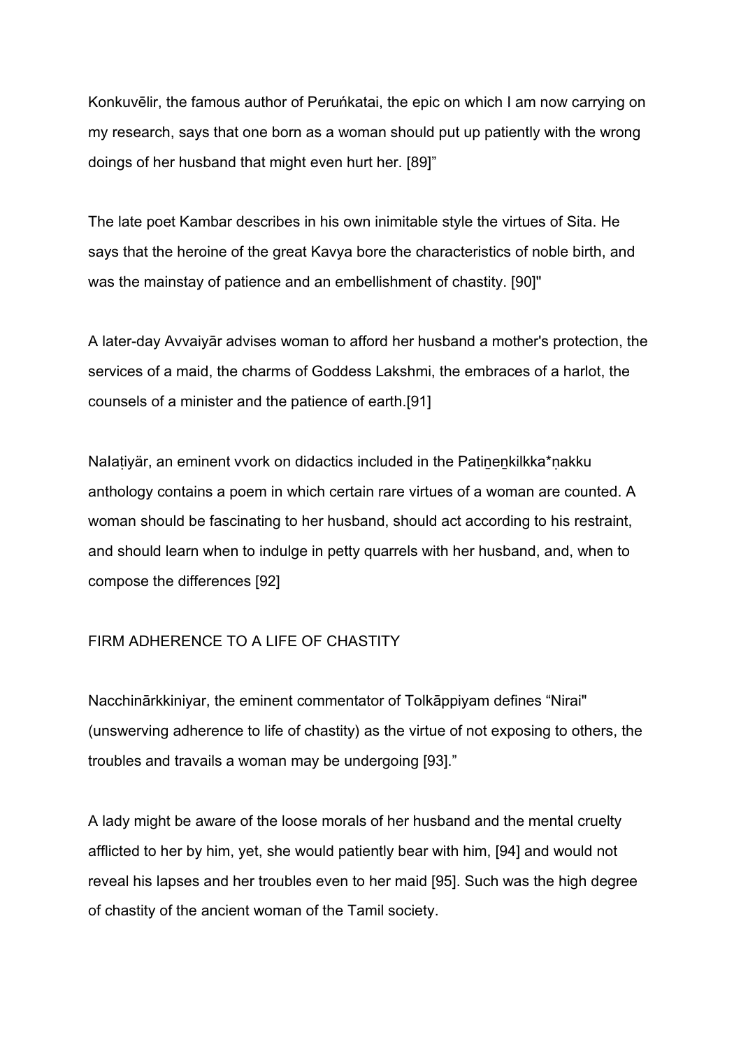Konkuvēlir, the famous author of Peruṅkatai, the epic on which I am now carrying on my research, says that one born as a woman should put up patiently with the wrong doings of her husband that might even hurt her. [89]"

The late poet Kambar describes in his own inimitable style the virtues of Sita. He says that the heroine of the great Kavya bore the characteristics of noble birth, and was the mainstay of patience and an embellishment of chastity. [90]"

A later-day Avvaiyār advises woman to afford her husband a mother's protection, the services of a maid, the charms of Goddess Lakshmi, the embraces of a harlot, the counsels of a minister and the patience of earth.[91]

NaIaṭiyär, an eminent vvork on didactics included in the Patiṉeṉkilkka*ṇakku anthology contains a poem in which certain rare virtues of a woman are counted. A woman should be fascinating to her husband, should act according to his restraint, and should learn when to indulge in petty quarrels with her husband, and, when to compose the differences [92]

## FIRM ADHERENCE TO A LIFE OF CHASTITY

Nacchinārkkiniyar, the eminent commentator of Tolkāppiyam defines "Nirai" (unswerving adherence to life of chastity) as the virtue of not exposing to others, the troubles and travails a woman may be undergoing [93]."

A lady might be aware of the loose morals of her husband and the mental cruelty afflicted to her by him, yet, she would patiently bear with him, [94] and would not reveal his lapses and her troubles even to her maid [95]. Such was the high degree of chastity of the ancient woman of the Tamil society.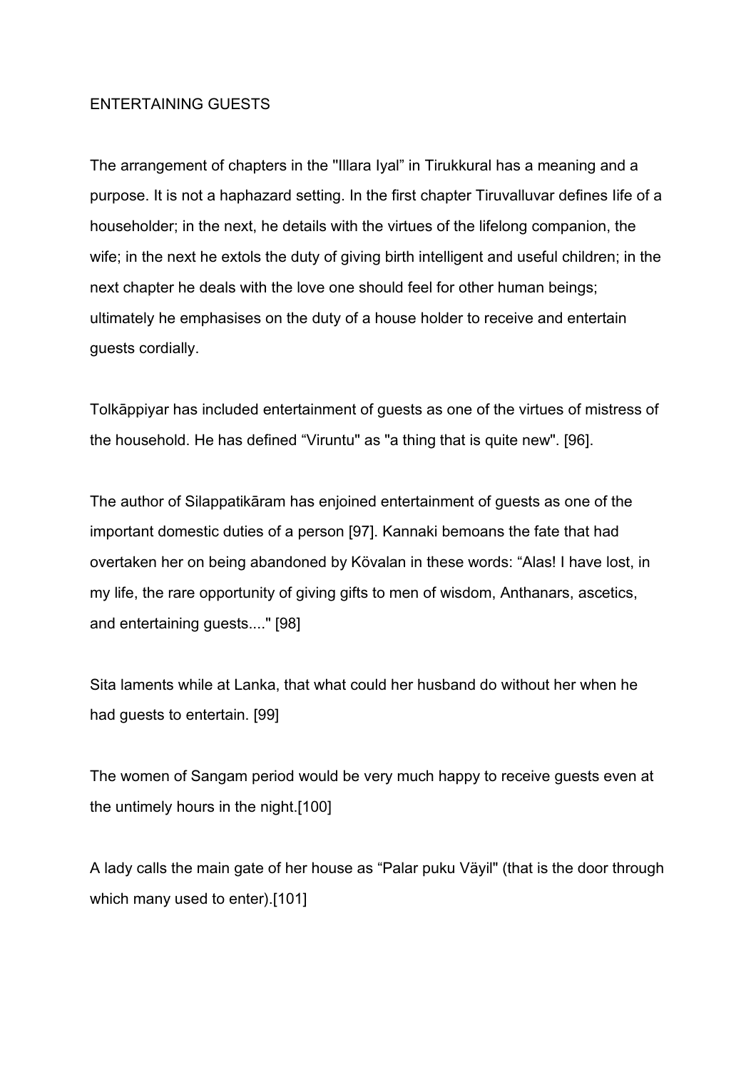# ENTERTAINING GUESTS

The arrangement of chapters in the "Illara Iyal" in Tirukkural has a meaning and a purpose. It is not a haphazard setting. In the first chapter Tiruvalluvar defines life of a householder; in the next, he details with the virtues of the lifelong companion, the wife; in the next he extols the duty of giving birth intelligent and useful children; in the next chapter he deals with the love one should feel for other human beings; ultimately he emphasises on the duty of a house holder to receive and entertain guests cordially.

Tolkāppiyar has included entertainment of guests as one of the virtues of mistress of the household. He has defined "Viruntu" as "a thing that is quite new". [96].

The author of Silappatikāram has enjoined entertainment of guests as one of the important domestic duties of a person [97]. Kannaki bemoans the fate that had overtaken her on being abandoned by Kövalan in these words: "Alas! I have lost, in my life, the rare opportunity of giving gifts to men of wisdom, Anthanars, ascetics, and entertaining guests...." [98]

Sita laments while at Lanka, that what could her husband do without her when he had guests to entertain. [99]

The women of Sangam period would be very much happy to receive guests even at the untimely hours in the night.[100]

A lady calls the main gate of her house as "Palar puku Väyil" (that is the door through which many used to enter).[101]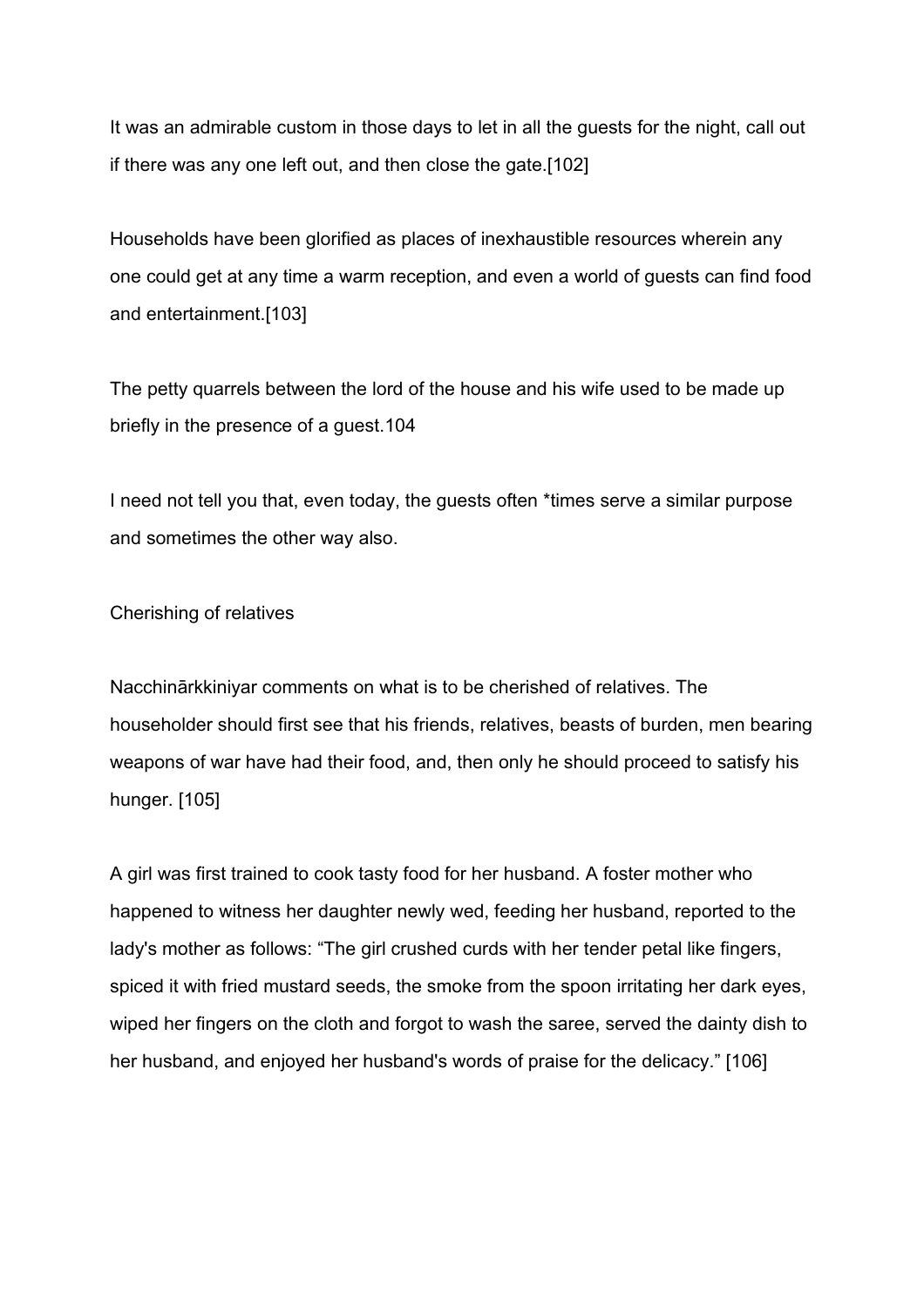It was an admirable custom in those days to let in all the guests for the night, call out if there was any one left out, and then close the gate.[102]

Households have been glorified as places of inexhaustible resources wherein any one could get at any time a warm reception, and even a world of guests can find food and entertainment.[103]

The petty quarrels between the lord of the house and his wife used to be made up briefly in the presence of a guest.104

I need not tell you that, even today, the guests often *times serve a similar purpose and sometimes the other way also.

## Cherishing of relatives

Nacchinārkkiniyar comments on what is to be cherished of relatives. The householder should first see that his friends, relatives, beasts of burden, men bearing weapons of war have had their food, and, then only he should proceed to satisfy his hunger. [105]

A girl was first trained to cook tasty food for her husband. A foster mother who happened to witness her daughter newly wed, feeding her husband, reported to the lady's mother as follows: "The girl crushed curds with her tender petal like fingers, spiced it with fried mustard seeds, the smoke from the spoon irritating her dark eyes, wiped her fingers on the cloth and forgot to wash the saree, served the dainty dish to her husband, and enjoyed her husband's words of praise for the delicacy." [106]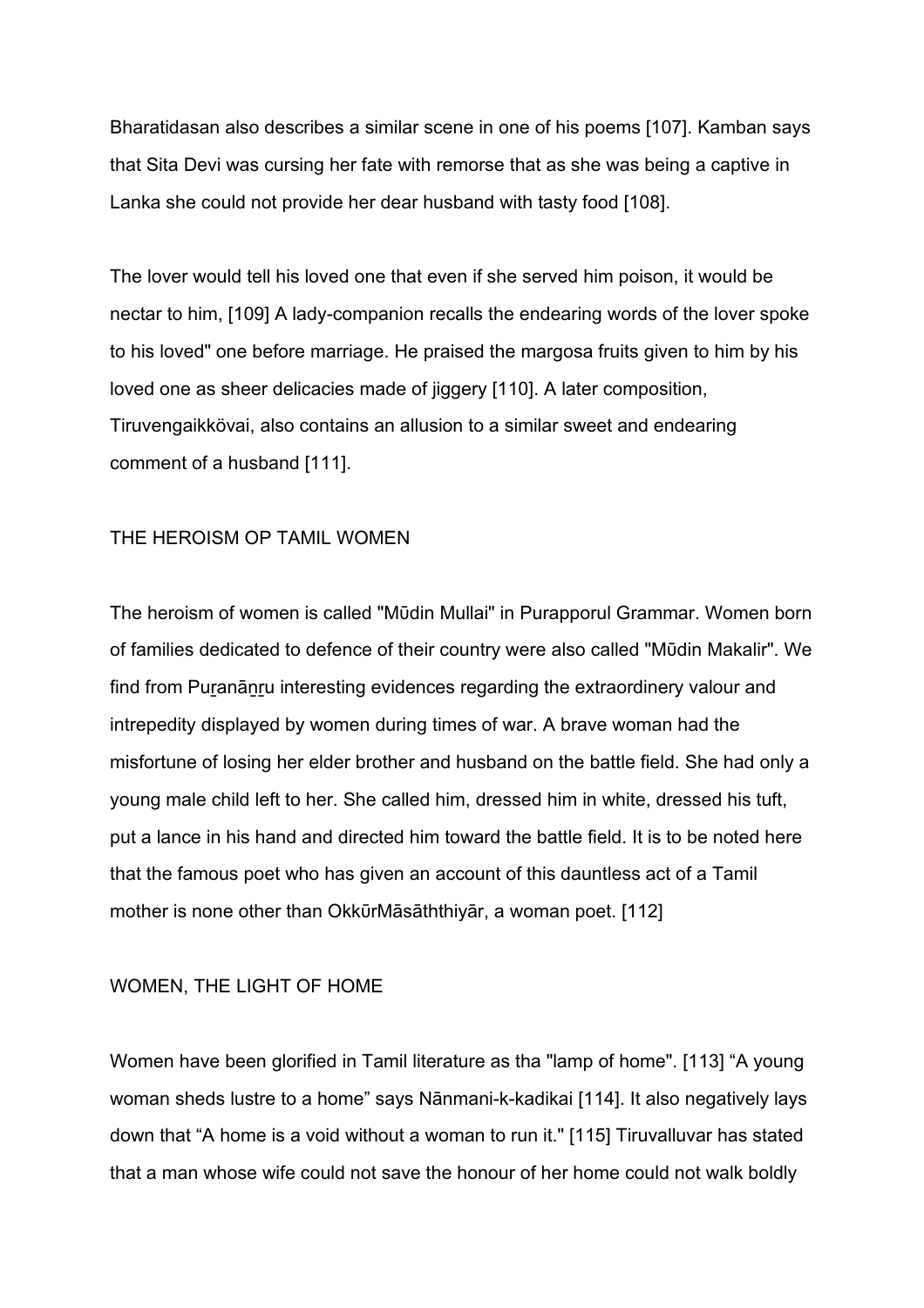Bharatidasan also describes a similar scene in one of his poems [107]. Kamban says that Sita Devi was cursing her fate with remorse that as she was being a captive in Lanka she could not provide her dear husband with tasty food [108].

The lover would tell his loved one that even if she served him poison, it would be nectar to him, [109] A lady-companion recalls the endearing words of the lover spoke to his loved" one before marriage. He praised the margosa fruits given to him by his loved one as sheer delicacies made of jiggery [110]. A later composition, Tiruvengaikkövai, also contains an allusion to a similar sweet and endearing comment of a husband [111].

## THE HEROISM OP TAMIL WOMEN

The heroism of women is called "Mūdin Mullai" in Purapporul Grammar. Women born of families dedicated to defence of their country were also called "Mūdin Makalir". We find from Puṟanāṉṟu interesting evidences regarding the extraordinery valour and intrepedity displayed by women during times of war. A brave woman had the misfortune of losing her elder brother and husband on the battle field. She had only a young male child left to her. She called him, dressed him in white, dressed his tuft, put a lance in his hand and directed him toward the battle field. It is to be noted here that the famous poet who has given an account of this dauntless act of a Tamil mother is none other than OkkūrMāsāththiyār, a woman poet. [112]

## WOMEN, THE LIGHT OF HOME

Women have been glorified in Tamil literature as tha "lamp of home". [113] “A young woman sheds lustre to a home” says Nānmani-k-kadikai [114]. It also negatively lays down that “A home is a void without a woman to run it." [115] Tiruvalluvar has stated that a man whose wife could not save the honour of her home could not walk boldly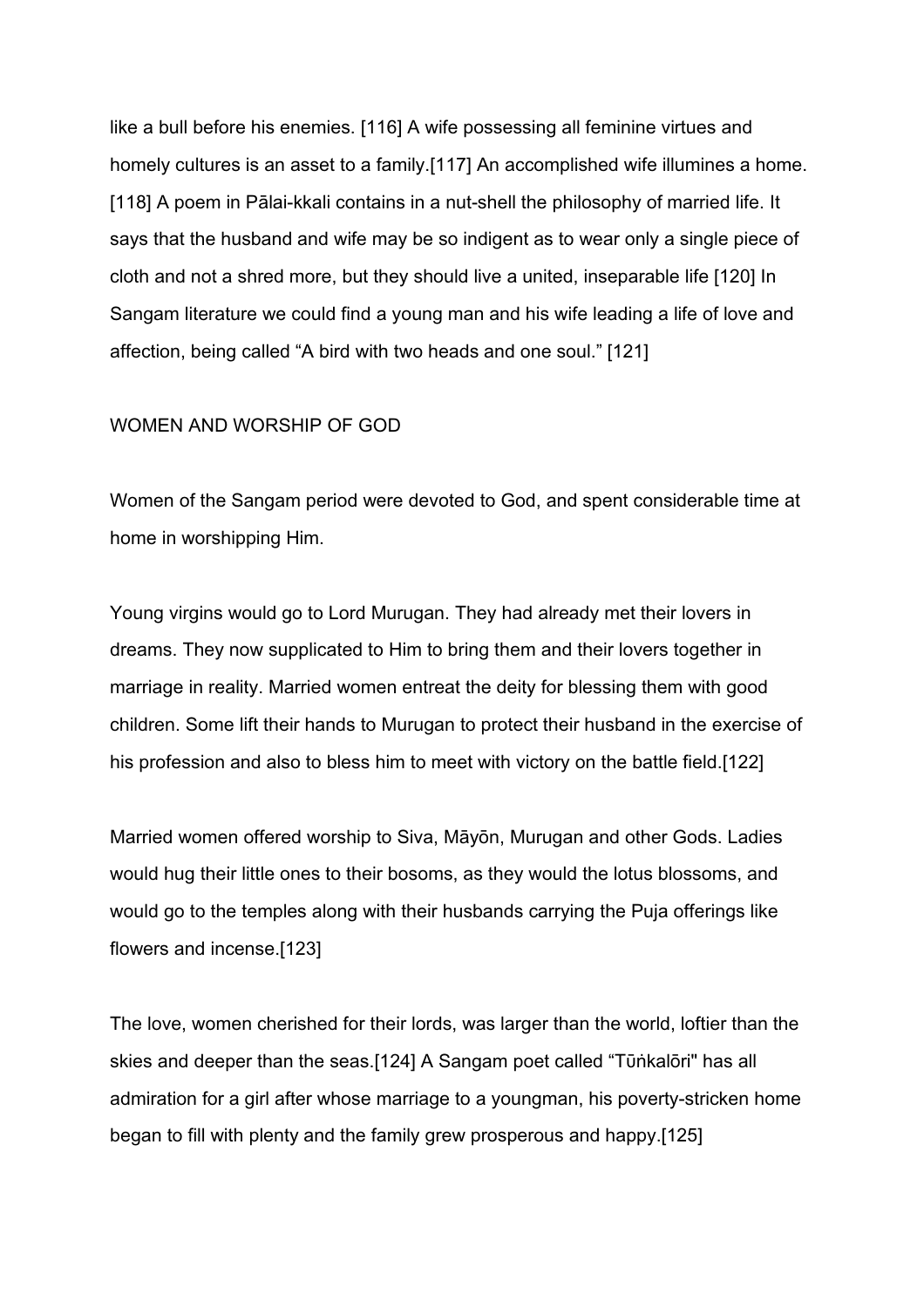like a bull before his enemies. [116] A wife possessing all feminine virtues and homely cultures is an asset to a family.[117] An accomplished wife illumines a home. [118] A poem in Pālai-kkali contains in a nut-shell the philosophy of married life. It says that the husband and wife may be so indigent as to wear only a single piece of cloth and not a shred more, but they should live a united, inseparable life [120] In Sangam literature we could find a young man and his wife leading a life of love and affection, being called "A bird with two heads and one soul." [121]

## WOMEN AND WORSHIP OF GOD

Women of the Sangam period were devoted to God, and spent considerable time at home in worshipping Him.

Young virgins would go to Lord Murugan. They had already met their lovers in dreams. They now supplicated to Him to bring them and their lovers together in marriage in reality. Married women entreat the deity for blessing them with good children. Some lift their hands to Murugan to protect their husband in the exercise of his profession and also to bless him to meet with victory on the battle field.[122]

Married women offered worship to Siva, Māyōn, Murugan and other Gods. Ladies would hug their little ones to their bosoms, as they would the lotus blossoms, and would go to the temples along with their husbands carrying the Puja offerings like flowers and incense.[123]

The love, women cherished for their lords, was larger than the world, loftier than the skies and deeper than the seas.[124] A Sangam poet called "Tūṅkalōri" has all admiration for a girl after whose marriage to a youngman, his poverty-stricken home began to fill with plenty and the family grew prosperous and happy.[125]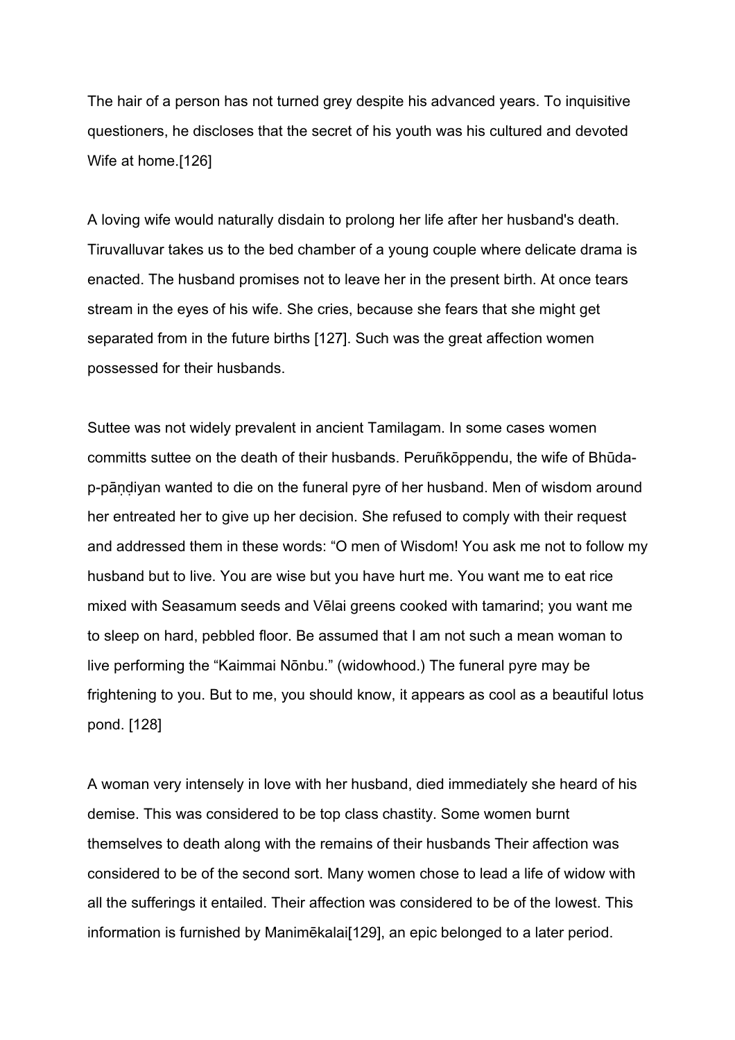The hair of a person has not turned grey despite his advanced years. To inquisitive questioners, he discloses that the secret of his youth was his cultured and devoted Wife at home.[126]

A loving wife would naturally disdain to prolong her life after her husband's death. Tiruvalluvar takes us to the bed chamber of a young couple where delicate drama is enacted. The husband promises not to leave her in the present birth. At once tears stream in the eyes of his wife. She cries, because she fears that she might get separated from in the future births [127]. Such was the great affection women possessed for their husbands.

Suttee was not widely prevalent in ancient Tamilagam. In some cases women committs suttee on the death of their husbands. Peruñkōppendu, the wife of Bhūda-p-pāṇḍiyan wanted to die on the funeral pyre of her husband. Men of wisdom around her entreated her to give up her decision. She refused to comply with their request and addressed them in these words: "O men of Wisdom! You ask me not to follow my husband but to live. You are wise but you have hurt me. You want me to eat rice mixed with Seasamum seeds and Vēlai greens cooked with tamarind; you want me to sleep on hard, pebbled floor. Be assumed that I am not such a mean woman to live performing the "Kaimmai Nōnbu." (widowhood.) The funeral pyre may be frightening to you. But to me, you should know, it appears as cool as a beautiful lotus pond. [128]

A woman very intensely in love with her husband, died immediately she heard of his demise. This was considered to be top class chastity. Some women burnt themselves to death along with the remains of their husbands Their affection was considered to be of the second sort. Many women chose to lead a life of widow with all the sufferings it entailed. Their affection was considered to be of the lowest. This information is furnished by Manimēkalai[129], an epic belonged to a later period.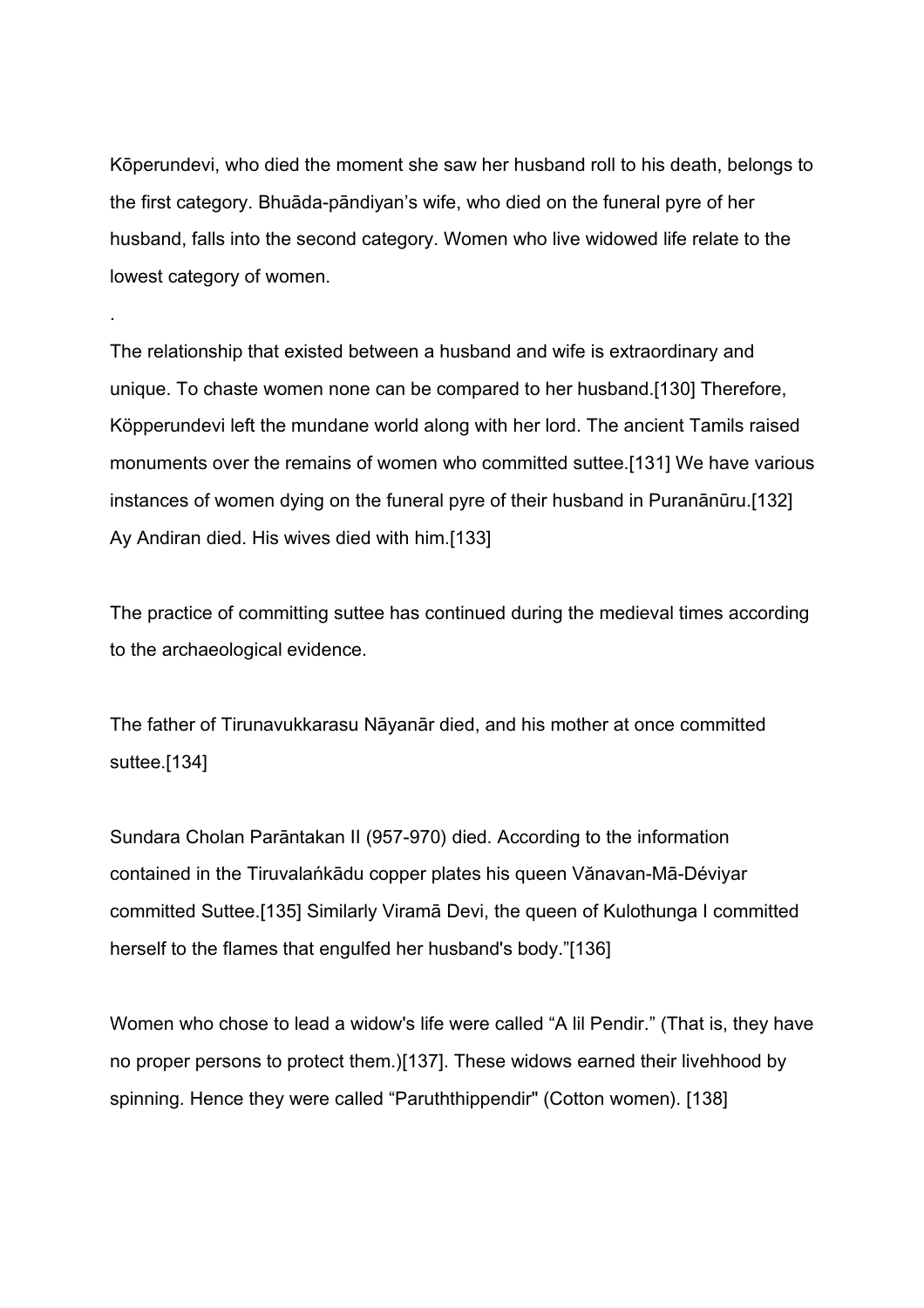Kōperundevi, who died the moment she saw her husband roll to his death, belongs to the first category. Bhuāda-pāndiyan's wife, who died on the funeral pyre of her husband, falls into the second category. Women who live widowed life relate to the lowest category of women.

.

The relationship that existed between a husband and wife is extraordinary and unique. To chaste women none can be compared to her husband.[130] Therefore, Köpperundevi left the mundane world along with her lord. The ancient Tamils raised monuments over the remains of women who committed suttee.[131] We have various instances of women dying on the funeral pyre of their husband in Puranānūru.[132] Ay Andiran died. His wives died with him.[133]

The practice of committing suttee has continued during the medieval times according to the archaeological evidence.

The father of Tirunavukkarasu Nāyanār died, and his mother at once committed suttee.[134]

Sundara Cholan Parāntakan II (957-970) died. According to the information contained in the Tiruvalaṅkādu copper plates his queen Vănavan-Mā-Déviyar committed Suttee.[135] Similarly Viramā Devi, the queen of Kulothunga I committed herself to the flames that engulfed her husband's body."[136]

Women who chose to lead a widow's life were called "A lil Pendir." (That is, they have no proper persons to protect them.)[137]. These widows earned their livehhood by spinning. Hence they were called "Paruththippendir" (Cotton women). [138]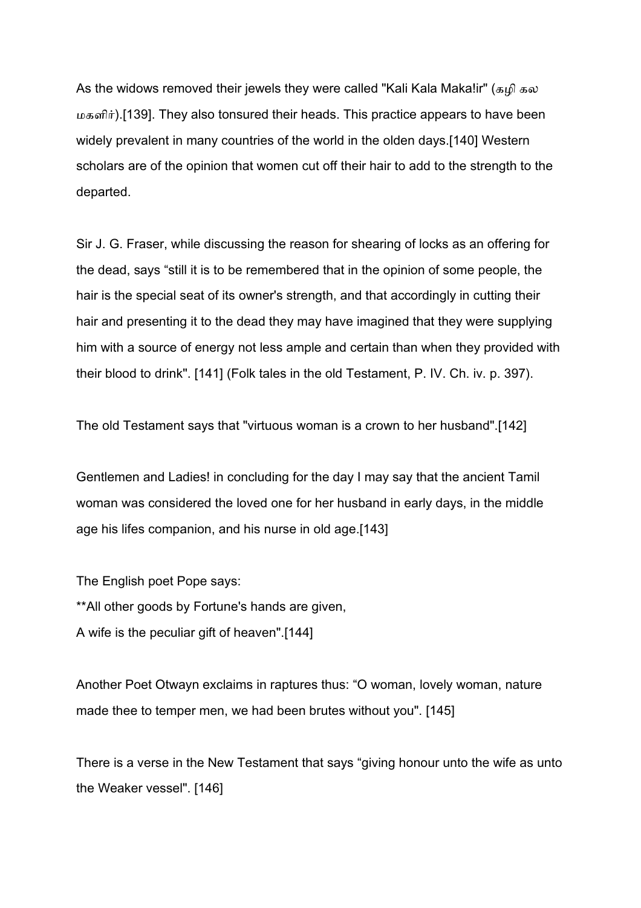As the widows removed their jewels they were called "Kali Kala Maka!ir" (கழி கல மகளிர்).[139]. They also tonsured their heads. This practice appears to have been widely prevalent in many countries of the world in the olden days.[140] Western scholars are of the opinion that women cut off their hair to add to the strength to the departed.

Sir J. G. Fraser, while discussing the reason for shearing of locks as an offering for the dead, says “still it is to be remembered that in the opinion of some people, the hair is the special seat of its owner's strength, and that accordingly in cutting their hair and presenting it to the dead they may have imagined that they were supplying him with a source of energy not less ample and certain than when they provided with their blood to drink". [141] (Folk tales in the old Testament, P. IV. Ch. iv. p. 397).

The old Testament says that "virtuous woman is a crown to her husband".[142]

Gentlemen and Ladies! in concluding for the day I may say that the ancient Tamil woman was considered the loved one for her husband in early days, in the middle age his lifes companion, and his nurse in old age.[143]

The English poet Pope says:
**All other goods by Fortune's hands are given,
A wife is the peculiar gift of heaven".[144]

Another Poet Otwayn exclaims in raptures thus: “O woman, lovely woman, nature made thee to temper men, we had been brutes without you". [145]

There is a verse in the New Testament that says “giving honour unto the wife as unto the Weaker vessel". [146]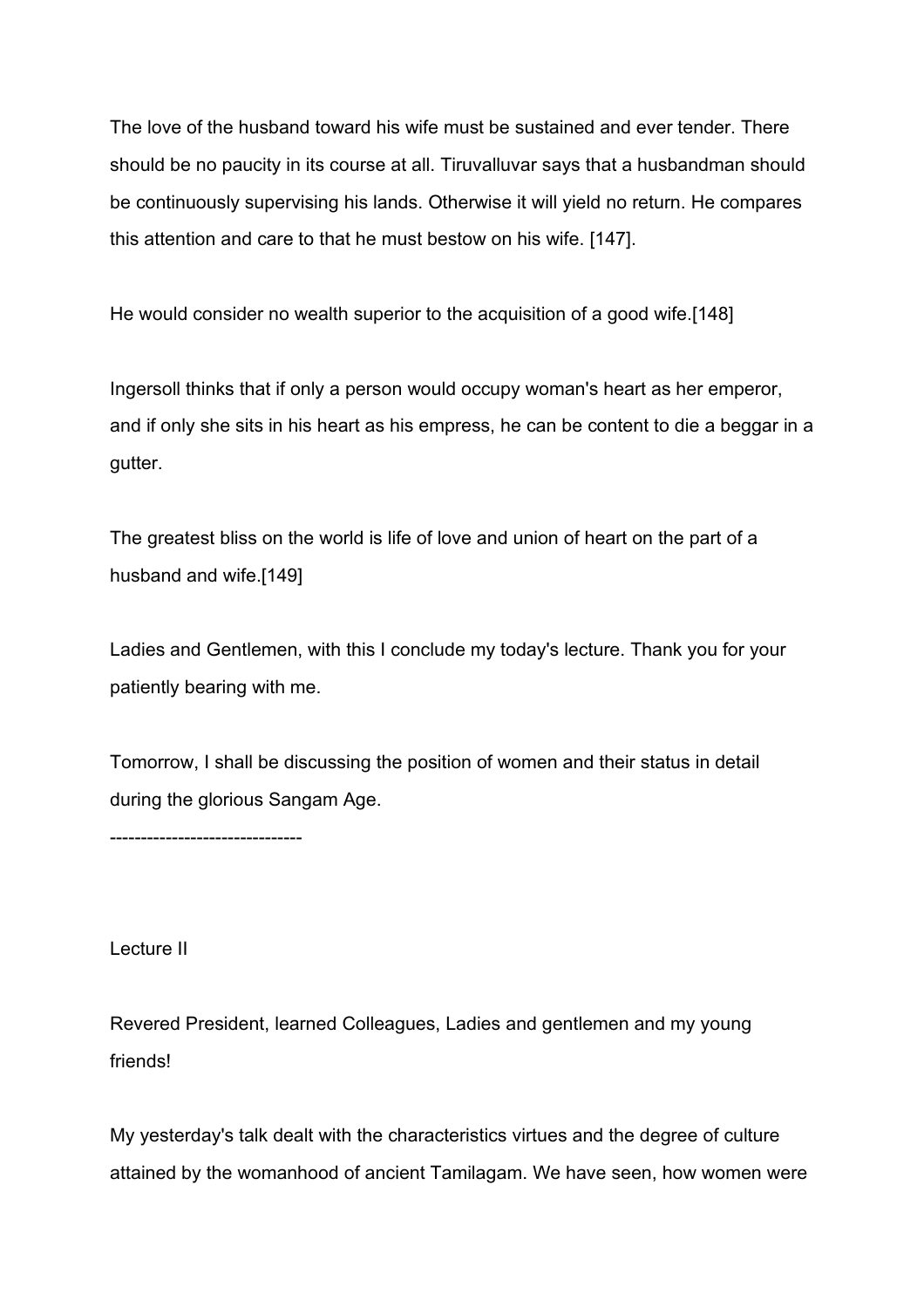The love of the husband toward his wife must be sustained and ever tender. There should be no paucity in its course at all. Tiruvalluvar says that a husbandman should be continuously supervising his lands. Otherwise it will yield no return. He compares this attention and care to that he must bestow on his wife. [147].

He would consider no wealth superior to the acquisition of a good wife.[148]

Ingersoll thinks that if only a person would occupy woman's heart as her emperor, and if only she sits in his heart as his empress, he can be content to die a beggar in a gutter.

The greatest bliss on the world is life of love and union of heart on the part of a husband and wife.[149]

Ladies and Gentlemen, with this I conclude my today's lecture. Thank you for your patiently bearing with me.

Tomorrow, I shall be discussing the position of women and their status in detail during the glorious Sangam Age.

-------------------------------

## Lecture II

Revered President, learned Colleagues, Ladies and gentlemen and my young friends!

My yesterday's talk dealt with the characteristics virtues and the degree of culture attained by the womanhood of ancient Tamilagam. We have seen, how women were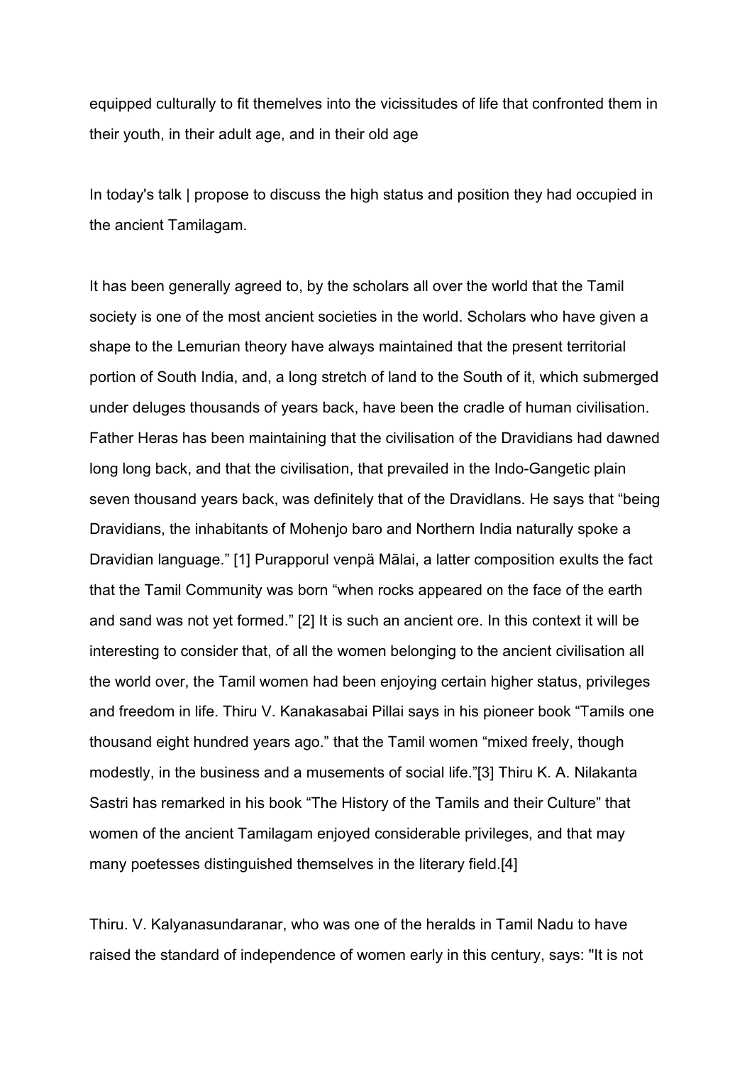equipped culturally to fit themelves into the vicissitudes of life that confronted them in their youth, in their adult age, and in their old age

In today's talk | propose to discuss the high status and position they had occupied in the ancient Tamilagam.

It has been generally agreed to, by the scholars all over the world that the Tamil society is one of the most ancient societies in the world. Scholars who have given a shape to the Lemurian theory have always maintained that the present territorial portion of South India, and, a long stretch of land to the South of it, which submerged under deluges thousands of years back, have been the cradle of human civilisation. Father Heras has been maintaining that the civilisation of the Dravidians had dawned long long back, and that the civilisation, that prevailed in the Indo-Gangetic plain seven thousand years back, was definitely that of the Dravidlans. He says that “being Dravidians, the inhabitants of Mohenjo baro and Northern India naturally spoke a Dravidian language.” [1] Purapporul venpä Mālai, a latter composition exults the fact that the Tamil Community was born “when rocks appeared on the face of the earth and sand was not yet formed.” [2] It is such an ancient ore. In this context it will be interesting to consider that, of all the women belonging to the ancient civilisation all the world over, the Tamil women had been enjoying certain higher status, privileges and freedom in life. Thiru V. Kanakasabai Pillai says in his pioneer book “Tamils one thousand eight hundred years ago.” that the Tamil women “mixed freely, though modestly, in the business and a musements of social life.”[3] Thiru K. A. Nilakanta Sastri has remarked in his book “The History of the Tamils and their Culture” that women of the ancient Tamilagam enjoyed considerable privileges, and that may many poetesses distinguished themselves in the literary field.[4]

Thiru. V. Kalyanasundaranar, who was one of the heralds in Tamil Nadu to have raised the standard of independence of women early in this century, says: "It is not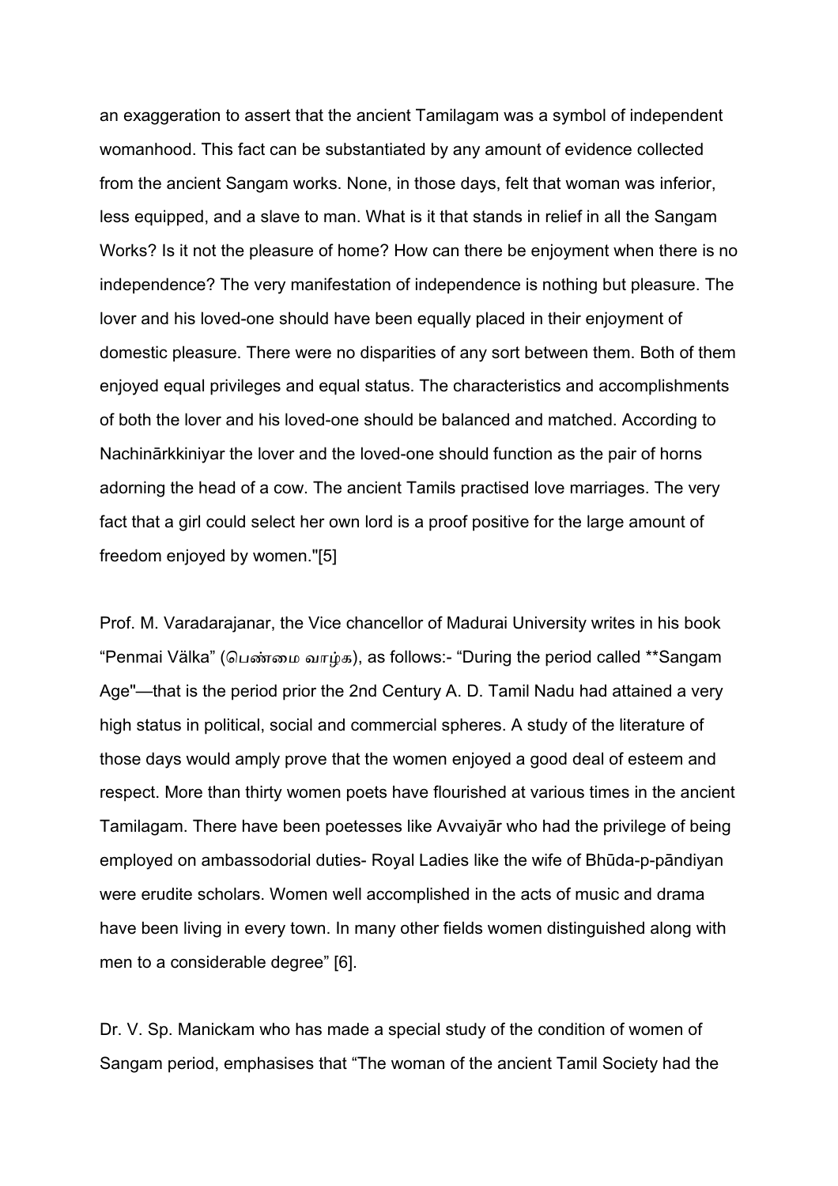an exaggeration to assert that the ancient Tamilagam was a symbol of independent womanhood. This fact can be substantiated by any amount of evidence collected from the ancient Sangam works. None, in those days, felt that woman was inferior, less equipped, and a slave to man. What is it that stands in relief in all the Sangam Works? Is it not the pleasure of home? How can there be enjoyment when there is no independence? The very manifestation of independence is nothing but pleasure. The lover and his loved-one should have been equally placed in their enjoyment of domestic pleasure. There were no disparities of any sort between them. Both of them enjoyed equal privileges and equal status. The characteristics and accomplishments of both the lover and his loved-one should be balanced and matched. According to Nachinārkkiniyar the lover and the loved-one should function as the pair of horns adorning the head of a cow. The ancient Tamils practised love marriages. The very fact that a girl could select her own lord is a proof positive for the large amount of freedom enjoyed by women."[5]

Prof. M. Varadarajanar, the Vice chancellor of Madurai University writes in his book "Penmai Välka" (பெண்மை வாழ்க), as follows:- "During the period called **Sangam Age"—that is the period prior the 2nd Century A. D. Tamil Nadu had attained a very high status in political, social and commercial spheres. A study of the literature of those days would amply prove that the women enjoyed a good deal of esteem and respect. More than thirty women poets have flourished at various times in the ancient Tamilagam. There have been poetesses like Avvaiyār who had the privilege of being employed on ambassodorial duties- Royal Ladies like the wife of Bhūda-p-pāndiyan were erudite scholars. Women well accomplished in the acts of music and drama have been living in every town. In many other fields women distinguished along with men to a considerable degree" [6].

Dr. V. Sp. Manickam who has made a special study of the condition of women of Sangam period, emphasises that "The woman of the ancient Tamil Society had the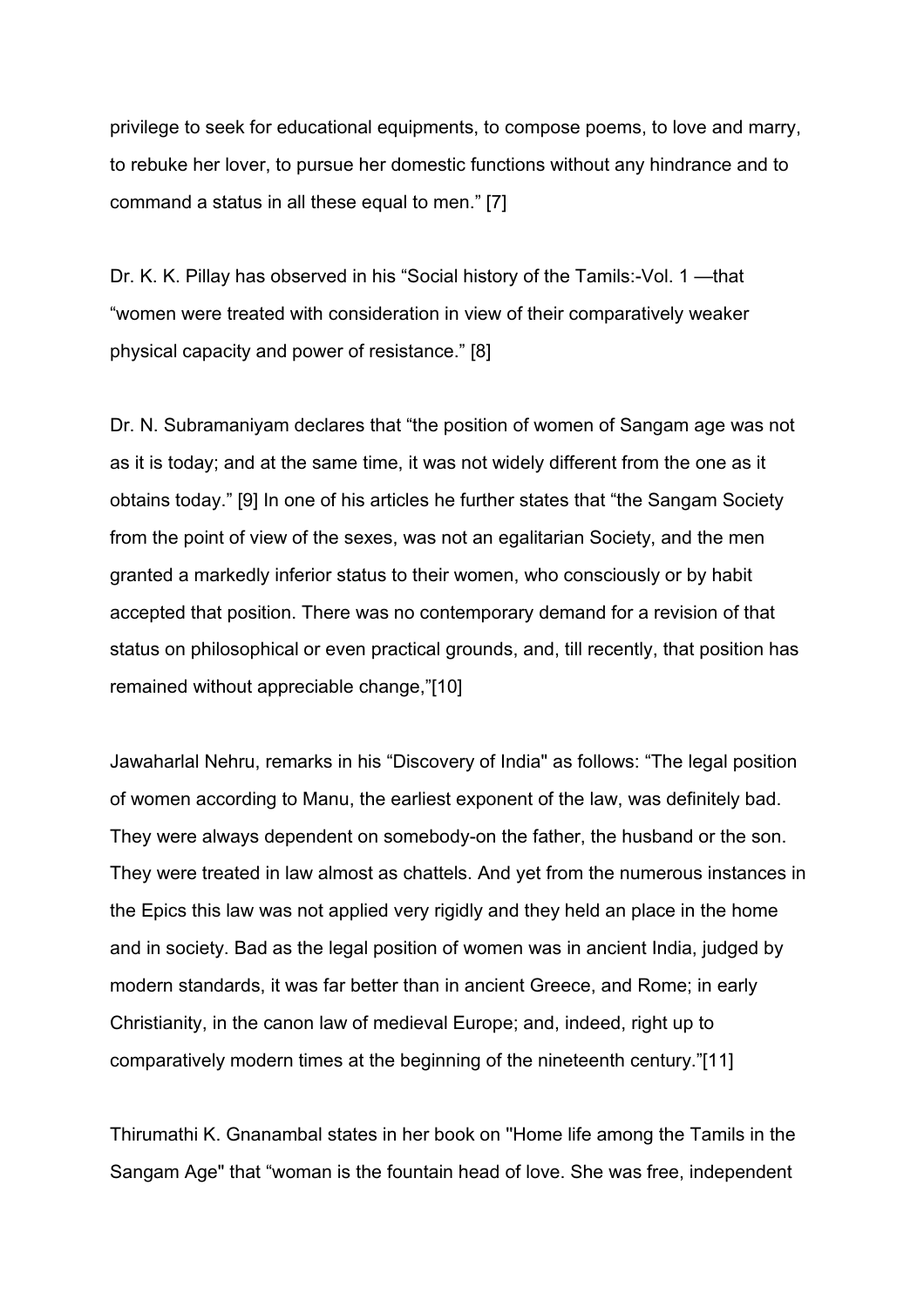privilege to seek for educational equipments, to compose poems, to love and marry, to rebuke her lover, to pursue her domestic functions without any hindrance and to command a status in all these equal to men." [7]

Dr. K. K. Pillay has observed in his "Social history of the Tamils:-Vol. 1 —that "women were treated with consideration in view of their comparatively weaker physical capacity and power of resistance." [8]

Dr. N. Subramaniyam declares that "the position of women of Sangam age was not as it is today; and at the same time, it was not widely different from the one as it obtains today." [9] In one of his articles he further states that "the Sangam Society from the point of view of the sexes, was not an egalitarian Society, and the men granted a markedly inferior status to their women, who consciously or by habit accepted that position. There was no contemporary demand for a revision of that status on philosophical or even practical grounds, and, till recently, that position has remained without appreciable change,"[10]

Jawaharlal Nehru, remarks in his "Discovery of India" as follows: "The legal position of women according to Manu, the earliest exponent of the law, was definitely bad. They were always dependent on somebody-on the father, the husband or the son. They were treated in law almost as chattels. And yet from the numerous instances in the Epics this law was not applied very rigidly and they held an place in the home and in society. Bad as the legal position of women was in ancient India, judged by modern standards, it was far better than in ancient Greece, and Rome; in early Christianity, in the canon law of medieval Europe; and, indeed, right up to comparatively modern times at the beginning of the nineteenth century."[11]

Thirumathi K. Gnanambal states in her book on "Home life among the Tamils in the Sangam Age" that "woman is the fountain head of love. She was free, independent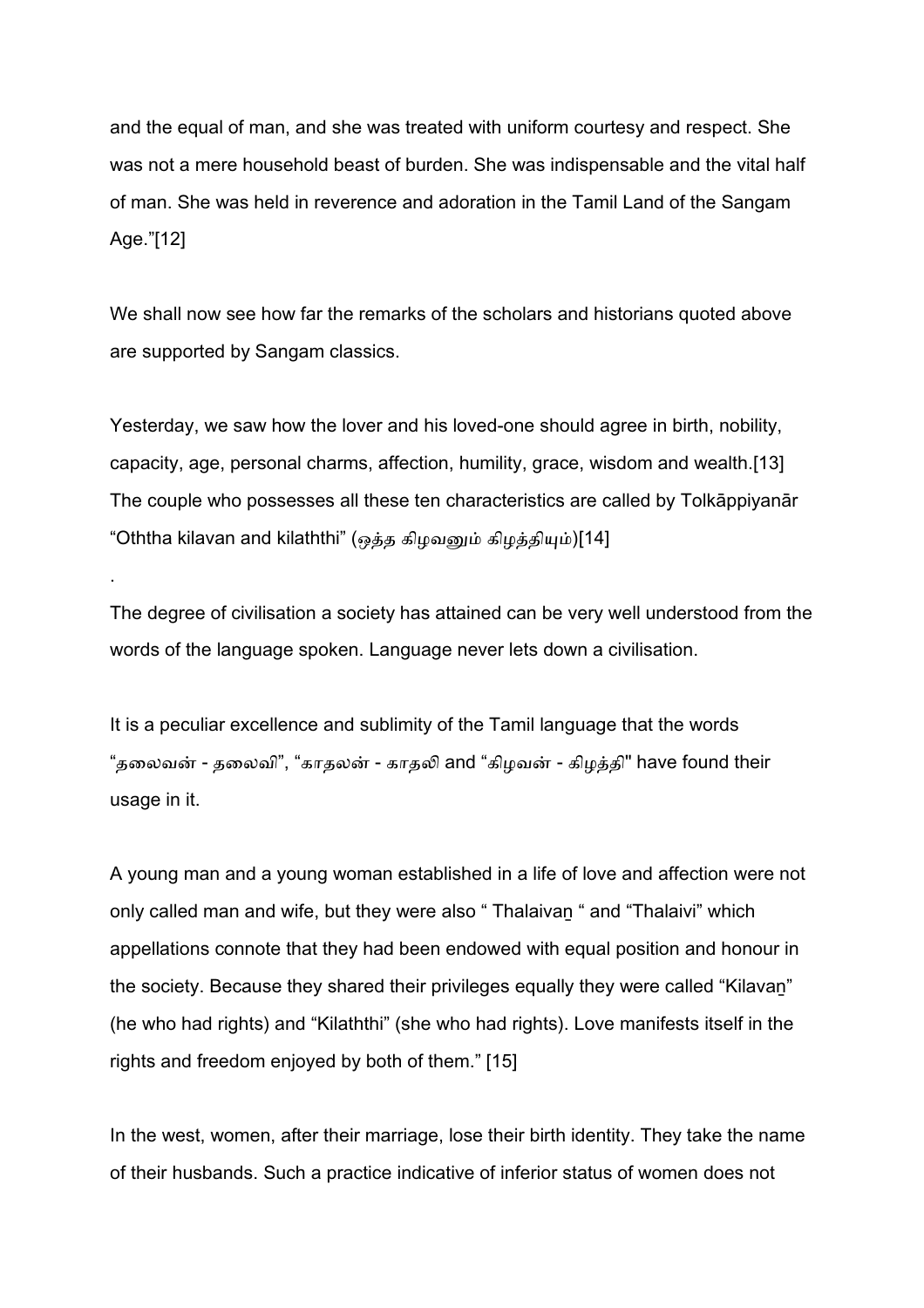and the equal of man, and she was treated with uniform courtesy and respect. She was not a mere household beast of burden. She was indispensable and the vital half of man. She was held in reverence and adoration in the Tamil Land of the Sangam Age."[12]

We shall now see how far the remarks of the scholars and historians quoted above are supported by Sangam classics.

Yesterday, we saw how the lover and his loved-one should agree in birth, nobility, capacity, age, personal charms, affection, humility, grace, wisdom and wealth.[13] The couple who possesses all these ten characteristics are called by Tolkāppiyanār "Oththa kilavan and kilaththi" (ஒத்த கிழவனும் கிழத்தியும்)[14]

.

The degree of civilisation a society has attained can be very well understood from the words of the language spoken. Language never lets down a civilisation.

It is a peculiar excellence and sublimity of the Tamil language that the words "தலைவன் - தலைவி", "காதலன் - காதலி and "கிழவன் - கிழத்தி" have found their usage in it.

A young man and a young woman established in a life of love and affection were not only called man and wife, but they were also " Thalaivaṉ " and "Thalaivi" which appellations connote that they had been endowed with equal position and honour in the society. Because they shared their privileges equally they were called "Kilavaṉ" (he who had rights) and "Kilaththi" (she who had rights). Love manifests itself in the rights and freedom enjoyed by both of them." [15]

In the west, women, after their marriage, lose their birth identity. They take the name of their husbands. Such a practice indicative of inferior status of women does not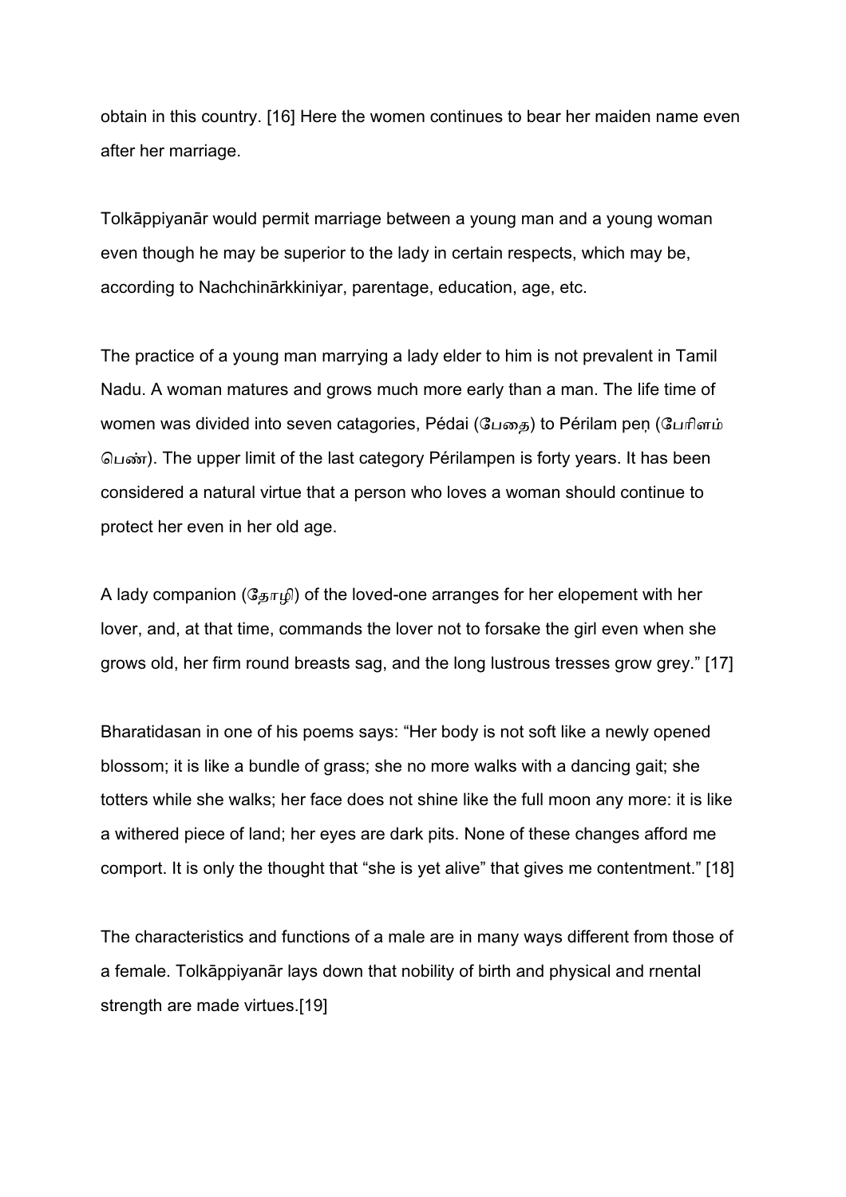obtain in this country. [16] Here the women continues to bear her maiden name even after her marriage.

Tolkāppiyanār would permit marriage between a young man and a young woman even though he may be superior to the lady in certain respects, which may be, according to Nachchinārkkiniyar, parentage, education, age, etc.

The practice of a young man marrying a lady elder to him is not prevalent in Tamil Nadu. A woman matures and grows much more early than a man. The life time of women was divided into seven catagories, Pédai (பேதை) to Périlam peṇ (பேரிளம் பெண்). The upper limit of the last category Périlampen is forty years. It has been considered a natural virtue that a person who loves a woman should continue to protect her even in her old age.

A lady companion (தோழி) of the loved-one arranges for her elopement with her lover, and, at that time, commands the lover not to forsake the girl even when she grows old, her firm round breasts sag, and the long lustrous tresses grow grey." [17]

Bharatidasan in one of his poems says: "Her body is not soft like a newly opened blossom; it is like a bundle of grass; she no more walks with a dancing gait; she totters while she walks; her face does not shine like the full moon any more: it is like a withered piece of land; her eyes are dark pits. None of these changes afford me comport. It is only the thought that "she is yet alive" that gives me contentment." [18]

The characteristics and functions of a male are in many ways different from those of a female. Tolkāppiyanār lays down that nobility of birth and physical and rnental strength are made virtues.[19]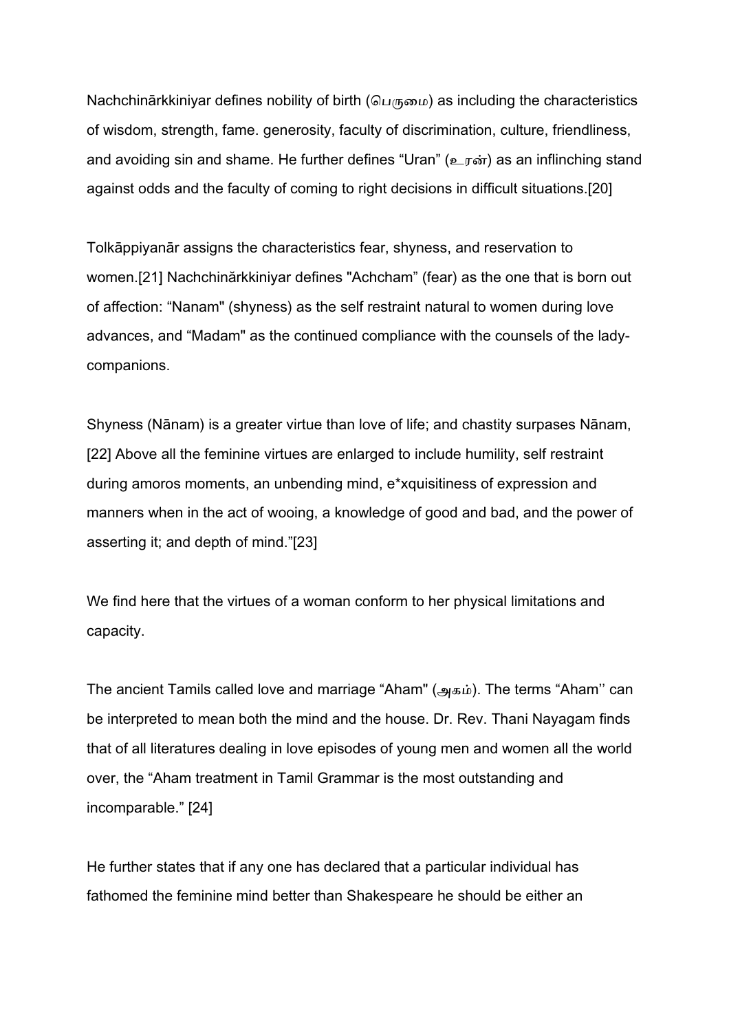Nachchinārkkiniyar defines nobility of birth (பெருமை) as including the characteristics of wisdom, strength, fame. generosity, faculty of discrimination, culture, friendliness, and avoiding sin and shame. He further defines "Uran" (உரன்) as an inflinching stand against odds and the faculty of coming to right decisions in difficult situations.[20]

Tolkāppiyanār assigns the characteristics fear, shyness, and reservation to women.[21] Nachchinărkkiniyar defines "Achcham" (fear) as the one that is born out of affection: "Nanam" (shyness) as the self restraint natural to women during love advances, and "Madam" as the continued compliance with the counsels of the lady-companions.

Shyness (Nānam) is a greater virtue than love of life; and chastity surpases Nānam, [22] Above all the feminine virtues are enlarged to include humility, self restraint during amoros moments, an unbending mind, e*xquisitiness of expression and manners when in the act of wooing, a knowledge of good and bad, and the power of asserting it; and depth of mind."[23]

We find here that the virtues of a woman conform to her physical limitations and capacity.

The ancient Tamils called love and marriage "Aham" (அகம்). The terms "Aham'' can be interpreted to mean both the mind and the house. Dr. Rev. Thani Nayagam finds that of all literatures dealing in love episodes of young men and women all the world over, the "Aham treatment in Tamil Grammar is the most outstanding and incomparable." [24]

He further states that if any one has declared that a particular individual has fathomed the feminine mind better than Shakespeare he should be either an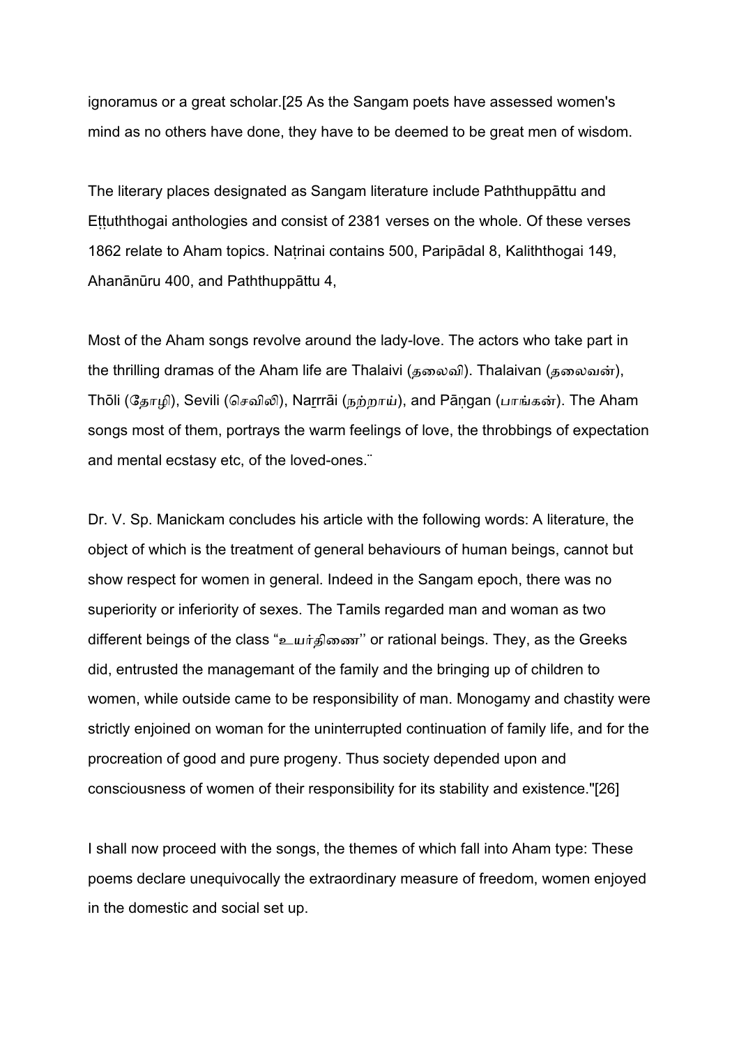ignoramus or a great scholar.[25 As the Sangam poets have assessed women's mind as no others have done, they have to be deemed to be great men of wisdom.

The literary places designated as Sangam literature include Paththuppāttu and Eṭṭuththogai anthologies and consist of 2381 verses on the whole. Of these verses 1862 relate to Aham topics. Naṭrinai contains 500, Paripādal 8, Kaliththogai 149, Ahanānūru 400, and Paththuppāttu 4,

Most of the Aham songs revolve around the lady-love. The actors who take part in the thrilling dramas of the Aham life are Thalaivi (தலைவி). Thalaivan (தலைவன்), Thōli (தோழி), Sevili (செவிலி), Naṟṟāi (நற்றாய்), and Pāṇgan (பாங்கன்). The Aham songs most of them, portrays the warm feelings of love, the throbbings of expectation and mental ecstasy etc, of the loved-ones.¨

Dr. V. Sp. Manickam concludes his article with the following words: A literature, the object of which is the treatment of general behaviours of human beings, cannot but show respect for women in general. Indeed in the Sangam epoch, there was no superiority or inferiority of sexes. The Tamils regarded man and woman as two different beings of the class "உயர்திணை'' or rational beings. They, as the Greeks did, entrusted the managemant of the family and the bringing up of children to women, while outside came to be responsibility of man. Monogamy and chastity were strictly enjoined on woman for the uninterrupted continuation of family life, and for the procreation of good and pure progeny. Thus society depended upon and consciousness of women of their responsibility for its stability and existence."[26]

I shall now proceed with the songs, the themes of which fall into Aham type: These poems declare unequivocally the extraordinary measure of freedom, women enjoyed in the domestic and social set up.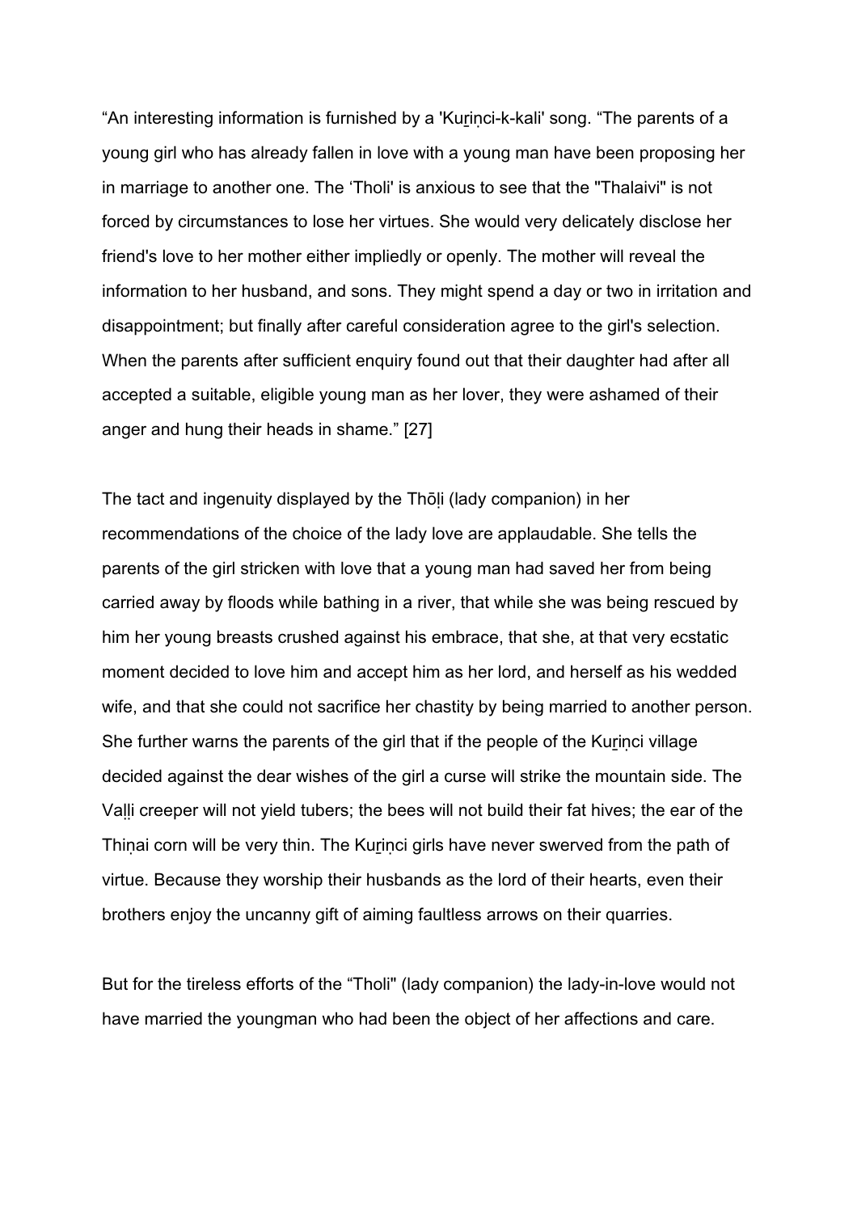"An interesting information is furnished by a 'Kuṟiṇci-k-kali' song. "The parents of a young girl who has already fallen in love with a young man have been proposing her in marriage to another one. The 'Tholi' is anxious to see that the "Thalaivi" is not forced by circumstances to lose her virtues. She would very delicately disclose her friend's love to her mother either impliedly or openly. The mother will reveal the information to her husband, and sons. They might spend a day or two in irritation and disappointment; but finally after careful consideration agree to the girl's selection. When the parents after sufficient enquiry found out that their daughter had after all accepted a suitable, eligible young man as her lover, they were ashamed of their anger and hung their heads in shame." [27]

The tact and ingenuity displayed by the Thōḷi (lady companion) in her recommendations of the choice of the lady love are applaudable. She tells the parents of the girl stricken with love that a young man had saved her from being carried away by floods while bathing in a river, that while she was being rescued by him her young breasts crushed against his embrace, that she, at that very ecstatic moment decided to love him and accept him as her lord, and herself as his wedded wife, and that she could not sacrifice her chastity by being married to another person. She further warns the parents of the girl that if the people of the Kuṟiṇci village decided against the dear wishes of the girl a curse will strike the mountain side. The Vaḷḷi creeper will not yield tubers; the bees will not build their fat hives; the ear of the Thiṇai corn will be very thin. The Kuṟiṇci girls have never swerved from the path of virtue. Because they worship their husbands as the lord of their hearts, even their brothers enjoy the uncanny gift of aiming faultless arrows on their quarries.

But for the tireless efforts of the "Tholi" (lady companion) the lady-in-love would not have married the youngman who had been the object of her affections and care.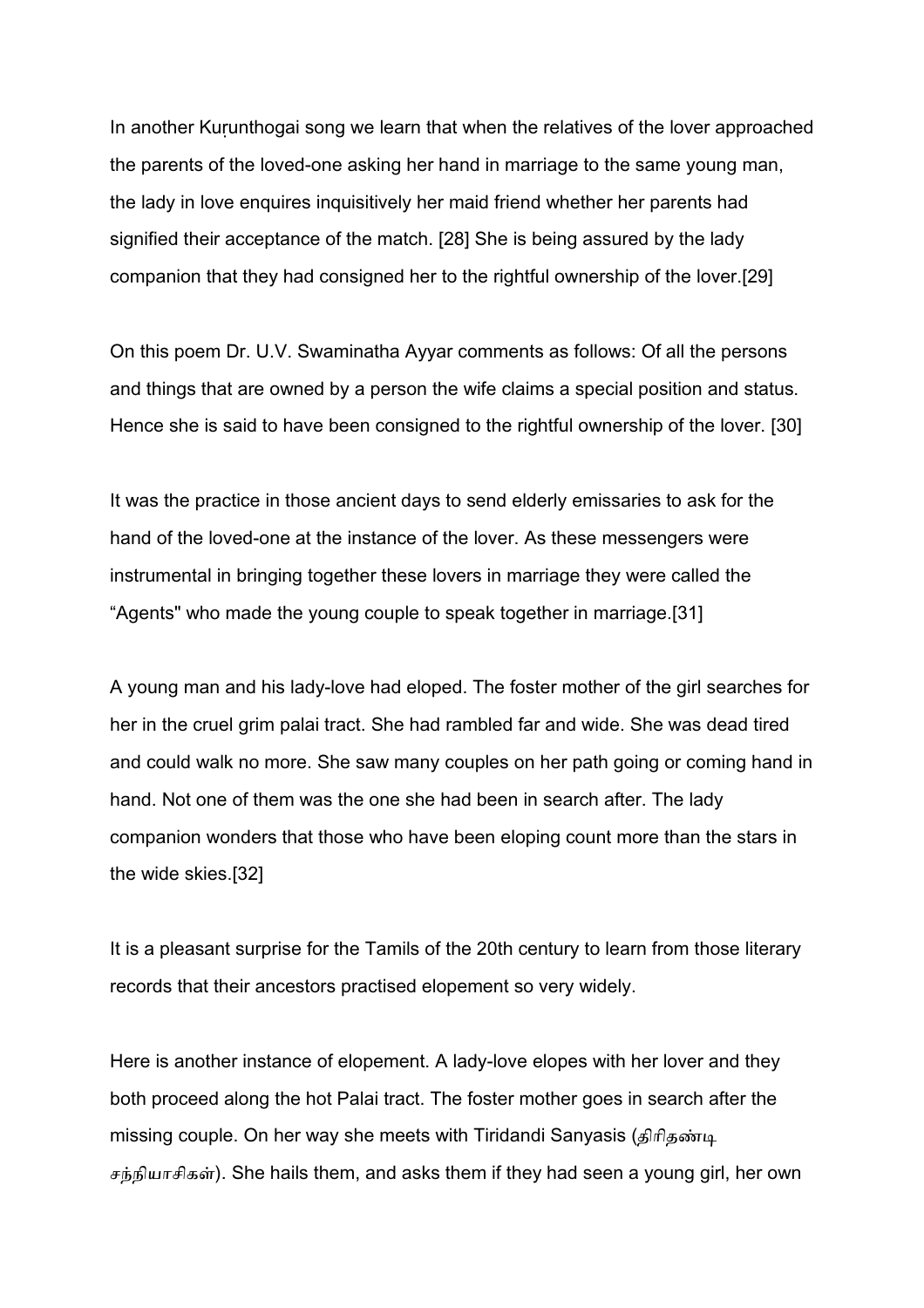In another Kuṛunthogai song we learn that when the relatives of the lover approached the parents of the loved-one asking her hand in marriage to the same young man, the lady in love enquires inquisitively her maid friend whether her parents had signified their acceptance of the match. [28] She is being assured by the lady companion that they had consigned her to the rightful ownership of the lover.[29]

On this poem Dr. U.V. Swaminatha Ayyar comments as follows: Of all the persons and things that are owned by a person the wife claims a special position and status. Hence she is said to have been consigned to the rightful ownership of the lover. [30]

It was the practice in those ancient days to send elderly emissaries to ask for the hand of the loved-one at the instance of the lover. As these messengers were instrumental in bringing together these lovers in marriage they were called the “Agents" who made the young couple to speak together in marriage.[31]

A young man and his lady-love had eloped. The foster mother of the girl searches for her in the cruel grim palai tract. She had rambled far and wide. She was dead tired and could walk no more. She saw many couples on her path going or coming hand in hand. Not one of them was the one she had been in search after. The lady companion wonders that those who have been eloping count more than the stars in the wide skies.[32]

It is a pleasant surprise for the Tamils of the 20th century to learn from those literary records that their ancestors practised elopement so very widely.

Here is another instance of elopement. A lady-love elopes with her lover and they both proceed along the hot Palai tract. The foster mother goes in search after the missing couple. On her way she meets with Tiridandi Sanyasis (திரிதண்டி சந்நியாசிகள்). She hails them, and asks them if they had seen a young girl, her own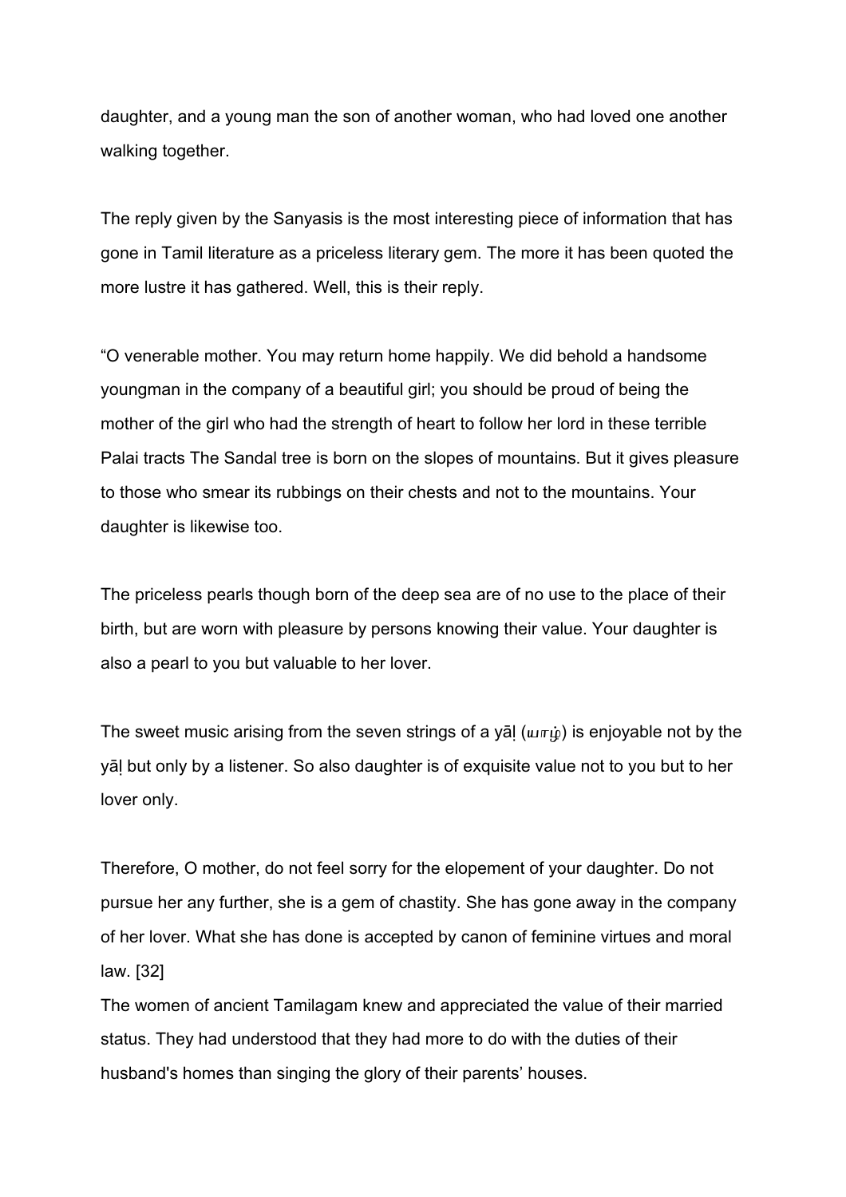daughter, and a young man the son of another woman, who had loved one another walking together.

The reply given by the Sanyasis is the most interesting piece of information that has gone in Tamil literature as a priceless literary gem. The more it has been quoted the more lustre it has gathered. Well, this is their reply.

"O venerable mother. You may return home happily. We did behold a handsome youngman in the company of a beautiful girl; you should be proud of being the mother of the girl who had the strength of heart to follow her lord in these terrible Palai tracts The Sandal tree is born on the slopes of mountains. But it gives pleasure to those who smear its rubbings on their chests and not to the mountains. Your daughter is likewise too.

The priceless pearls though born of the deep sea are of no use to the place of their birth, but are worn with pleasure by persons knowing their value. Your daughter is also a pearl to you but valuable to her lover.

The sweet music arising from the seven strings of a yāḷ (யாழ்) is enjoyable not by the yāḷ but only by a listener. So also daughter is of exquisite value not to you but to her lover only.

Therefore, O mother, do not feel sorry for the elopement of your daughter. Do not pursue her any further, she is a gem of chastity. She has gone away in the company of her lover. What she has done is accepted by canon of feminine virtues and moral law. [32]

The women of ancient Tamilagam knew and appreciated the value of their married status. They had understood that they had more to do with the duties of their husband's homes than singing the glory of their parents' houses.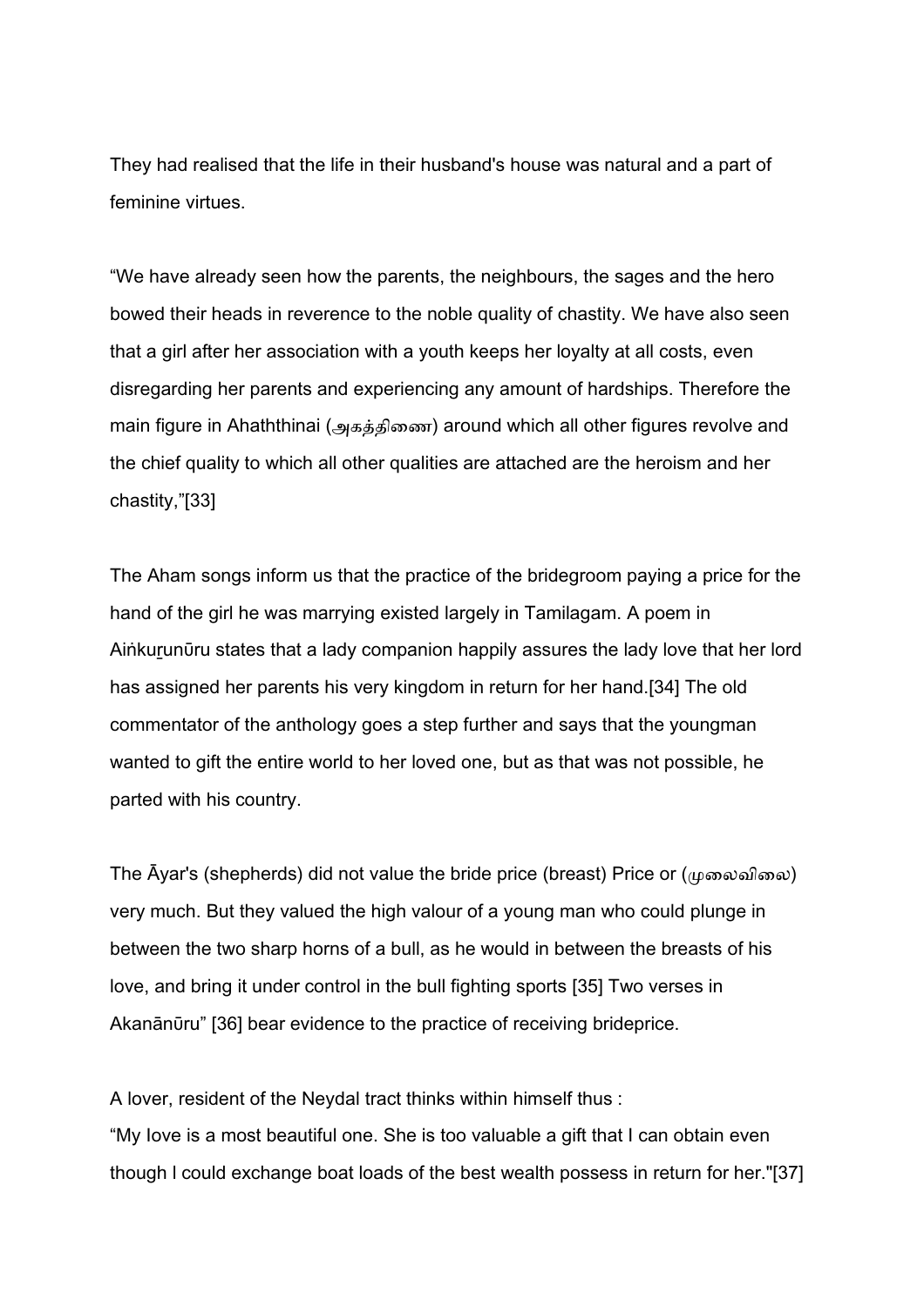They had realised that the life in their husband's house was natural and a part of feminine virtues.

“We have already seen how the parents, the neighbours, the sages and the hero bowed their heads in reverence to the noble quality of chastity. We have also seen that a girl after her association with a youth keeps her loyalty at all costs, even disregarding her parents and experiencing any amount of hardships. Therefore the main figure in Ahaththinai (அகத்திணை) around which all other figures revolve and the chief quality to which all other qualities are attached are the heroism and her chastity,”[33]

The Aham songs inform us that the practice of the bridegroom paying a price for the hand of the girl he was marrying existed largely in Tamilagam. A poem in Aiṅkuṟunūru states that a lady companion happily assures the lady love that her lord has assigned her parents his very kingdom in return for her hand.[34] The old commentator of the anthology goes a step further and says that the youngman wanted to gift the entire world to her loved one, but as that was not possible, he parted with his country.

The Āyar's (shepherds) did not value the bride price (breast) Price or (முலைவிலை) very much. But they valued the high valour of a young man who could plunge in between the two sharp horns of a bull, as he would in between the breasts of his love, and bring it under control in the bull fighting sports [35] Two verses in Akanānūru” [36] bear evidence to the practice of receiving brideprice.

A lover, resident of the Neydal tract thinks within himself thus :
“My love is a most beautiful one. She is too valuable a gift that I can obtain even though I could exchange boat loads of the best wealth possess in return for her."[37]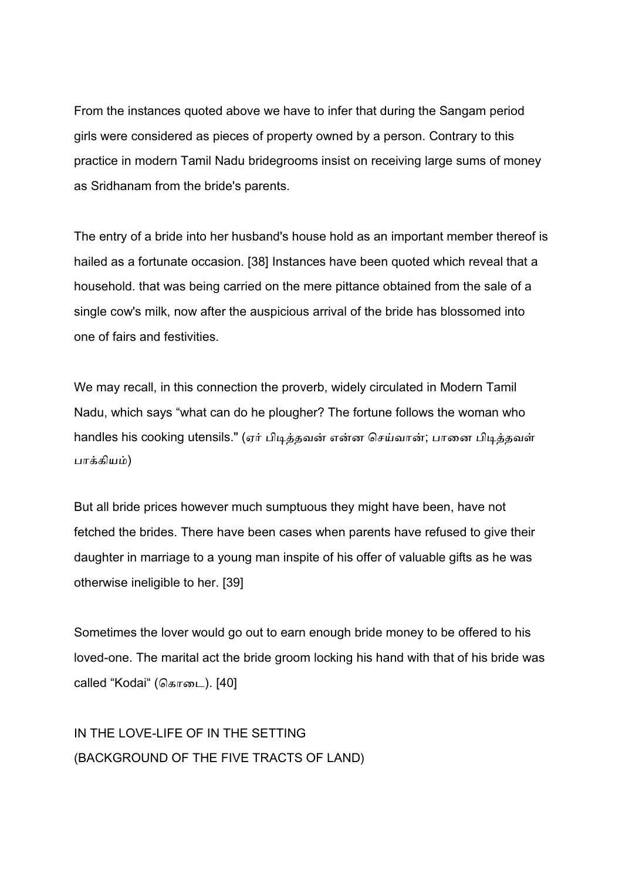From the instances quoted above we have to infer that during the Sangam period girls were considered as pieces of property owned by a person. Contrary to this practice in modern Tamil Nadu bridegrooms insist on receiving large sums of money as Sridhanam from the bride's parents.

The entry of a bride into her husband's house hold as an important member thereof is hailed as a fortunate occasion. [38] Instances have been quoted which reveal that a household. that was being carried on the mere pittance obtained from the sale of a single cow's milk, now after the auspicious arrival of the bride has blossomed into one of fairs and festivities.

We may recall, in this connection the proverb, widely circulated in Modern Tamil Nadu, which says "what can do he plougher? The fortune follows the woman who handles his cooking utensils." (ஏர் பிடித்தவன் என்ன செய்வான்; பானை பிடித்தவள் பாக்கியம்)

But all bride prices however much sumptuous they might have been, have not fetched the brides. There have been cases when parents have refused to give their daughter in marriage to a young man inspite of his offer of valuable gifts as he was otherwise ineligible to her. [39]

Sometimes the lover would go out to earn enough bride money to be offered to his loved-one. The marital act the bride groom locking his hand with that of his bride was called "Kodai" (கொடை). [40]

## IN THE LOVE-LIFE OF IN THE SETTING (BACKGROUND OF THE FIVE TRACTS OF LAND)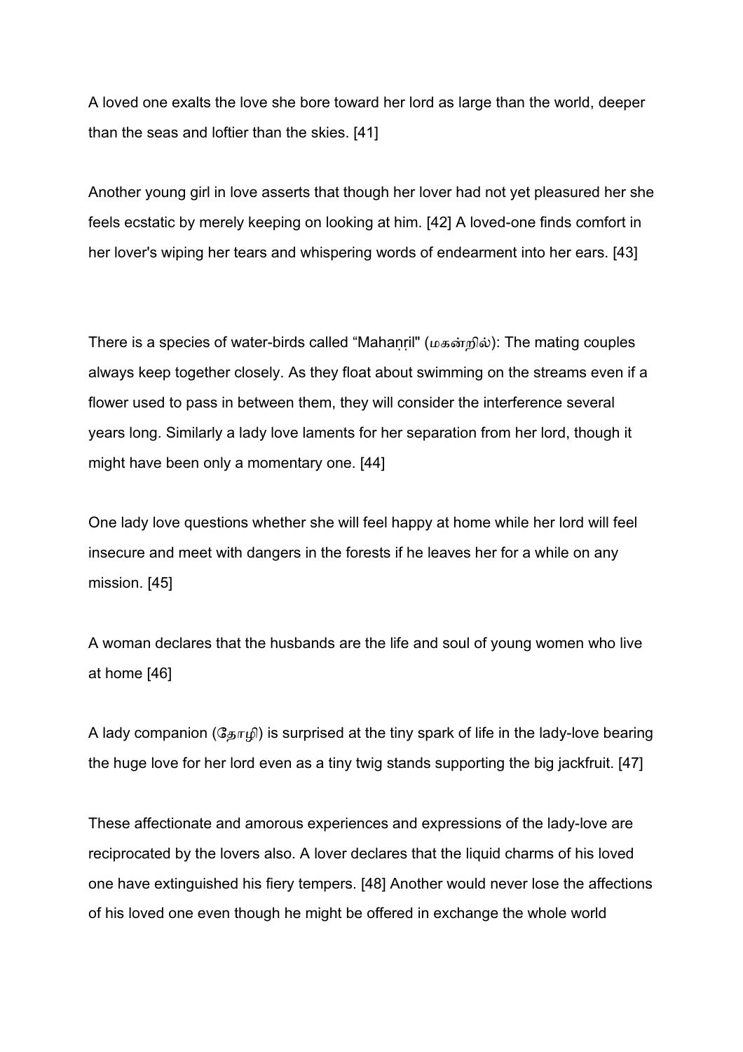A loved one exalts the love she bore toward her lord as large than the world, deeper than the seas and loftier than the skies. [41]

Another young girl in love asserts that though her lover had not yet pleasured her she feels ecstatic by merely keeping on looking at him. [42] A loved-one finds comfort in her lover's wiping her tears and whispering words of endearment into her ears. [43]

There is a species of water-birds called “Mahaṉṟil" (மகன்றில்): The mating couples always keep together closely. As they float about swimming on the streams even if a flower used to pass in between them, they will consider the interference several years long. Similarly a lady love laments for her separation from her lord, though it might have been only a momentary one. [44]

One lady love questions whether she will feel happy at home while her lord will feel insecure and meet with dangers in the forests if he leaves her for a while on any mission. [45]

A woman declares that the husbands are the life and soul of young women who live at home [46]

A lady companion (தோழி) is surprised at the tiny spark of life in the lady-love bearing the huge love for her lord even as a tiny twig stands supporting the big jackfruit. [47]

These affectionate and amorous experiences and expressions of the lady-love are reciprocated by the lovers also. A lover declares that the liquid charms of his loved one have extinguished his fiery tempers. [48] Another would never lose the affections of his loved one even though he might be offered in exchange the whole world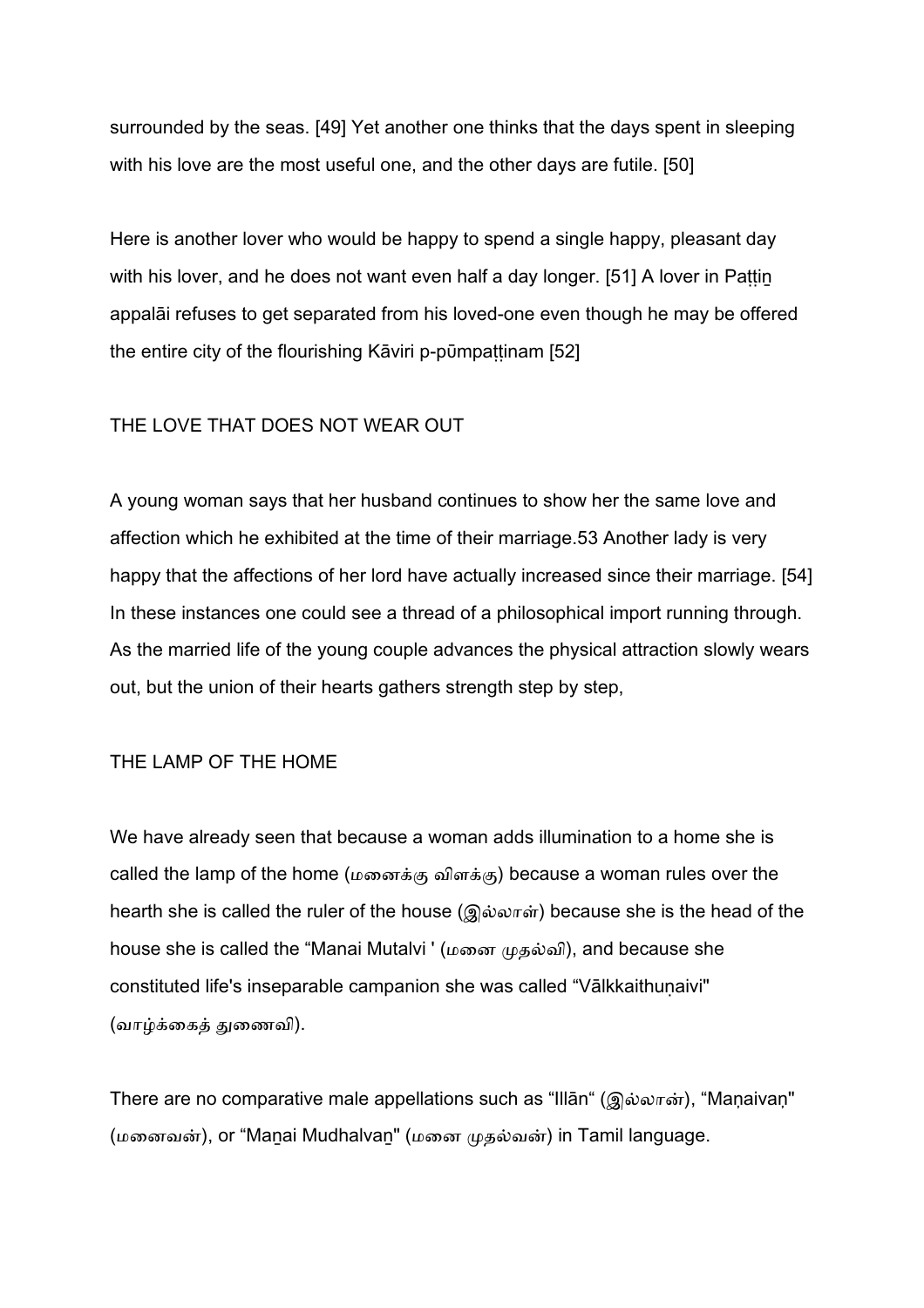surrounded by the seas. [49] Yet another one thinks that the days spent in sleeping with his love are the most useful one, and the other days are futile. [50]

Here is another lover who would be happy to spend a single happy, pleasant day with his lover, and he does not want even half a day longer. [51] A lover in Paṭṭiṉ appalāi refuses to get separated from his loved-one even though he may be offered the entire city of the flourishing Kāviri p-pūmpaṭṭinam [52]

## THE LOVE THAT DOES NOT WEAR OUT

A young woman says that her husband continues to show her the same love and affection which he exhibited at the time of their marriage.53 Another lady is very happy that the affections of her lord have actually increased since their marriage. [54] In these instances one could see a thread of a philosophical import running through. As the married life of the young couple advances the physical attraction slowly wears out, but the union of their hearts gathers strength step by step,

## THE LAMP OF THE HOME

We have already seen that because a woman adds illumination to a home she is called the lamp of the home (மனைக்கு விளக்கு) because a woman rules over the hearth she is called the ruler of the house (இல்லாள்) because she is the head of the house she is called the "Manai Mutalvi ' (மனை முதல்வி), and because she constituted life's inseparable campanion she was called "Vālkkaithuṇaivi" (வாழ்க்கைத் துணைவி).

There are no comparative male appellations such as "Illān" (இல்லான்), "Maṇaivaṇ" (மனைவன்), or "Maṉai Mudhalvaṉ" (மனை முதல்வன்) in Tamil language.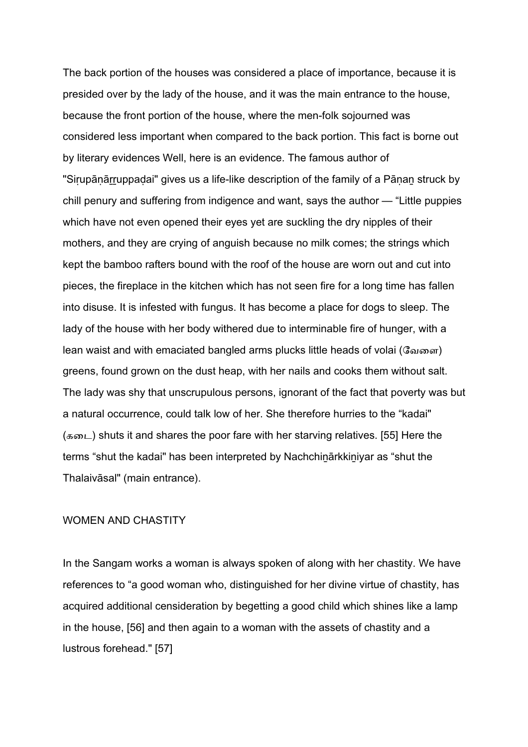The back portion of the houses was considered a place of importance, because it is presided over by the lady of the house, and it was the main entrance to the house, because the front portion of the house, where the men-folk sojourned was considered less important when compared to the back portion. This fact is borne out by literary evidences Well, here is an evidence. The famous author of "Siṛupāṇāṟṟuppaḍai" gives us a life-like description of the family of a Pāṇaṉ struck by chill penury and suffering from indigence and want, says the author — "Little puppies which have not even opened their eyes yet are suckling the dry nipples of their mothers, and they are crying of anguish because no milk comes; the strings which kept the bamboo rafters bound with the roof of the house are worn out and cut into pieces, the fireplace in the kitchen which has not seen fire for a long time has fallen into disuse. It is infested with fungus. It has become a place for dogs to sleep. The lady of the house with her body withered due to interminable fire of hunger, with a lean waist and with emaciated bangled arms plucks little heads of volai (வேளை) greens, found grown on the dust heap, with her nails and cooks them without salt. The lady was shy that unscrupulous persons, ignorant of the fact that poverty was but a natural occurrence, could talk low of her. She therefore hurries to the "kadai" (கடை) shuts it and shares the poor fare with her starving relatives. [55] Here the terms "shut the kadai" has been interpreted by Nachchiṉārkkiṉiyar as "shut the Thalaivāsal" (main entrance).

## WOMEN AND CHASTITY

In the Sangam works a woman is always spoken of along with her chastity. We have references to "a good woman who, distinguished for her divine virtue of chastity, has acquired additional censideration by begetting a good child which shines like a lamp in the house, [56] and then again to a woman with the assets of chastity and a lustrous forehead." [57]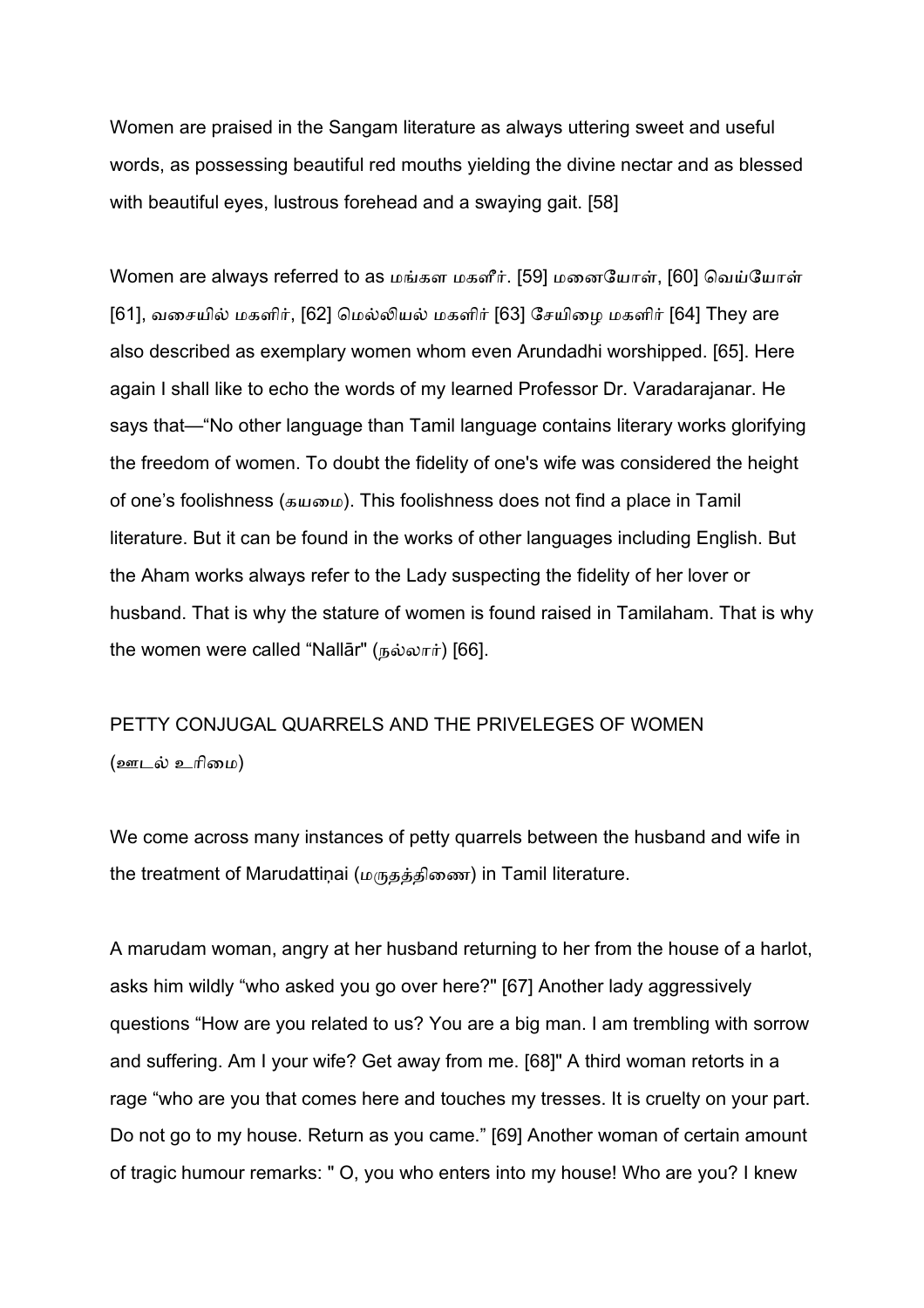Women are praised in the Sangam literature as always uttering sweet and useful words, as possessing beautiful red mouths yielding the divine nectar and as blessed with beautiful eyes, lustrous forehead and a swaying gait. [58]

Women are always referred to as மங்கள மகளீர். [59] மனையோள், [60] வெய்யோள் [61], வசையில் மகளிர், [62] மெல்லியல் மகளிர் [63] சேயிழை மகளிர் [64] They are also described as exemplary women whom even Arundadhi worshipped. [65]. Here again I shall like to echo the words of my learned Professor Dr. Varadarajanar. He says that—"No other language than Tamil language contains literary works glorifying the freedom of women. To doubt the fidelity of one's wife was considered the height of one's foolishness (கயமை). This foolishness does not find a place in Tamil literature. But it can be found in the works of other languages including English. But the Aham works always refer to the Lady suspecting the fidelity of her lover or husband. That is why the stature of women is found raised in Tamilaham. That is why the women were called "Nallār" (நல்லார்) [66].

## PETTY CONJUGAL QUARRELS AND THE PRIVELEGES OF WOMEN (ஊடல் உரிமை)

We come across many instances of petty quarrels between the husband and wife in the treatment of Marudattiṇai (மருதத்திணை) in Tamil literature.

A marudam woman, angry at her husband returning to her from the house of a harlot, asks him wildly "who asked you go over here?" [67] Another lady aggressively questions "How are you related to us? You are a big man. I am trembling with sorrow and suffering. Am I your wife? Get away from me. [68]" A third woman retorts in a rage "who are you that comes here and touches my tresses. It is cruelty on your part. Do not go to my house. Return as you came." [69] Another woman of certain amount of tragic humour remarks: " O, you who enters into my house! Who are you? I knew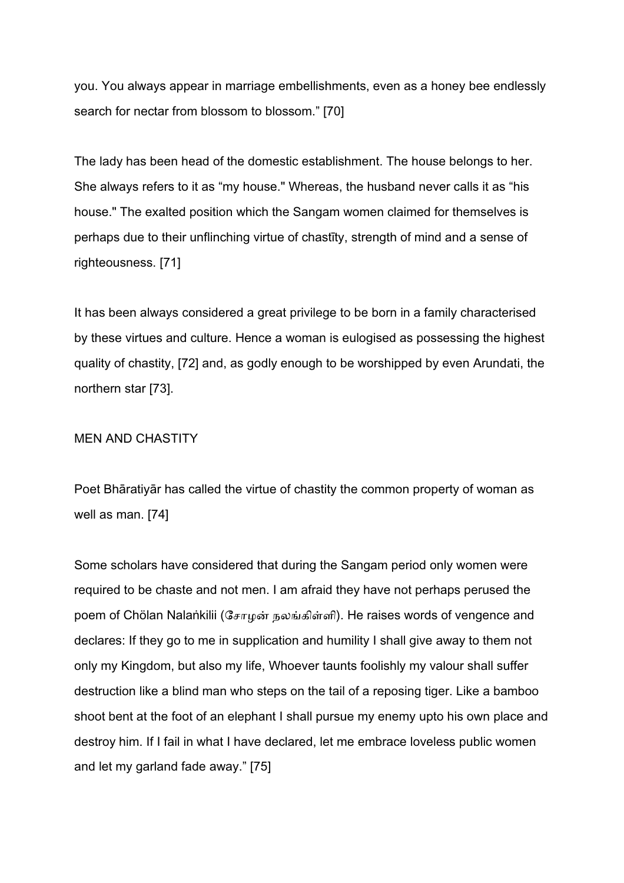you. You always appear in marriage embellishments, even as a honey bee endlessly search for nectar from blossom to blossom.” [70]

The lady has been head of the domestic establishment. The house belongs to her. She always refers to it as “my house." Whereas, the husband never calls it as “his house." The exalted position which the Sangam women claimed for themselves is perhaps due to their unflinching virtue of chastīty, strength of mind and a sense of righteousness. [71]

It has been always considered a great privilege to be born in a family characterised by these virtues and culture. Hence a woman is eulogised as possessing the highest quality of chastity, [72] and, as godly enough to be worshipped by even Arundati, the northern star [73].

## MEN AND CHASTITY

Poet Bhāratiyār has called the virtue of chastity the common property of woman as well as man. [74]

Some scholars have considered that during the Sangam period only women were required to be chaste and not men. I am afraid they have not perhaps perused the poem of Chölan Nalaṅkilii (சோழன் நலங்கிள்ளி). He raises words of vengence and declares: If they go to me in supplication and humility I shall give away to them not only my Kingdom, but also my life, Whoever taunts foolishly my valour shall suffer destruction like a blind man who steps on the tail of a reposing tiger. Like a bamboo shoot bent at the foot of an elephant I shall pursue my enemy upto his own place and destroy him. If I fail in what I have declared, let me embrace loveless public women and let my garland fade away.” [75]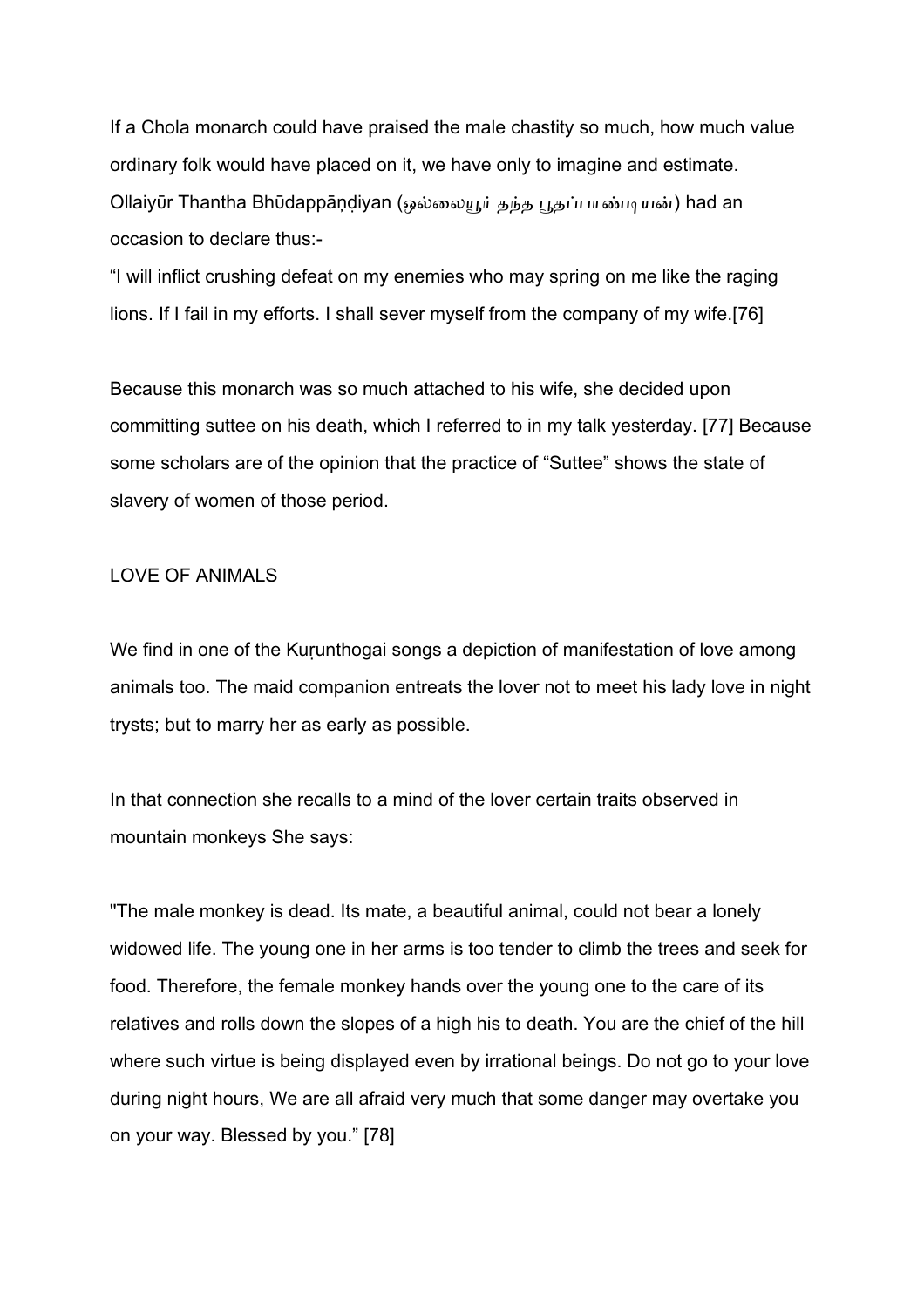If a Chola monarch could have praised the male chastity so much, how much value ordinary folk would have placed on it, we have only to imagine and estimate. Ollaiyūr Thantha Bhūdappāṇḍiyan (ஒல்லையூர் தந்த பூதப்பாண்டியன்) had an occasion to declare thus:-

“I will inflict crushing defeat on my enemies who may spring on me like the raging lions. If I fail in my efforts. I shall sever myself from the company of my wife.[76]

Because this monarch was so much attached to his wife, she decided upon committing suttee on his death, which I referred to in my talk yesterday. [77] Because some scholars are of the opinion that the practice of “Suttee” shows the state of slavery of women of those period.

LOVE OF ANIMALS

We find in one of the Kuṛunthogai songs a depiction of manifestation of love among animals too. The maid companion entreats the lover not to meet his lady love in night trysts; but to marry her as early as possible.

In that connection she recalls to a mind of the lover certain traits observed in mountain monkeys She says:

"The male monkey is dead. Its mate, a beautiful animal, could not bear a lonely widowed life. The young one in her arms is too tender to climb the trees and seek for food. Therefore, the female monkey hands over the young one to the care of its relatives and rolls down the slopes of a high his to death. You are the chief of the hill where such virtue is being displayed even by irrational beings. Do not go to your love during night hours, We are all afraid very much that some danger may overtake you on your way. Blessed by you.” [78]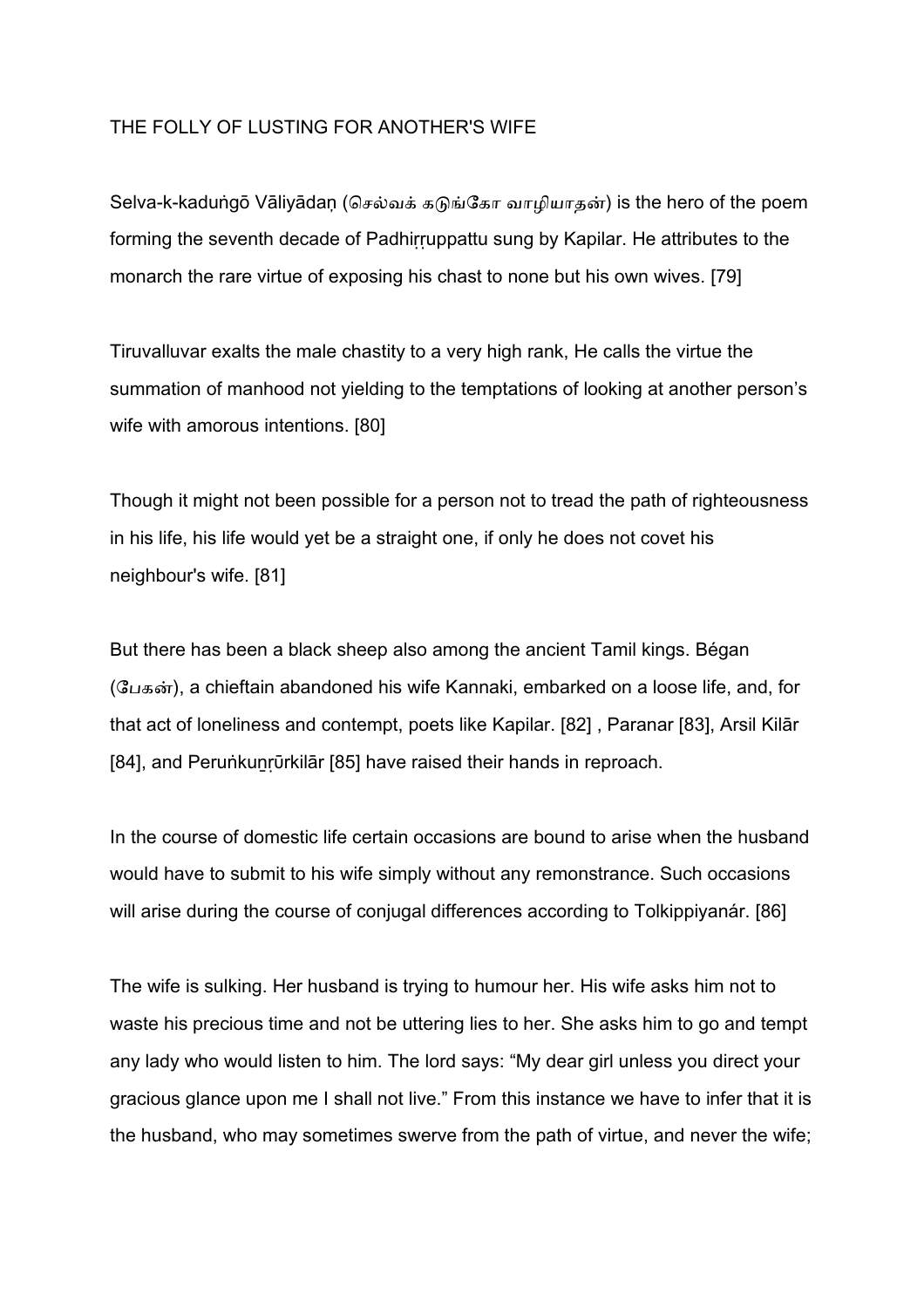THE FOLLY OF LUSTING FOR ANOTHER'S WIFE

Selva-k-kaduṅgō Vāliyādaṇ (செல்வக் கடுங்கோ வாழியாதன்) is the hero of the poem forming the seventh decade of Padhiṟṟuppattu sung by Kapilar. He attributes to the monarch the rare virtue of exposing his chast to none but his own wives. [79]

Tiruvalluvar exalts the male chastity to a very high rank, He calls the virtue the summation of manhood not yielding to the temptations of looking at another person's wife with amorous intentions. [80]

Though it might not been possible for a person not to tread the path of righteousness in his life, his life would yet be a straight one, if only he does not covet his neighbour's wife. [81]

But there has been a black sheep also among the ancient Tamil kings. Bégan (பேகன்), a chieftain abandoned his wife Kannaki, embarked on a loose life, and, for that act of loneliness and contempt, poets like Kapilar. [82] , Paranar [83], Arsil Kilār [84], and Peruṅkuṉṟūrkilār [85] have raised their hands in reproach.

In the course of domestic life certain occasions are bound to arise when the husband would have to submit to his wife simply without any remonstrance. Such occasions will arise during the course of conjugal differences according to Tolkippiyanár. [86]

The wife is sulking. Her husband is trying to humour her. His wife asks him not to waste his precious time and not be uttering lies to her. She asks him to go and tempt any lady who would listen to him. The lord says: "My dear girl unless you direct your gracious glance upon me I shall not live." From this instance we have to infer that it is the husband, who may sometimes swerve from the path of virtue, and never the wife;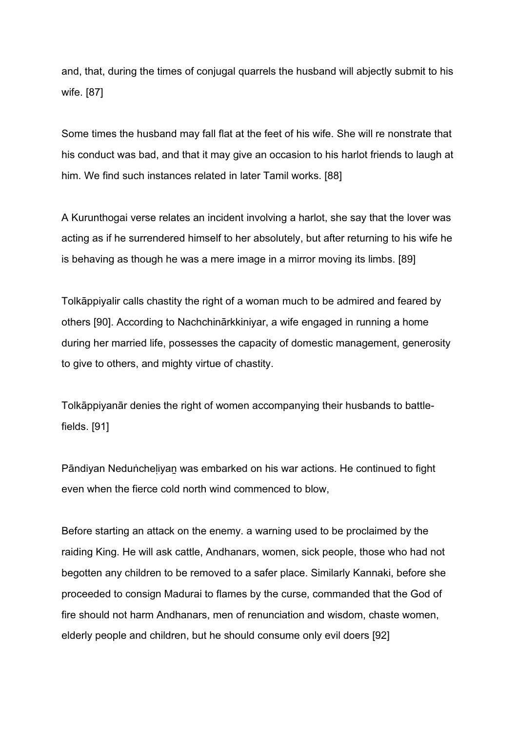and, that, during the times of conjugal quarrels the husband will abjectly submit to his wife. [87]

Some times the husband may fall flat at the feet of his wife. She will re nonstrate that his conduct was bad, and that it may give an occasion to his harlot friends to laugh at him. We find such instances related in later Tamil works. [88]

A Kurunthogai verse relates an incident involving a harlot, she say that the lover was acting as if he surrendered himself to her absolutely, but after returning to his wife he is behaving as though he was a mere image in a mirror moving its limbs. [89]

Tolkāppiyalir calls chastity the right of a woman much to be admired and feared by others [90]. According to Nachchinārkkiniyar, a wife engaged in running a home during her married life, possesses the capacity of domestic management, generosity to give to others, and mighty virtue of chastity.

Tolkāppiyanār denies the right of women accompanying their husbands to battle-fields. [91]

Pāndiyan Neduṅcheḷiyaṉ was embarked on his war actions. He continued to fight even when the fierce cold north wind commenced to blow,

Before starting an attack on the enemy. a warning used to be proclaimed by the raiding King. He will ask cattle, Andhanars, women, sick people, those who had not begotten any children to be removed to a safer place. Similarly Kannaki, before she proceeded to consign Madurai to flames by the curse, commanded that the God of fire should not harm Andhanars, men of renunciation and wisdom, chaste women, elderly people and children, but he should consume only evil doers [92]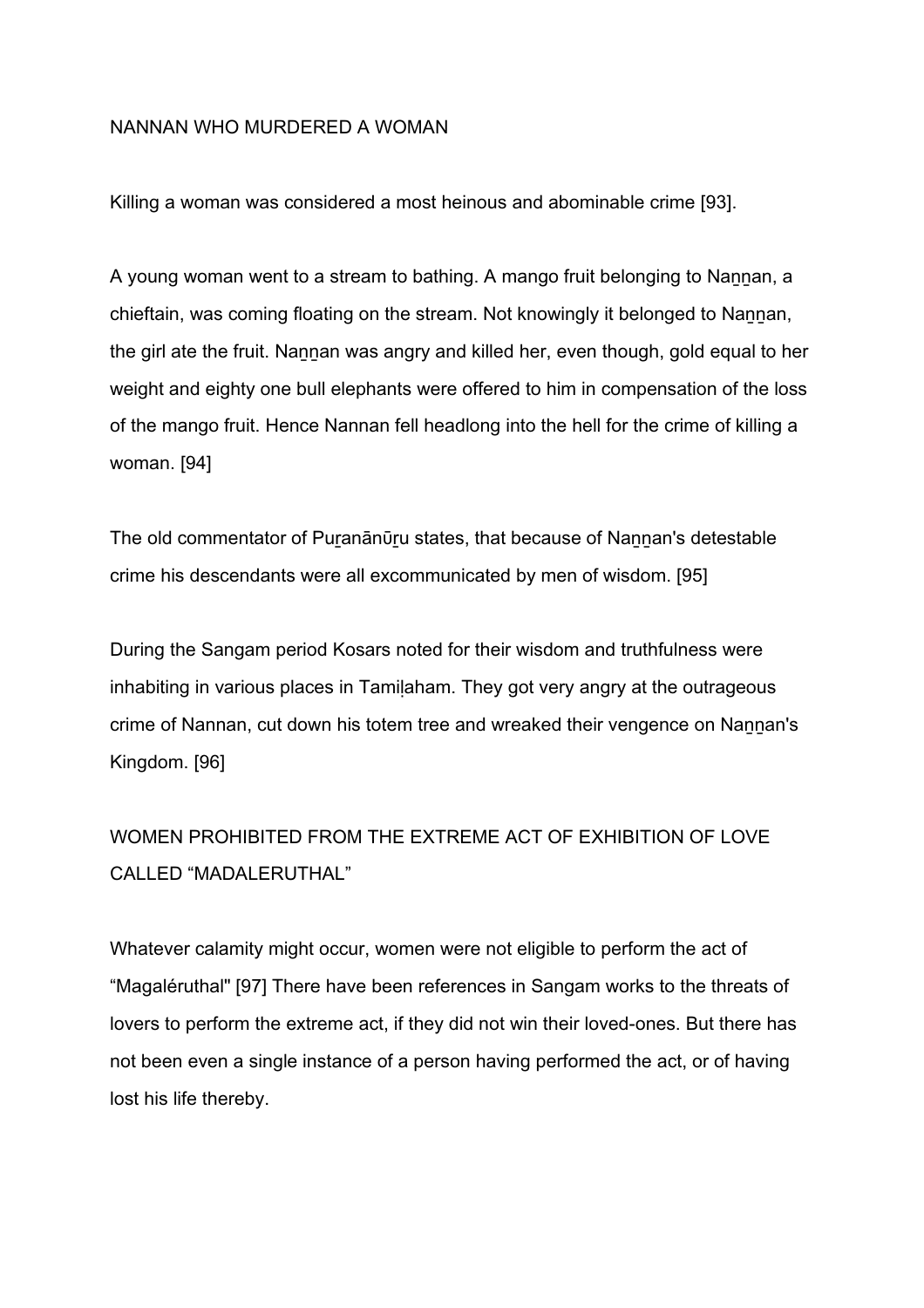## NANNAN WHO MURDERED A WOMAN

Killing a woman was considered a most heinous and abominable crime [93].

A young woman went to a stream to bathing. A mango fruit belonging to Naṉṉan, a chieftain, was coming floating on the stream. Not knowingly it belonged to Naṉṉan, the girl ate the fruit. Naṉṉan was angry and killed her, even though, gold equal to her weight and eighty one bull elephants were offered to him in compensation of the loss of the mango fruit. Hence Nannan fell headlong into the hell for the crime of killing a woman. [94]

The old commentator of Puṟanāṉūṟu states, that because of Naṉṉan's detestable crime his descendants were all excommunicated by men of wisdom. [95]

During the Sangam period Kosars noted for their wisdom and truthfulness were inhabiting in various places in Tamiḻaham. They got very angry at the outrageous crime of Nannan, cut down his totem tree and wreaked their vengence on Naṉṉan's Kingdom. [96]

## WOMEN PROHIBITED FROM THE EXTREME ACT OF EXHIBITION OF LOVE CALLED "MADALERUTHAL"

Whatever calamity might occur, women were not eligible to perform the act of "Magaléruthal" [97] There have been references in Sangam works to the threats of lovers to perform the extreme act, if they did not win their loved-ones. But there has not been even a single instance of a person having performed the act, or of having lost his life thereby.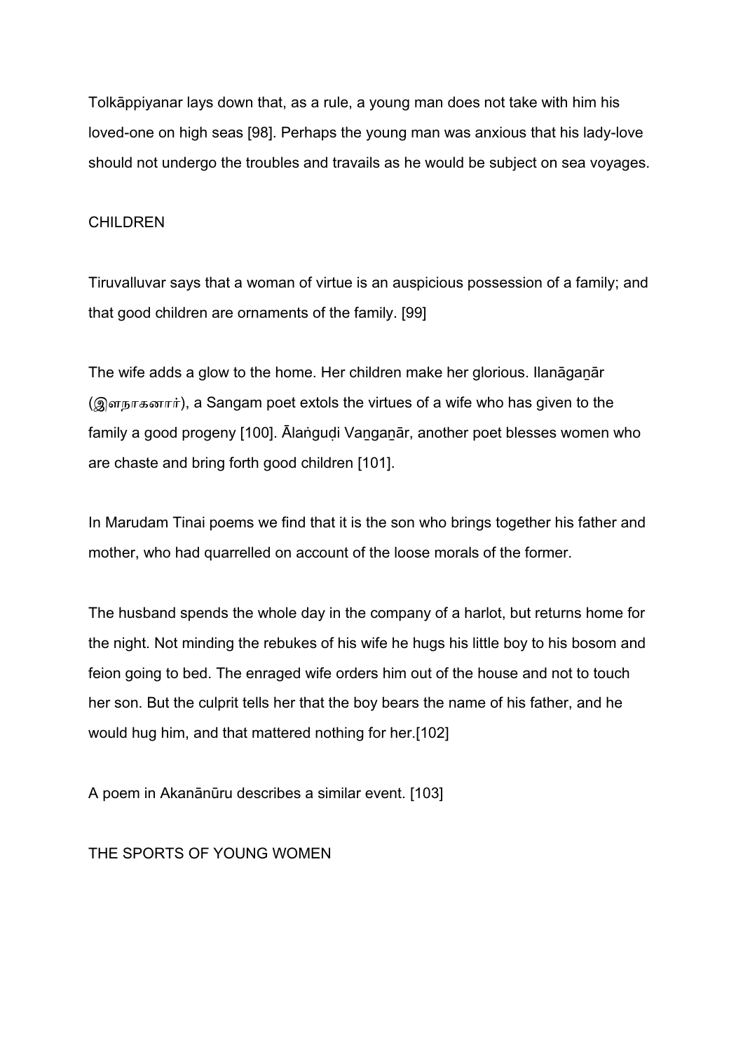Tolkāppiyanar lays down that, as a rule, a young man does not take with him his loved-one on high seas [98]. Perhaps the young man was anxious that his lady-love should not undergo the troubles and travails as he would be subject on sea voyages.

## CHILDREN

Tiruvalluvar says that a woman of virtue is an auspicious possession of a family; and that good children are ornaments of the family. [99]

The wife adds a glow to the home. Her children make her glorious. Ilanāgaṉār (இளநாகனார்), a Sangam poet extols the virtues of a wife who has given to the family a good progeny [100]. Ālaṅguḍi Vaṉgaṉār, another poet blesses women who are chaste and bring forth good children [101].

In Marudam Tinai poems we find that it is the son who brings together his father and mother, who had quarrelled on account of the loose morals of the former.

The husband spends the whole day in the company of a harlot, but returns home for the night. Not minding the rebukes of his wife he hugs his little boy to his bosom and feion going to bed. The enraged wife orders him out of the house and not to touch her son. But the culprit tells her that the boy bears the name of his father, and he would hug him, and that mattered nothing for her.[102]

A poem in Akanānūru describes a similar event. [103]

## THE SPORTS OF YOUNG WOMEN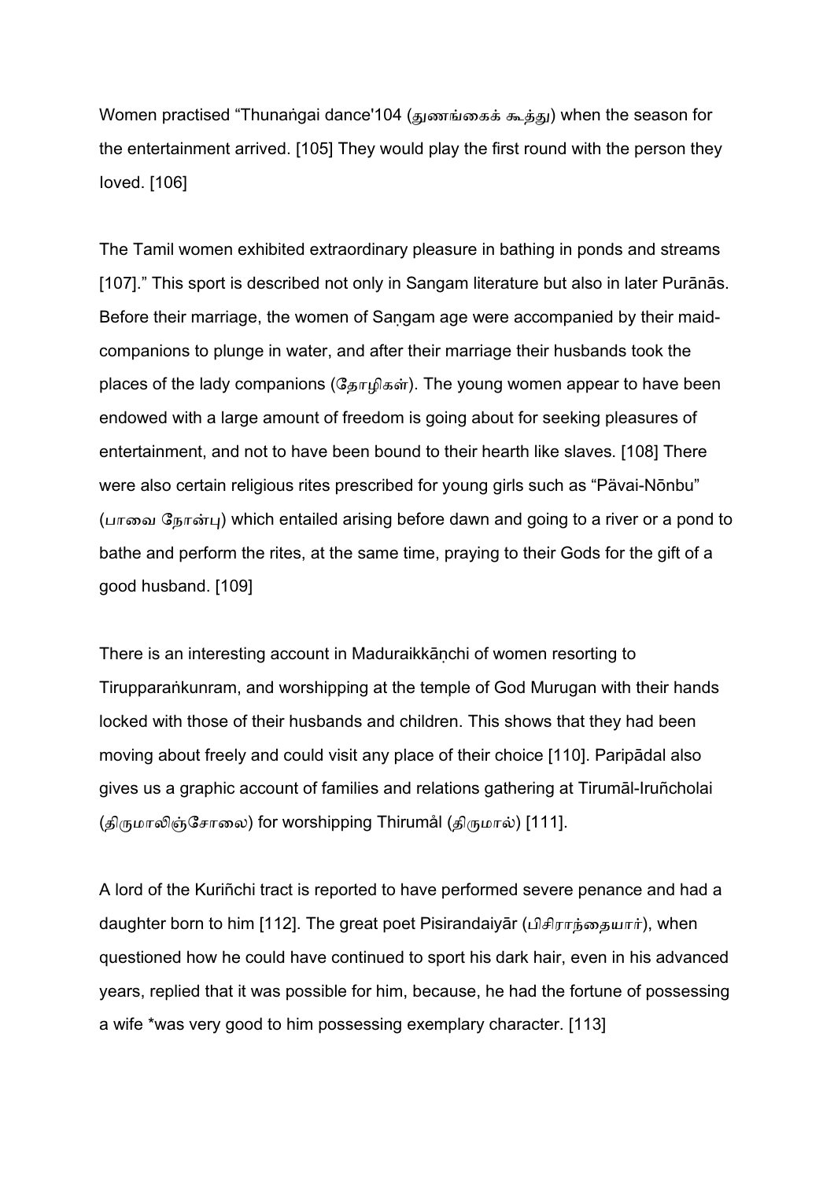Women practised “Thunaṅgai dance'104 (துணங்கைக் கூத்து) when the season for the entertainment arrived. [105] They would play the first round with the person they loved. [106]

The Tamil women exhibited extraordinary pleasure in bathing in ponds and streams [107].” This sport is described not only in Sangam literature but also in later Purānās. Before their marriage, the women of Saṇgam age were accompanied by their maid-companions to plunge in water, and after their marriage their husbands took the places of the lady companions (தோழிகள்). The young women appear to have been endowed with a large amount of freedom is going about for seeking pleasures of entertainment, and not to have been bound to their hearth like slaves. [108] There were also certain religious rites prescribed for young girls such as “Pävai-Nōnbu” (பாவை நோன்பு) which entailed arising before dawn and going to a river or a pond to bathe and perform the rites, at the same time, praying to their Gods for the gift of a good husband. [109]

There is an interesting account in Maduraikkāṇchi of women resorting to Tirupparaṅkunram, and worshipping at the temple of God Murugan with their hands locked with those of their husbands and children. This shows that they had been moving about freely and could visit any place of their choice [110]. Paripādal also gives us a graphic account of families and relations gathering at Tirumāl-Iruñcholai (திருமாலிஞ்சோலை) for worshipping Thirumål (திருமால்) [111].

A lord of the Kuriñchi tract is reported to have performed severe penance and had a daughter born to him [112]. The great poet Pisirandaiyār (பிசிராந்தையார்), when questioned how he could have continued to sport his dark hair, even in his advanced years, replied that it was possible for him, because, he had the fortune of possessing a wife *was very good to him possessing exemplary character. [113]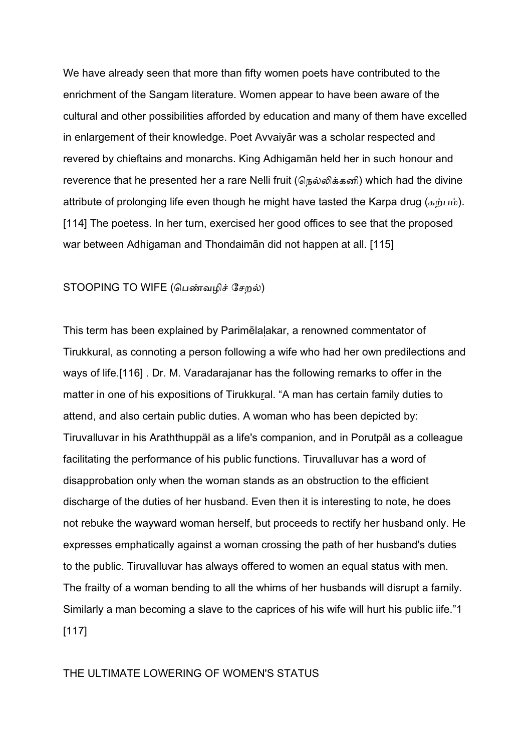We have already seen that more than fifty women poets have contributed to the enrichment of the Sangam literature. Women appear to have been aware of the cultural and other possibilities afforded by education and many of them have excelled in enlargement of their knowledge. Poet Avvaiyār was a scholar respected and revered by chieftains and monarchs. King Adhigamān held her in such honour and reverence that he presented her a rare Nelli fruit (நெல்லிக்கனி) which had the divine attribute of prolonging life even though he might have tasted the Karpa drug (கற்பம்). [114] The poetess. In her turn, exercised her good offices to see that the proposed war between Adhigaman and Thondaimān did not happen at all. [115]

## STOOPING TO WIFE (பெண்வழிச் சேறல்)

This term has been explained by Parimēlaḷakar, a renowned commentator of Tirukkural, as connoting a person following a wife who had her own predilections and ways of life.[116] . Dr. M. Varadarajanar has the following remarks to offer in the matter in one of his expositions of Tirukkuṟal. "A man has certain family duties to attend, and also certain public duties. A woman who has been depicted by: Tiruvalluvar in his Araththuppäl as a life's companion, and in Porutpāl as a colleague facilitating the performance of his public functions. Tiruvalluvar has a word of disapprobation only when the woman stands as an obstruction to the efficient discharge of the duties of her husband. Even then it is interesting to note, he does not rebuke the wayward woman herself, but proceeds to rectify her husband only. He expresses emphatically against a woman crossing the path of her husband's duties to the public. Tiruvalluvar has always offered to women an equal status with men. The frailty of a woman bending to all the whims of her husbands will disrupt a family. Similarly a man becoming a slave to the caprices of his wife will hurt his public iife."1 [117]

## THE ULTIMATE LOWERING OF WOMEN'S STATUS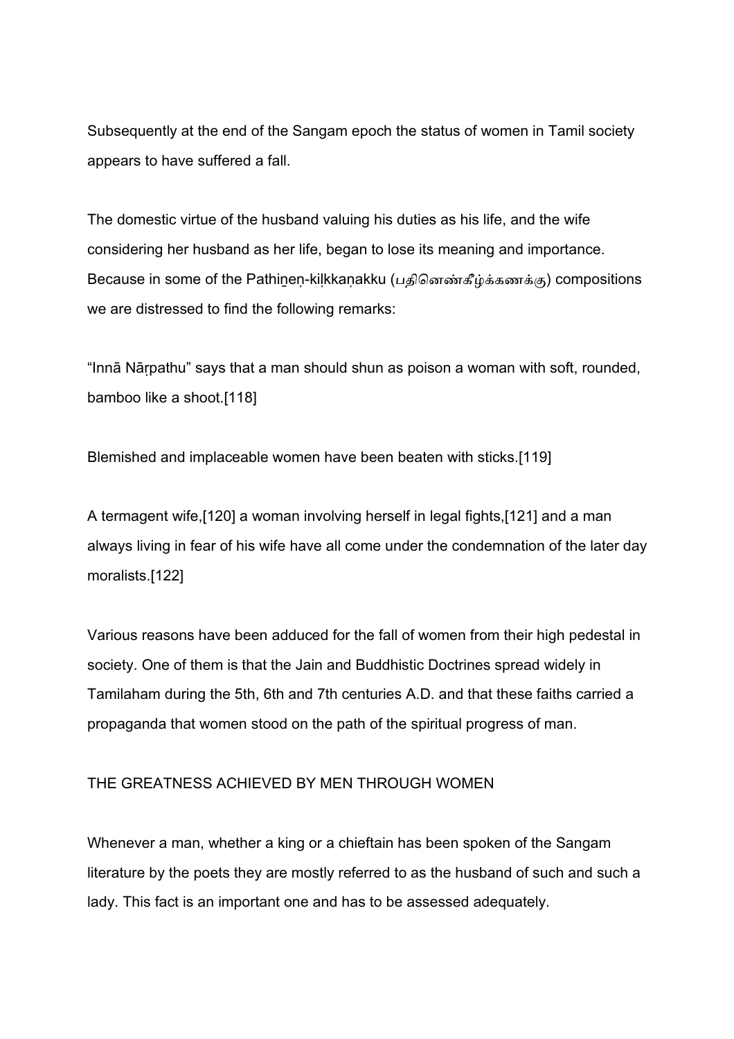Subsequently at the end of the Sangam epoch the status of women in Tamil society appears to have suffered a fall.

The domestic virtue of the husband valuing his duties as his life, and the wife considering her husband as her life, began to lose its meaning and importance. Because in some of the Pathiṉeṇ-kiḷkkaṇakku (பதினெண்கீழ்க்கணக்கு) compositions we are distressed to find the following remarks:

"Innā Nāṟpathu" says that a man should shun as poison a woman with soft, rounded, bamboo like a shoot.[118]

Blemished and implaceable women have been beaten with sticks.[119]

A termagent wife,[120] a woman involving herself in legal fights,[121] and a man always living in fear of his wife have all come under the condemnation of the later day moralists.[122]

Various reasons have been adduced for the fall of women from their high pedestal in society. One of them is that the Jain and Buddhistic Doctrines spread widely in Tamilaham during the 5th, 6th and 7th centuries A.D. and that these faiths carried a propaganda that women stood on the path of the spiritual progress of man.

## THE GREATNESS ACHIEVED BY MEN THROUGH WOMEN

Whenever a man, whether a king or a chieftain has been spoken of the Sangam literature by the poets they are mostly referred to as the husband of such and such a lady. This fact is an important one and has to be assessed adequately.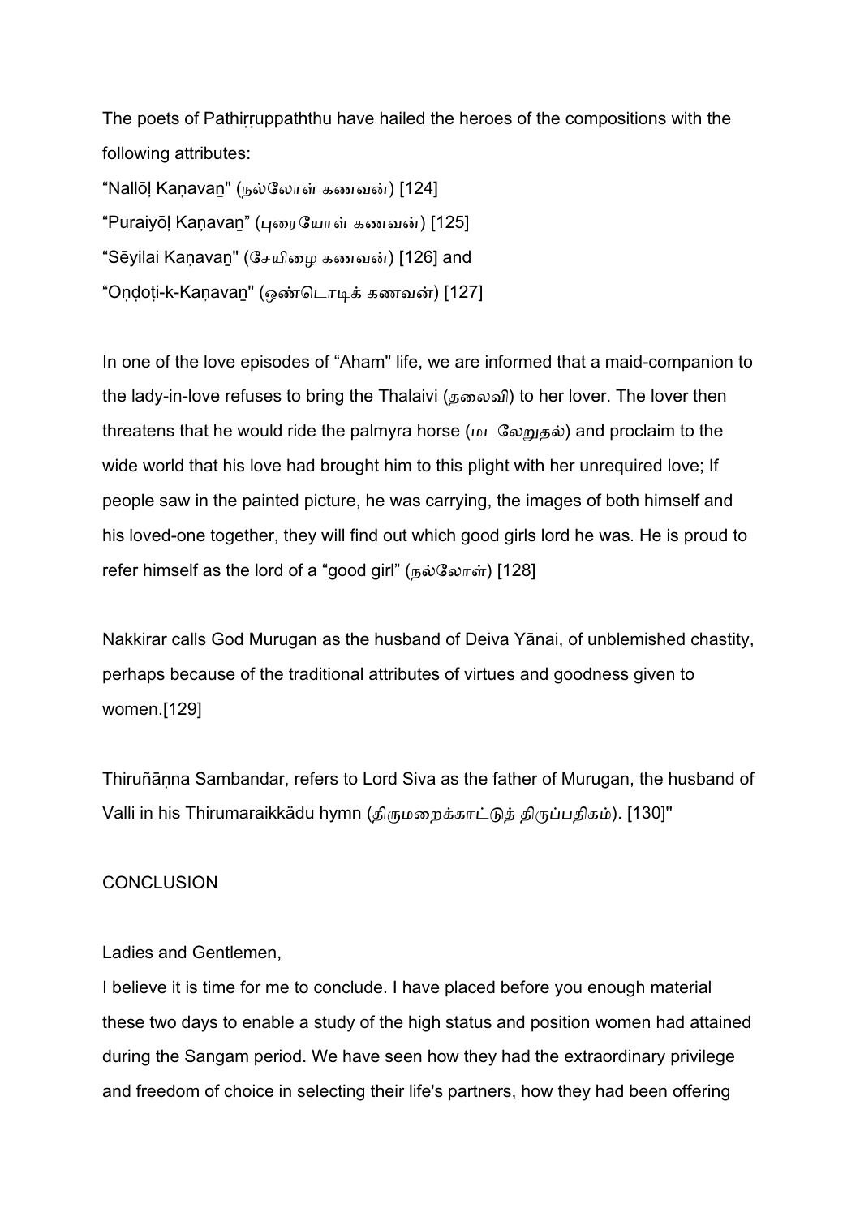The poets of Pathiṟṟuppaththu have hailed the heroes of the compositions with the following attributes:

"Nallōḷ Kaṇavaṉ" (நல்லோள் கணவன்) [124]

"Puraiyōḷ Kaṇavaṉ" (புரையோள் கணவன்) [125]

"Sēyilai Kaṇavaṉ" (சேயிழை கணவன்) [126] and

"Oṇḍoṭi-k-Kaṇavaṉ" (ஒண்டொடிக் கணவன்) [127]

In one of the love episodes of "Aham" life, we are informed that a maid-companion to the lady-in-love refuses to bring the Thalaivi (தலைவி) to her lover. The lover then threatens that he would ride the palmyra horse (மடலேறுதல்) and proclaim to the wide world that his love had brought him to this plight with her unrequired love; If people saw in the painted picture, he was carrying, the images of both himself and his loved-one together, they will find out which good girls lord he was. He is proud to refer himself as the lord of a "good girl" (நல்லோள்) [128]

Nakkirar calls God Murugan as the husband of Deiva Yānai, of unblemished chastity, perhaps because of the traditional attributes of virtues and goodness given to women.[129]

Thiruñāṇna Sambandar, refers to Lord Siva as the father of Murugan, the husband of Valli in his Thirumaraikkädu hymn (திருமறைக்காட்டுத் திருப்பதிகம்). [130]"

## CONCLUSION

Ladies and Gentlemen,

I believe it is time for me to conclude. I have placed before you enough material these two days to enable a study of the high status and position women had attained during the Sangam period. We have seen how they had the extraordinary privilege and freedom of choice in selecting their life's partners, how they had been offering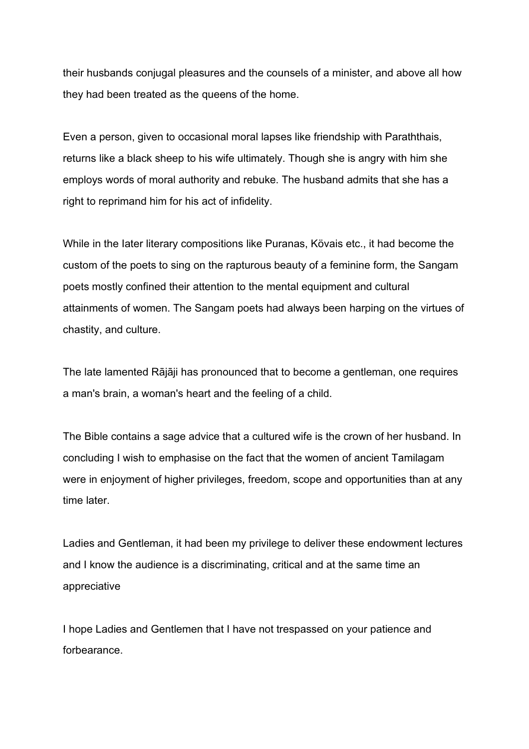their husbands conjugal pleasures and the counsels of a minister, and above all how they had been treated as the queens of the home.

Even a person, given to occasional moral lapses like friendship with Paraththais, returns like a black sheep to his wife ultimately. Though she is angry with him she employs words of moral authority and rebuke. The husband admits that she has a right to reprimand him for his act of infidelity.

While in the later literary compositions like Puranas, Kövais etc., it had become the custom of the poets to sing on the rapturous beauty of a feminine form, the Sangam poets mostly confined their attention to the mental equipment and cultural attainments of women. The Sangam poets had always been harping on the virtues of chastity, and culture.

The late lamented Rājāji has pronounced that to become a gentleman, one requires a man's brain, a woman's heart and the feeling of a child.

The Bible contains a sage advice that a cultured wife is the crown of her husband. In concluding I wish to emphasise on the fact that the women of ancient Tamilagam were in enjoyment of higher privileges, freedom, scope and opportunities than at any time later.

Ladies and Gentleman, it had been my privilege to deliver these endowment lectures and I know the audience is a discriminating, critical and at the same time an appreciative

I hope Ladies and Gentlemen that I have not trespassed on your patience and forbearance.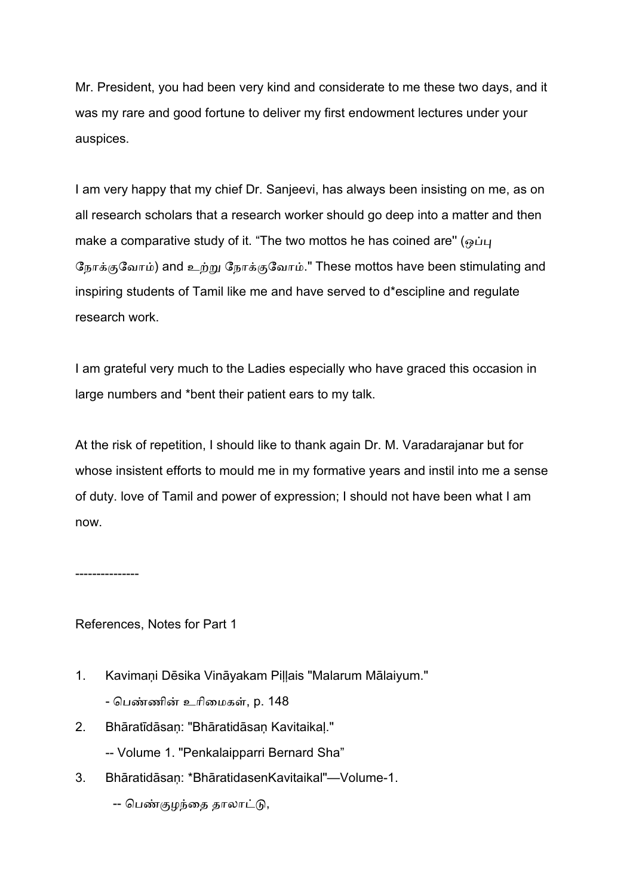Mr. President, you had been very kind and considerate to me these two days, and it was my rare and good fortune to deliver my first endowment lectures under your auspices.

I am very happy that my chief Dr. Sanjeevi, has always been insisting on me, as on all research scholars that a research worker should go deep into a matter and then make a comparative study of it. "The two mottos he has coined are" (ஒப்பு நோக்குவோம்) and உற்று நோக்குவோம்." These mottos have been stimulating and inspiring students of Tamil like me and have served to d*escipline and regulate research work.

I am grateful very much to the Ladies especially who have graced this occasion in large numbers and *bent their patient ears to my talk.

At the risk of repetition, I should like to thank again Dr. M. Varadarajanar but for whose insistent efforts to mould me in my formative years and instil into me a sense of duty. love of Tamil and power of expression; I should not have been what I am now.

---------------

References, Notes for Part 1

1. Kavimaṇi Dēsika Vināyakam Piḷḷais "Malarum Mālaiyum."
   - பெண்ணின் உரிமைகள், p. 148
2. Bhāratīdāsaṇ: "Bhāratidāsaṇ Kavitaikaḷ."
   -- Volume 1. "Penkalaipparri Bernard Sha"
3. Bhāratidāsaṇ: *BhāratidasenKavitaikal"—Volume-1.
   -- பெண்குழந்தை தாலாட்டு,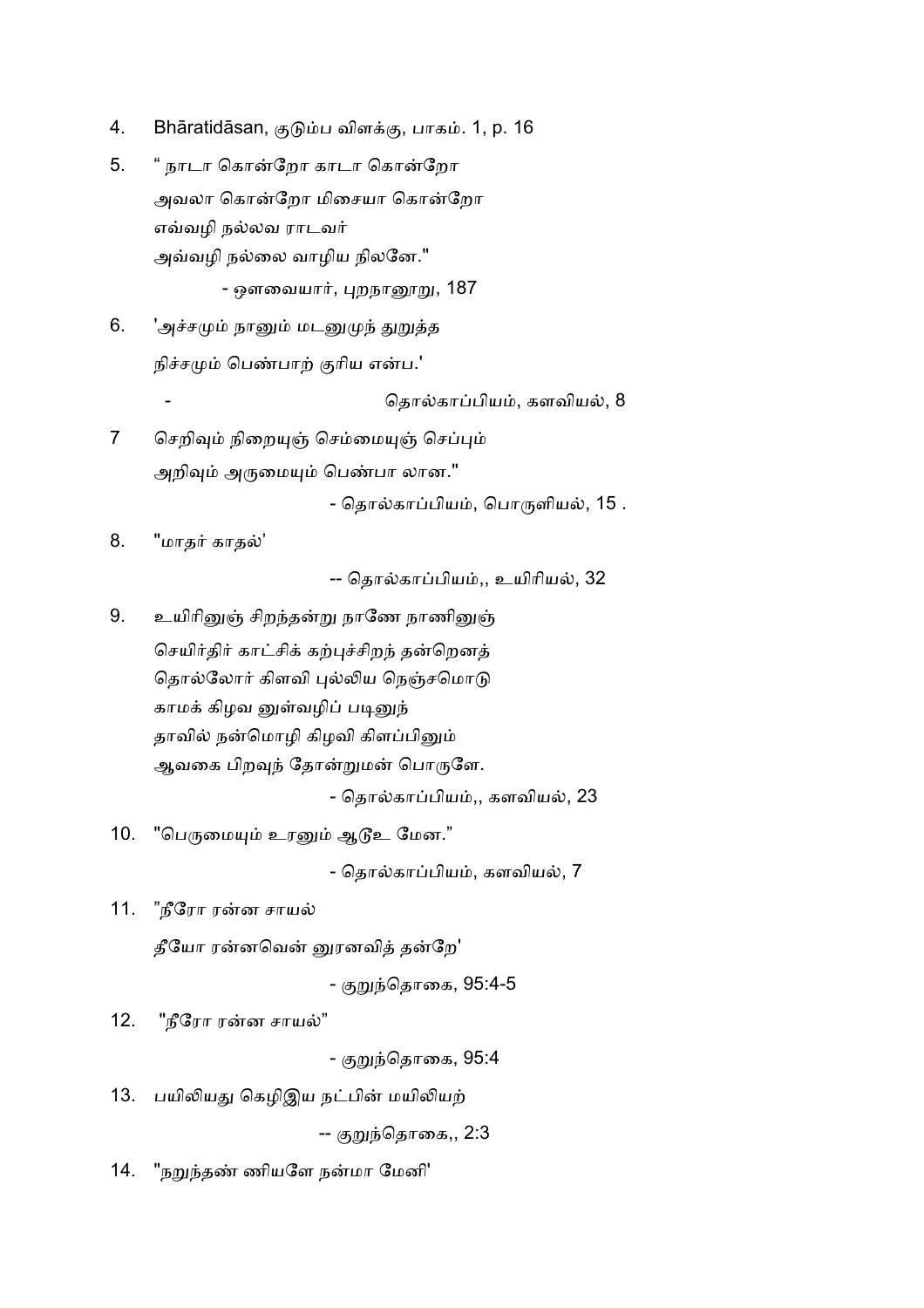4. Bhāratidāsan, குடும்ப விளக்கு, பாகம். 1, p. 16

5. " நாடா கொன்றோ காடா கொன்றோ
   அவலா கொன்றோ மிசையா கொன்றோ
   எவ்வழி நல்லவ ராடவர்
   அவ்வழி நல்லை வாழிய நிலனே."
   
   - ஔவையார், புறநானூறு, 187

6. 'அச்சமும் நாணும் மடனுமுந் துறுத்த
   நிச்சமும் பெண்பாற் குரிய என்ப.'
   
   - தொல்காப்பியம், களவியல், 8

7 செறிவும் நிறையுஞ் செம்மையுஞ் செப்பும்
   அறிவும் அருமையும் பெண்பா லான."
   
   - தொல்காப்பியம், பொருளியல், 15 .

8. "மாதர் காதல்'
   
   -- தொல்காப்பியம்,, உயிரியல், 32

9. உயிரினுஞ் சிறந்தன்று நாணே நாணினுஞ்
   செயிர்திர் காட்சிக் கற்புச்சிறந் தன்றெனத்
   தொல்லோர் கிளவி புல்லிய நெஞ்சமொடு
   காமக் கிழவ னுள்வழிப் படினுந்
   தாவில் நன்மொழி கிழவி கிளப்பினும்
   ஆவகை பிறவுந் தோன்றுமன் பொருளே.
   
   - தொல்காப்பியம்,, களவியல், 23

10. "பெருமையும் உரனும் ஆடூஉ மேன."
    
    - தொல்காப்பியம், களவியல், 7

11. "நீரோ ரன்ன சாயல்
    தீயோ ரன்னவென் னுரனவித் தன்றே'
    
    - குறுந்தொகை, 95:4-5

12. "நீரோ ரன்ன சாயல்"
    
    - குறுந்தொகை, 95:4

13. பயிலியது கெழிஇய நட்பின் மயிலியற்
    
    -- குறுந்தொகை,, 2:3

14. "நறுந்தண் ணியளே நன்மா மேனி'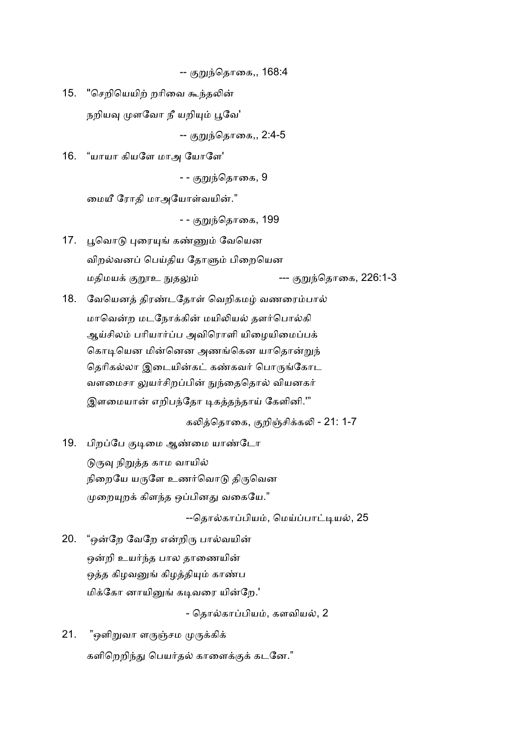-- குறுந்தொகை,, 168:4

15. "செறியெயிற் றரிவை கூந்தலின்

    நறியவு முளவோ நீ யறியும் பூவே'

    -- குறுந்தொகை,, 2:4-5

16. “யாயா கியளே மாஅ யோளே'

    - - குறுந்தொகை, 9

    மையீ ரோதி மாஅயோள்வயின்.”

    - - குறுந்தொகை, 199

17. பூவொடு புரையுங் கண்ணும் வேயென

    விறல்வனப் பெய்திய தோளும் பிறையென

    மதிமயக் குறூஉ நுதலும் --- குறுந்தொகை, 226:1-3

18. வேயெனத் திரண்டதோள் வெறிகமழ் வணரைம்பால்

    மாவென்ற மடநோக்கின் மயிலியல் தளர்பொல்கி

    ஆய்சிலம் பரியார்ப்ப அவிரொளி யிழையிமைப்பக்

    கொடியென மின்னென அணங்கென யாதொன்றுந்

    தெரிகல்லா இடையின்கட் கண்கவர் பொருங்கோட

    வளமைசா லுயர்சிறப்பின் நுந்தைதொல் வியனகர்

    இளமையான் எறிபந்தோ டிகத்தந்தாய் கேளினி.'”

    கலித்தொகை, குறிஞ்சிக்கலி - 21: 1-7

19. பிறப்பே குடிமை ஆண்மை யாண்டோ

    டுருவு நிறுத்த காம வாயில்

    நிறையே யருளே உணர்வொடு திருவென

    முறையுறக் கிளந்த ஒப்பினது வகையே.”

    --தொல்காப்பியம், மெய்ப்பாட்டியல், 25

20. “ஒன்றே வேறே என்றிரு பால்வயின்

    ஒன்றி உயர்ந்த பால தாணையின்

    ஒத்த கிழவனுங் கிழத்தியும் காண்ப

    மிக்கோ னாயினுங் கடிவரை யின்றே.'

    - தொல்காப்பியம், களவியல், 2

21. ”ஒளிறுவா ளருஞ்சம முருக்கிக்

    களிறெறிந்து பெயர்தல் காளைக்குக் கடனே.”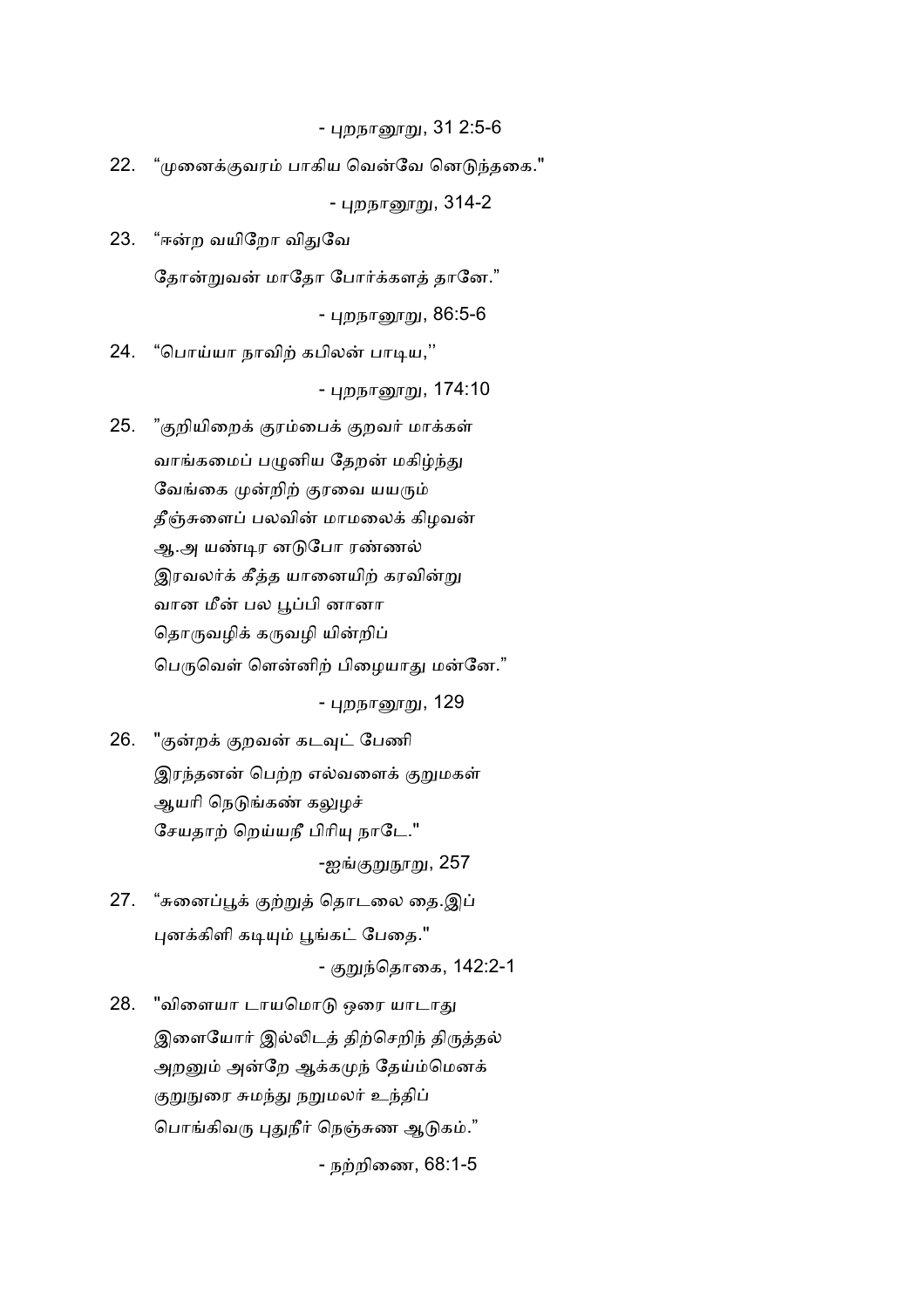- புறநானூறு, 31 2:5-6

22. “முனைக்குவரம் பாகிய வென்வே னெடுந்தகை."

- புறநானூறு, 314-2

23. “ஈன்ற வயிறோ விதுவே
தோன்றுவன் மாதோ போர்க்களத் தானே.”

- புறநானூறு, 86:5-6

24. “பொய்யா நாவிற் கபிலன் பாடிய,’’

- புறநானூறு, 174:10

25. ”குறியிறைக் குரம்பைக் குறவர் மாக்கள்
வாங்கமைப் பழுனிய தேறன் மகிழ்ந்து
வேங்கை முன்றிற் குரவை யயரும்
தீஞ்சுளைப் பலவின் மாமலைக் கிழவன்
ஆ.அ யண்டிர னடுபோ ரண்ணல்
இரவலர்க் கீத்த யானையிற் கரவின்று
வான மீன் பல பூப்பி னானா
தொருவழிக் கருவழி யின்றிப்
பெருவெள் ளென்னிற் பிழையாது மன்னே.”

- புறநானூறு, 129

26. "குன்றக் குறவன் கடவுட் பேணி
இரந்தனன் பெற்ற எல்வளைக் குறுமகள்
ஆயரி நெடுங்கண் கலுழச்
சேயதாற் றெய்யநீ பிரியு நாடே."

-ஐங்குறுநூறு, 257

27. “சுனைப்பூக் குற்றுத் தொடலை தை.இப்
புனக்கிளி கடியும் பூங்கட் பேதை."

- குறுந்தொகை, 142:2-1

28. "விளையா டாயமொடு ஒரை யாடாது
இளையோர் இல்லிடத் திற்செறிந் திருத்தல்
அறனும் அன்றே ஆக்கமுந் தேய்ம்மெனக்
குறுநுரை சுமந்து நறுமலர் உந்திப்
பொங்கிவரு புதுநீர் நெஞ்சுண ஆடுகம்.”

- நற்றிணை, 68:1-5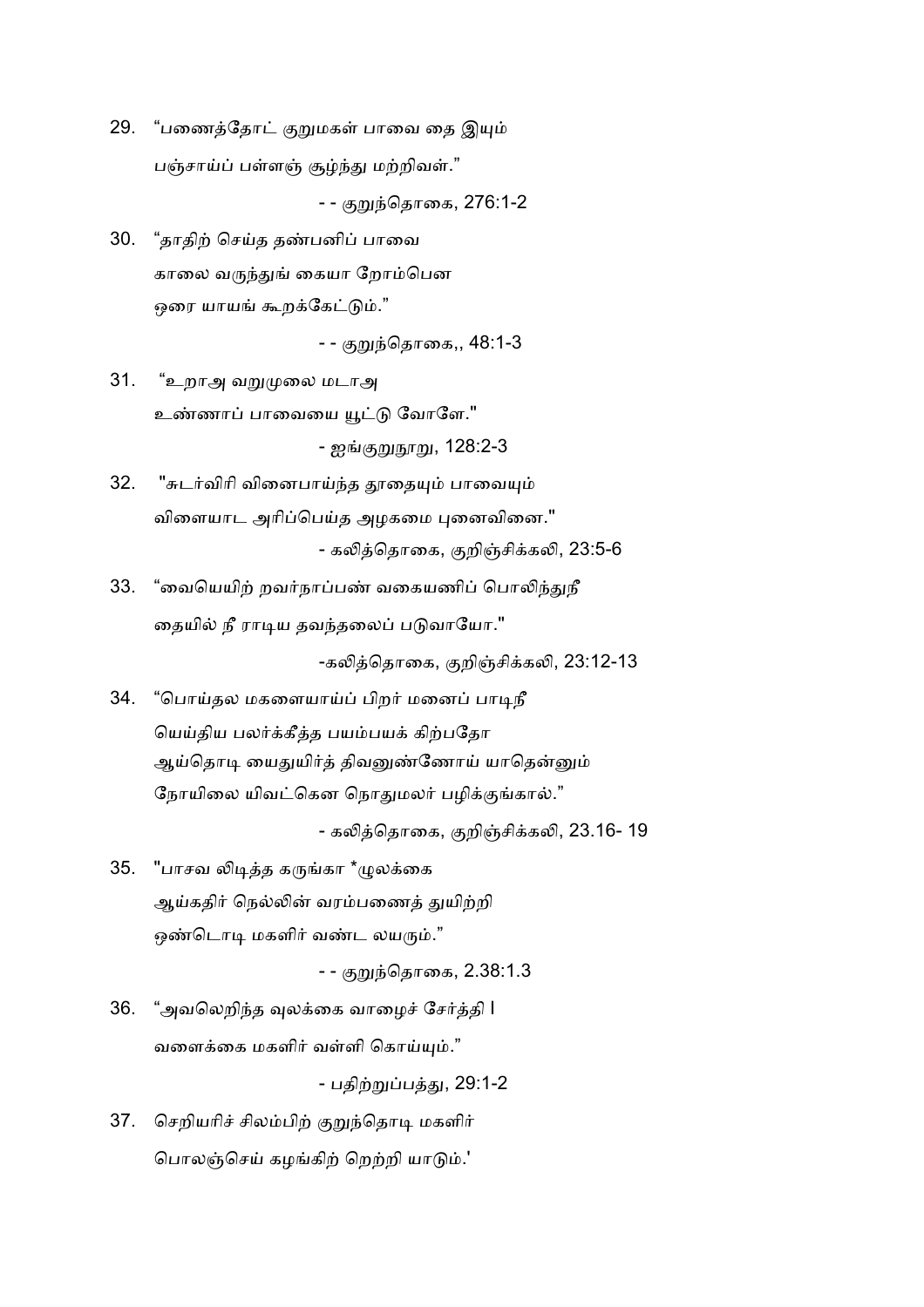29. “பணைத்தோட் குறுமகள் பாவை தை இயும்
 பஞ்சாய்ப் பள்ளஞ் சூழ்ந்து மற்றிவள்.”

 - - குறுந்தொகை, 276:1-2

30. “தாதிற் செய்த தண்பனிப் பாவை
 காலை வருந்துங் கையா றோம்பென
 ஒரை யாயங் கூறக்கேட்டும்.”

 - - குறுந்தொகை,, 48:1-3

31. “உறாஅ வறுமுலை மடாஅ
 உண்ணாப் பாவையை யூட்டு வோளே."

 - ஐங்குறுநூறு, 128:2-3

32. "சுடர்விரி வினைபாய்ந்த தூதையும் பாவையும்
 விளையாட அரிப்பெய்த அழகமை புனைவினை."

 - கலித்தொகை, குறிஞ்சிக்கலி, 23:5-6

33. “வையெயிற் றவர்நாப்பண் வகையணிப் பொலிந்துநீ
 தையில் நீ ராடிய தவந்தலைப் படுவாயோ."

 -கலித்தொகை, குறிஞ்சிக்கலி, 23:12-13

34. “பொய்தல மகளையாய்ப் பிறர் மனைப் பாடிநீ
 யெய்திய பலர்க்கீத்த பயம்பயக் கிற்பதோ
 ஆய்தொடி யைதுயிர்த் திவனுண்ணோய் யாதென்னும்
 நோயிலை யிவட்கென நொதுமலர் பழிக்குங்கால்.”

 - கலித்தொகை, குறிஞ்சிக்கலி, 23.16- 19

35. "பாசவ லிடித்த கருங்கா *ழுலக்கை
 ஆய்கதிர் நெல்லின் வரம்பணைத் துயிற்றி
 ஒண்டொடி மகளிர் வண்ட லயரும்.”

 - - குறுந்தொகை, 2.38:1.3

36. “அவலெறிந்த வுலக்கை வாழைச் சேர்த்தி I
 வளைக்கை மகளிர் வள்ளி கொய்யும்.”

 - பதிற்றுப்பத்து, 29:1-2

37. செறியரிச் சிலம்பிற் குறுந்தொடி மகளிர்
 பொலஞ்செய் கழங்கிற் றெற்றி யாடும்.'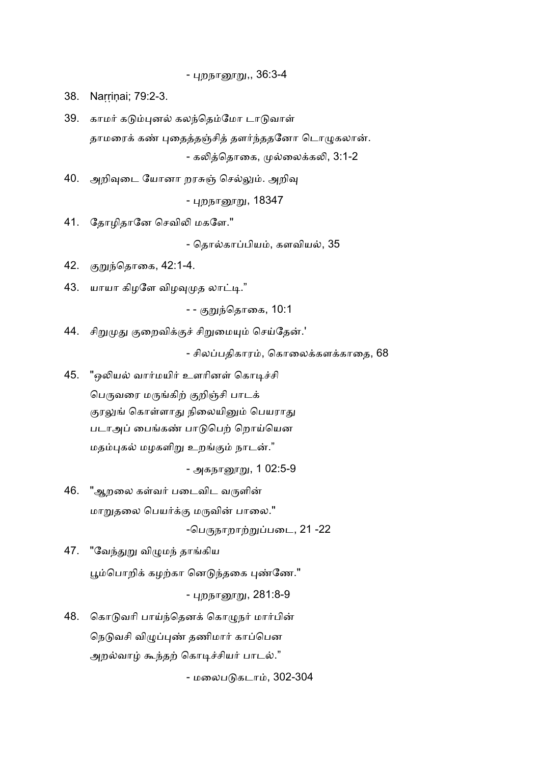- புறநானூறு,, 36:3-4

38. Naṟṟiṇai; 79:2-3.

39. காமர் கடும்புனல் கலந்தெம்மோ டாடுவாள்
    தாமரைக் கண் புதைத்தஞ்சித் தளர்ந்ததனோ டொழுகலான்.

    - கலித்தொகை, முல்லைக்கலி, 3:1-2

40. அறிவுடை யோனா றரசுஞ் செல்லும். அறிவு

    - புறநானூறு, 18347

41. தோழிதானே செவிலி மகளே."

    - தொல்காப்பியம், களவியல், 35

42. குறுந்தொகை, 42:1-4.

43. யாயா கிழளே விழவுமுத லாட்டி."

    - - குறுந்தொகை, 10:1

44. சிறுமுது குறைவிக்குச் சிறுமையும் செய்தேன்.'

    - சிலப்பதிகாரம், கொலைக்களக்காதை, 68

45. "ஒலியல் வார்மயிர் உளரினள் கொடிச்சி
    பெருவரை மருங்கிற் குறிஞ்சி பாடக்
    குரலுங் கொள்ளாது நிலையினும் பெயராது
    படாஅப் பைங்கண் பாடுபெற் றொய்யென
    மதம்புகல் மழகளிறு உறங்கும் நாடன்."

    - அகநானூறு, 1 02:5-9

46. "ஆறலை கள்வர் படைவிட வருளின்
    மாறுதலை பெயர்க்கு மருவின் பாலை."

    -பெருநாறாற்றுப்படை, 21 -22

47. "வேந்துறு விழுமந் தாங்கிய
    பூம்பொறிக் கழற்கா னெடுந்தகை புண்ணே."

    - புறநானூறு, 281:8-9

48. கொடுவரி பாய்ந்தெனக் கொழுநர் மார்பின்
    நெடுவசி விழுப்புண் தணிமார் காப்பென
    அறல்வாழ் கூந்தற் கொடிச்சியர் பாடல்."

    - மலைபடுகடாம், 302-304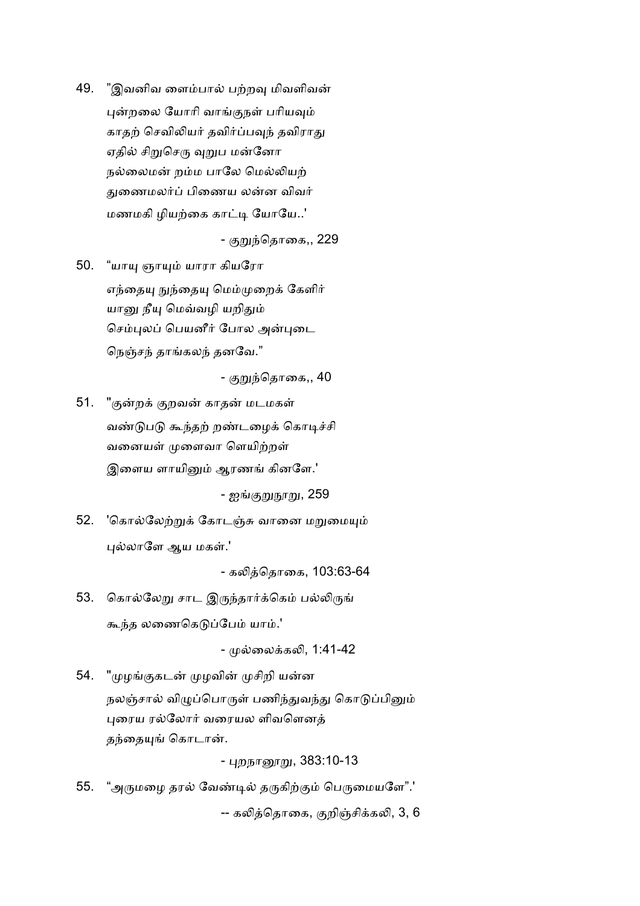49. "இவனிவ ளைம்பால் பற்றவு மிவளிவன்
புன்றலை யோரி வாங்குநள் பரியவும்
காதற் செவிலியர் தவிர்ப்பவுந் தவிராது
ஏதில் சிறுசெரு வுறுப மன்னோ
நல்லைமன் றம்ம பாலே மெல்லியற்
துணைமலர்ப் பிணைய லன்ன விவர்
மணமகி ழியற்கை காட்டி யோயே..'

- குறுந்தொகை,, 229

50. "யாயு ஞாயும் யாரா கியரோ
எந்தையு நுந்தையு மெம்முறைக் கேளிர்
யானு நீயு மெவ்வழி யறிதும்
செம்புலப் பெயனீர் போல அன்புடை
நெஞ்சந் தாங்கலந் தனவே."

- குறுந்தொகை,, 40

51. "குன்றக் குறவன் காதன் மடமகள்
வண்டுபடு கூந்தற் றண்டழைக் கொடிச்சி
வளையள் முளைவா ளெயிற்றள்
இளைய ளாயினும் ஆரணங் கினளே.'

- ஐங்குறுநூறு, 259

52. 'கொல்லேற்றுக் கோடஞ்சு வானை மறுமையும்
புல்லாளே ஆய மகள்.'

- கலித்தொகை, 103:63-64

53. கொல்லேறு சாட இருந்தார்க்கெம் பல்லிருங்
கூந்த லணைகொடுப்பேம் யாம்.'

- முல்லைக்கலி, 1:41-42

54. "முழங்குகடன் முழவின் முசிறி யன்ன
நலஞ்சால் விழுப்பொருள் பணிந்துவந்து கொடுப்பினும்
புரைய ரல்லோர் வரையல ளிவளெனத்
தந்தையுங் கொடான்.

- புறநானூறு, 383:10-13

55. "அருமழை தரல் வேண்டில் தருகிற்கும் பெருமையளே".'

-- கலித்தொகை, குறிஞ்சிக்கலி, 3, 6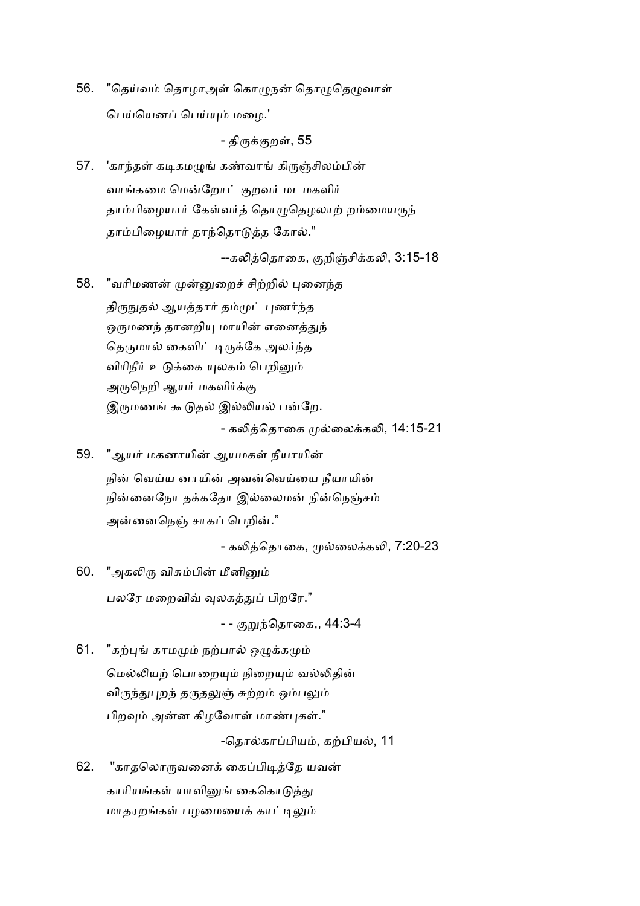56. "தெய்வம் தொழாஅள் கொழுநன் தொழுதெழுவாள்

    பெய்யெனப் பெய்யும் மழை.'

    - திருக்குறள், 55

57. 'காந்தள் கடிகமழுங் கண்வாங் கிருஞ்சிலம்பின்

    வாங்கமை மென்றோட் குறவர் மடமகளிர்

    தாம்பிழையார் கேள்வர்த் தொழுதெழலாற் றம்மையருந்

    தாம்பிழையார் தாந்தொடுத்த கோல்."

    --கலித்தொகை, குறிஞ்சிக்கலி, 3:15-18

58. "வரிமணன் முன்னுறைச் சிற்றில் புனைந்த

    திருநுதல் ஆயத்தார் தம்முட் புணர்ந்த

    ஒருமணந் தானறியு மாயின் எனைத்துந்

    தெருமால் கைவிட் டிருக்கே அலர்ந்த

    விரிநீர் உடுக்கை யுலகம் பெறினும்

    அருநெறி ஆயர் மகளிர்க்கு

    இருமணங் கூடுதல் இல்லியல் பன்றே.

    - கலித்தொகை முல்லைக்கலி, 14:15-21

59. "ஆயர் மகனாயின் ஆயமகள் நீயாயின்

    நின் வெய்ய னாயின் அவன்வெய்யை நீயாயின்

    நின்னைநோ தக்கதோ இல்லைமன் நின்நெஞ்சம்

    அன்னைநெஞ் சாகப் பெறின்."

    - கலித்தொகை, முல்லைக்கலி, 7:20-23

60. "அகலிரு விசும்பின் மீனினும்

    பலரே மறைவிவ் வுலகத்துப் பிறரே."

    - - குறுந்தொகை,, 44:3-4

61. "கற்புங் காமமும் நற்பால் ஒழுக்கமும்

    மெல்லியற் பொறையும் நிறையும் வல்லிதின்

    விருந்துபுறந் தருதலுஞ் சுற்றம் ஓம்பலும்

    பிறவும் அன்ன கிழவோள் மாண்புகள்."

    -தொல்காப்பியம், கற்பியல், 11

62. "காதலொருவனைக் கைப்பிடித்தே யவன்

    காரியங்கள் யாவினுங் கைகொடுத்து

    மாதரறங்கள் பழமையைக் காட்டிலும்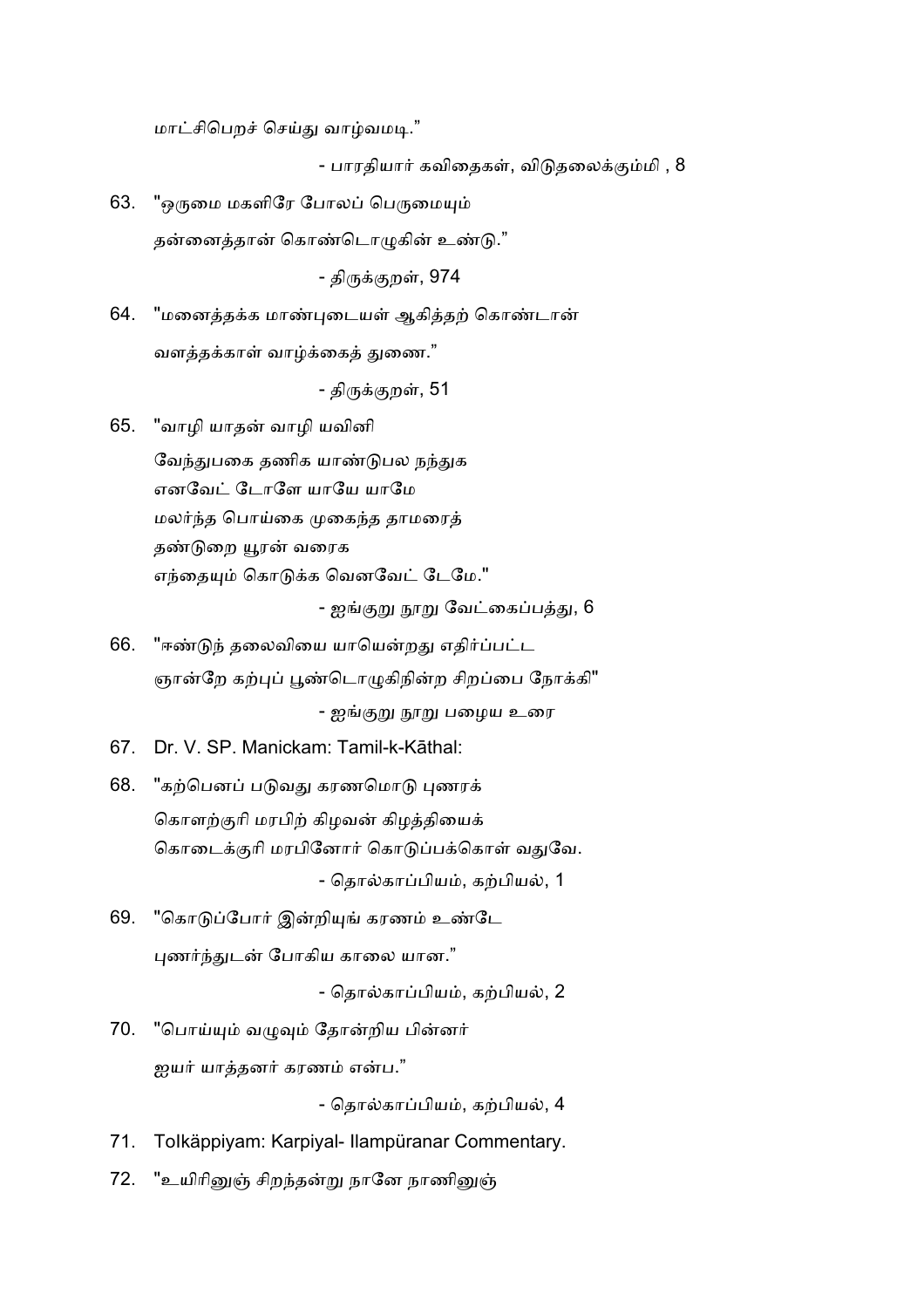மாட்சிபெறச் செய்து வாழ்வமடி."

- பாரதியார் கவிதைகள், விடுதலைக்கும்மி , 8

63. "ஒருமை மகளிரே போலப் பெருமையும்

தன்னைத்தான் கொண்டொழுகின் உண்டு."

- திருக்குறள், 974

64. "மனைத்தக்க மாண்புடையள் ஆகித்தற் கொண்டான்

வளத்தக்காள் வாழ்க்கைத் துணை."

- திருக்குறள், 51

65. "வாழி யாதன் வாழி யவினி

வேந்துபகை தணிக யாண்டுபல நந்துக
எனவேட் டோளே யாயே யாமே
மலர்ந்த பொய்கை முகைந்த தாமரைத்
தண்டுறை யூரன் வரைக
எந்தையும் கொடுக்க வெனவேட் டேமே."

- ஐங்குறு நூறு வேட்கைப்பத்து, 6

66. "ஈண்டுந் தலைவியை யாயென்றது எதிர்ப்பட்ட

ஞான்றே கற்புப் பூண்டொழுகிநின்ற சிறப்பை நோக்கி"

- ஐங்குறு நூறு பழைய உரை

67. Dr. V. SP. Manickam: Tamil-k-Kāthal:

68. "கற்பெனப் படுவது கரணமொடு புணரக்

கொளற்குரி மரபிற் கிழவன் கிழத்தியைக்
கொடைக்குரி மரபினோர் கொடுப்பக்கொள் வதுவே.

- தொல்காப்பியம், கற்பியல், 1

69. "கொடுப்போர் இன்றியுங் கரணம் உண்டே

புணர்ந்துடன் போகிய காலை யான."

- தொல்காப்பியம், கற்பியல், 2

70. "பொய்யும் வழுவும் தோன்றிய பின்னர்

ஐயர் யாத்தனர் கரணம் என்ப."

- தொல்காப்பியம், கற்பியல், 4

71. Tolkäppiyam: Karpiyal- Ilampüranar Commentary.

72. "உயிரினுஞ் சிறந்தன்று நானே நாணினுஞ்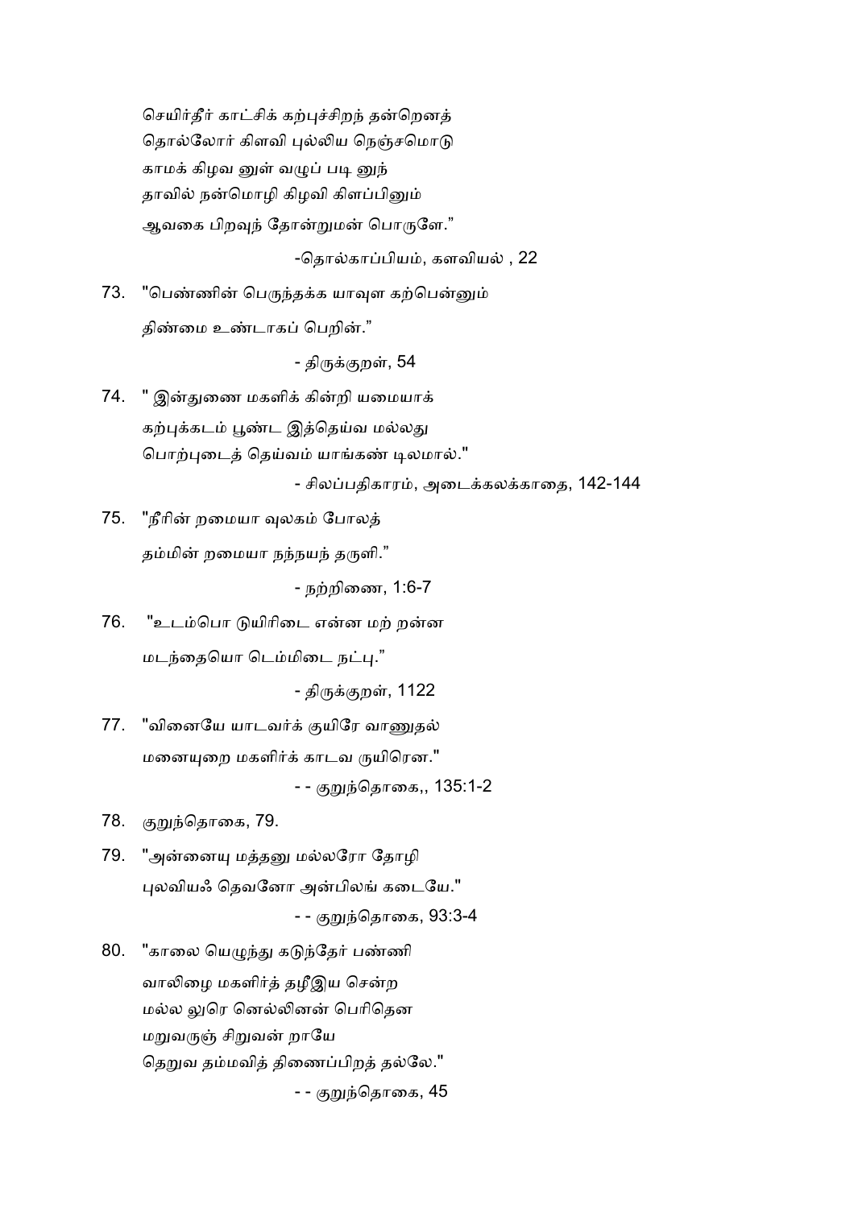செயிர்தீர் காட்சிக் கற்புச்சிறந் தன்றெனத்
தொல்லோர் கிளவி புல்லிய நெஞ்சமொடு
காமக் கிழவ னுள் வழுப் படி னுந்
தாவில் நன்மொழி கிழவி கிளப்பினும்
ஆவகை பிறவுந் தோன்றுமன் பொருளே."

-தொல்காப்பியம், களவியல் , 22

73. "பெண்ணின் பெருந்தக்க யாவுள கற்பென்னும்
திண்மை உண்டாகப் பெறின்."

- திருக்குறள், 54

74. " இன்துணை மகளிக் கின்றி யமையாக்
கற்புக்கடம் பூண்ட இத்தெய்வ மல்லது
பொற்புடைத் தெய்வம் யாங்கண் டிலமால்."

- சிலப்பதிகாரம், அடைக்கலக்காதை, 142-144

75. "நீரின் றமையா வுலகம் போலத்
தம்மின் றமையா நந்நயந் தருளி."

- நற்றிணை, 1:6-7

76. "உடம்பொ டுயிரிடை என்ன மற் றன்ன
மடந்தையொ டெம்மிடை நட்பு."

- திருக்குறள், 1122

77. "வினையே யாடவர்க் குயிரே வாணுதல்
மனையுறை மகளிர்க் காடவ ருயிரென."

- - குறுந்தொகை,, 135:1-2

78. குறுந்தொகை, 79.

79. "அன்னையு மத்தனு மல்லரோ தோழி
புலவியஃ தெவனோ அன்பிலங் கடையே."

- - குறுந்தொகை, 93:3-4

80. "காலை யெழுந்து கடுந்தேர் பண்ணி
வாலிழை மகளிர்த் தழீஇய சென்ற
மல்ல லுரெ னெல்லினன் பெரிதென
மறுவருஞ் சிறுவன் றாயே
தெறுவ தம்மவித் திணைப்பிறத் தல்லே."

- - குறுந்தொகை, 45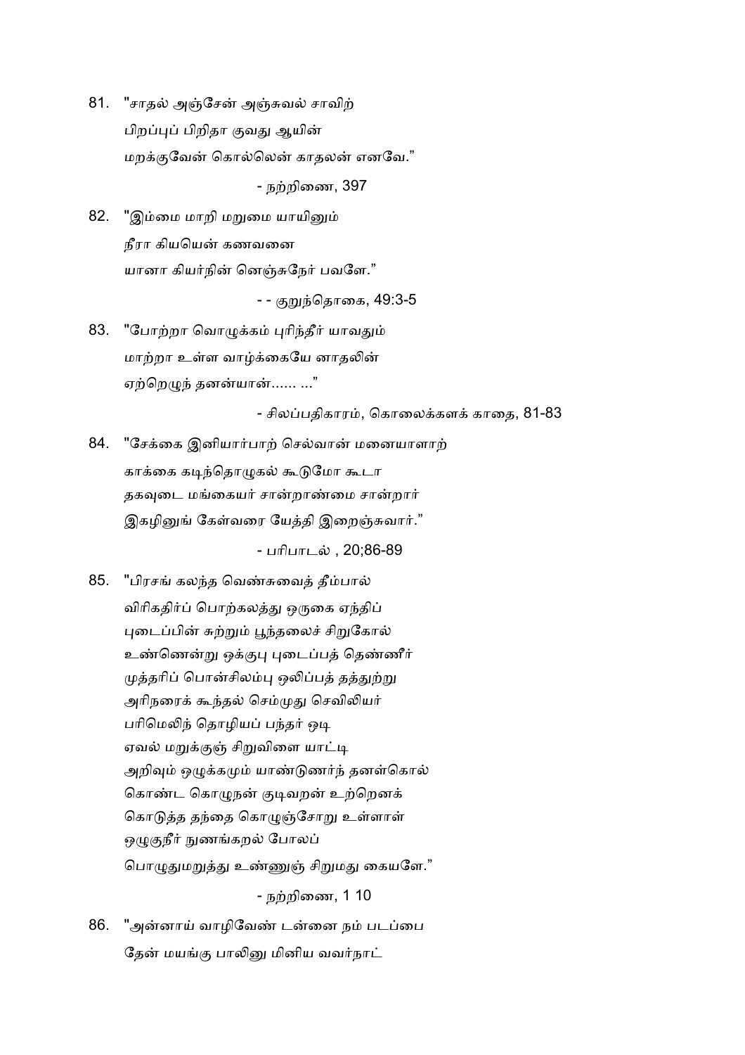81. "சாதல் அஞ்சேன் அஞ்சுவல் சாவிற்

    பிறப்புப் பிறிதா குவது ஆயின்

    மறக்குவேன் கொல்லென் காதலன் எனவே."

    - நற்றிணை, 397

82. "இம்மை மாறி மறுமை யாயினும்

    நீரா கியயென் கணவனை

    யானா கியர்நின் னெஞ்சுநேர் பவளே."

    - - குறுந்தொகை, 49:3-5

83. "போற்றா வொழுக்கம் புரிந்தீர் யாவதும்

    மாற்றா உள்ள வாழ்க்கையே னாதலின்

    ஏற்றெழுந் தனன்யான்...... ..."

    - சிலப்பதிகாரம், கொலைக்களக் காதை, 81-83

84. "சேக்கை இனியார்பாற் செல்வான் மனையாளாற்

    காக்கை கடிந்தொழுகல் கூடுமோ கூடா

    தகவுடை மங்கையர் சான்றாண்மை சான்றார்

    இகழினுங் கேள்வரை யேத்தி இறைஞ்சுவார்."

    - பரிபாடல் , 20;86-89

85. "பிரசங் கலந்த வெண்சுவைத் தீம்பால்

    விரிகதிர்ப் பொற்கலத்து ஒருகை ஏந்திப்

    புடைப்பின் சுற்றும் பூந்தலைச் சிறுகோல்

    உண்ணென்று ஒக்குபு புடைப்பத் தெண்ணீர்

    முத்தரிப் பொன்சிலம்பு ஒலிப்பத் தத்துற்று

    அரிநரைக் கூந்தல் செம்முது செவிலியர்

    பரிமெலிந் தொழியப் பந்தர் ஒடி

    ஏவல் மறுக்குஞ் சிறுவிளை யாட்டி

    அறிவும் ஒழுக்கமும் யாண்டுணர்ந் தனள்கொல்

    கொண்ட கொழுநன் குடிவறன் உற்றெனக்

    கொடுத்த தந்தை கொழுஞ்சோறு உள்ளாள்

    ஒழுகுநீர் நுணங்கறல் போலப்

    பொழுதுமறுத்து உண்ணுஞ் சிறுமது கையளே."

    - நற்றிணை, 1 10

86. "அன்னாய் வாழிவேண் டன்னை நம் படப்பை

    தேன் மயங்கு பாலினு மினிய வவர்நாட்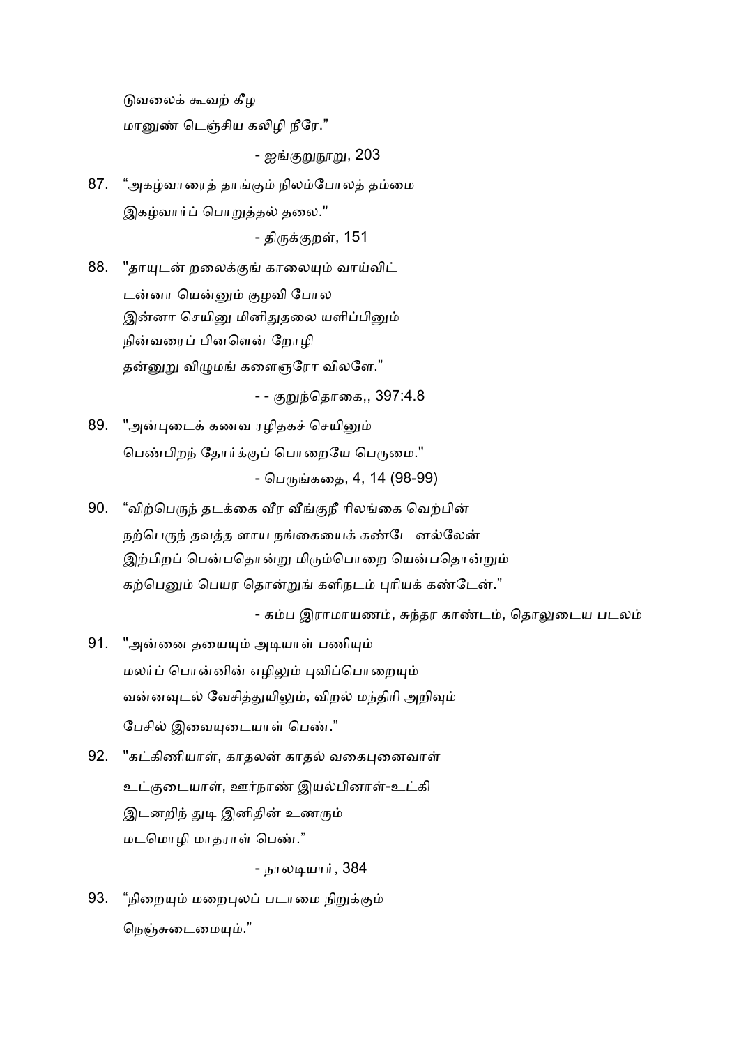டுவலைக் கூவற் கீழ

மானுண் டெஞ்சிய கலிழி நீரே."

- ஐங்குறுநூறு, 203

87. "அகழ்வாரைத் தாங்கும் நிலம்போலத் தம்மை

    இகழ்வார்ப் பொறுத்தல் தலை."

    - திருக்குறள், 151

88. "தாயுடன் றலைக்குங் காலையும் வாய்விட்

    டன்னா யென்னும் குழவி போல

    இன்னா செயினு மினிதுதலை யளிப்பினும்

    நின்வரைப் பினளென் றோழி

    தன்னுறு விழுமங் களைஞரோ விலளே."

    - - குறுந்தொகை,, 397:4.8

89. "அன்புடைக் கணவ ரழிதகச் செயினும்

    பெண்பிறந் தோர்க்குப் பொறையே பெருமை."

    - பெருங்கதை, 4, 14 (98-99)

90. "விற்பெருந் தடக்கை வீர வீங்குநீ ரிலங்கை வெற்பின்

    நற்பெருந் தவத்த ளாய நங்கையைக் கண்டே னல்லேன்

    இற்பிறப் பென்பதொன்று மிரும்பொறை யென்பதொன்றும்

    கற்பெனும் பெயர தொன்றுங் களிநடம் புரியக் கண்டேன்."

    - கம்ப இராமாயணம், சுந்தர காண்டம், தொலுடைய படலம்

91. "அன்னை தயையும் அடியாள் பணியும்

    மலர்ப் பொன்னின் எழிலும் புவிப்பொறையும்

    வன்னவுடல் வேசித்துயிலும், விறல் மந்திரி அறிவும்

    பேசில் இவையுடையாள் பெண்."

92. "கட்கிணியாள், காதலன் காதல் வகைபுனைவாள்

    உட்குடையாள், ஊர்நாண் இயல்பினாள்-உட்கி

    இடனறிந் துடி இனிதின் உணரும்

    மடமொழி மாதராள் பெண்."

    - நாலடியார், 384

93. "நிறையும் மறைபுலப் படாமை நிறுக்கும்

    நெஞ்சுடைமையும்."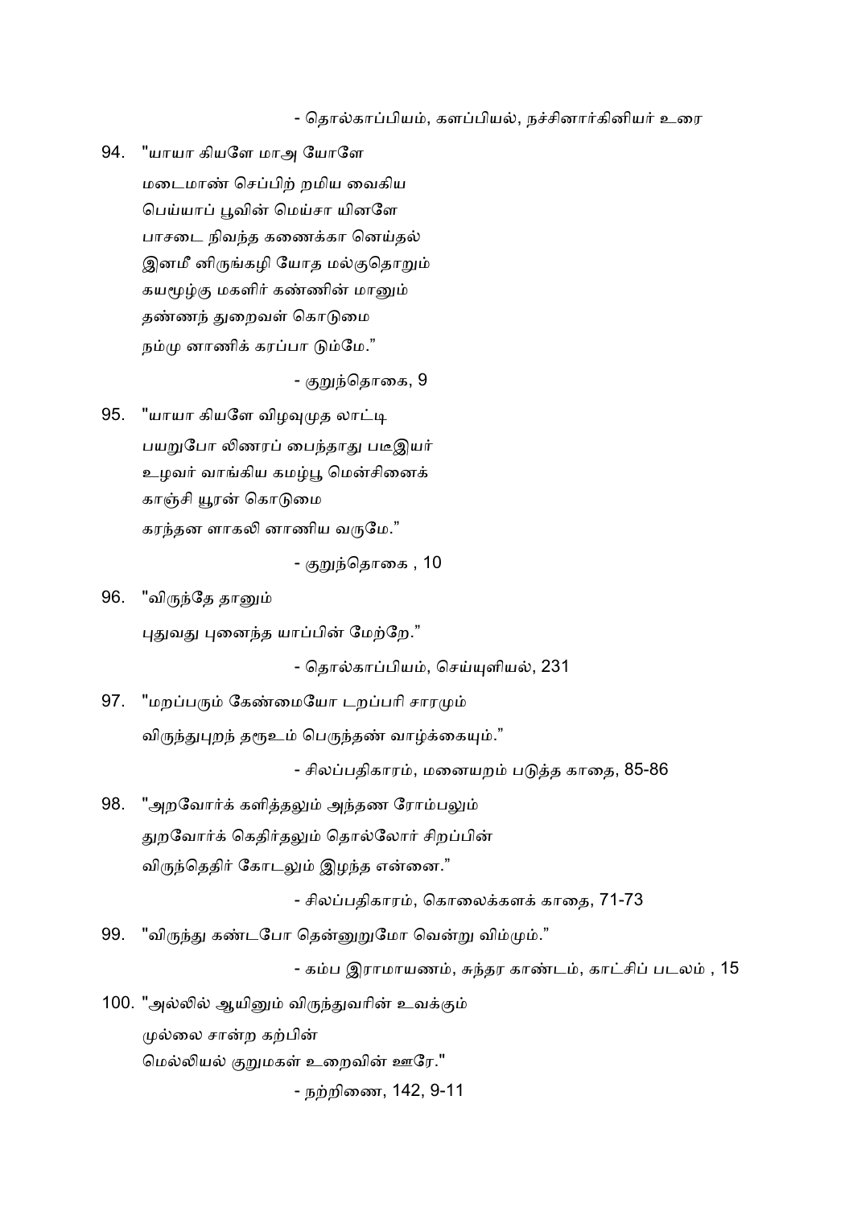- தொல்காப்பியம், களப்பியல், நச்சினார்கினியர் உரை

94. "யாயா கியளே மாஅ யோளே
மடைமாண் செப்பிற் றமிய வைகிய
பெய்யாப் பூவின் மெய்சா யினளே
பாசடை நிவந்த கணைக்கா னெய்தல்
இனமீ னிருங்கழி யோத மல்குதொறும்
கயமூழ்கு மகளிர் கண்ணின் மானும்
தண்ணந் துறைவள் கொடுமை
நம்மு னாணிக் கரப்பா டும்மே."

- குறுந்தொகை, 9

95. "யாயா கியளே விழவுமுத லாட்டி
பயறுபோ லிணரப் பைந்தாது படீஇயர்
உழவர் வாங்கிய கமழ்பூ மென்சினைக்
காஞ்சி யூரன் கொடுமை
கரந்தன ளாகலி னாணிய வருமே."

- குறுந்தொகை , 10

96. "விருந்தே தானும்
புதுவது புனைந்த யாப்பின் மேற்றே."

- தொல்காப்பியம், செய்யுளியல், 231

97. "மறப்பரும் கேண்மையோ டறப்பரி சாரமும்
விருந்துபுறந் தரூஉம் பெருந்தண் வாழ்க்கையும்."

- சிலப்பதிகாரம், மனையறம் படுத்த காதை, 85-86

98. "அறவோர்க் களித்தலும் அந்தண ரோம்பலும்
துறவோர்க் கெதிர்தலும் தொல்லோர் சிறப்பின்
விருந்தெதிர் கோடலும் இழந்த என்னை."

- சிலப்பதிகாரம், கொலைக்களக் காதை, 71-73

99. "விருந்து கண்டபோ தென்னுறுமோ வென்று விம்மும்."

- கம்ப இராமாயணம், சுந்தர காண்டம், காட்சிப் படலம் , 15

100. "அல்லில் ஆயினும் விருந்துவரின் உவக்கும்
முல்லை சான்ற கற்பின்
மெல்லியல் குறுமகள் உறைவின் ஊரே."

- நற்றிணை, 142, 9-11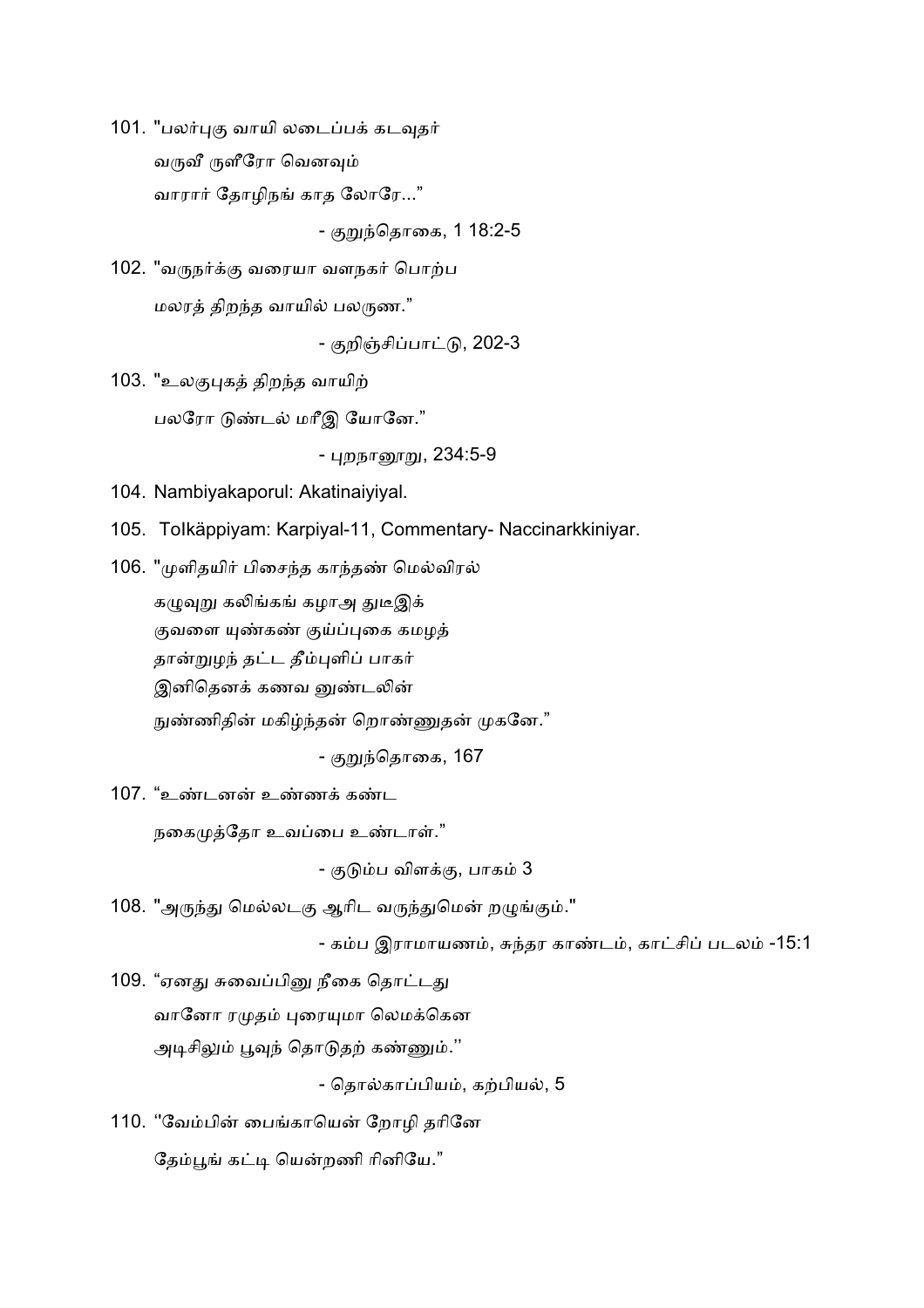101. "பலர்புகு வாயி லடைப்பக் கடவுதர்

வருவீ ருளீரோ வெனவும்

வாரார் தோழிநங் காத லோரே..."

- குறுந்தொகை, 1 18:2-5

102. "வருநர்க்கு வரையா வளநகர் பொற்ப

மலரத் திறந்த வாயில் பலருண."

- குறிஞ்சிப்பாட்டு, 202-3

103. "உலகுபுகத் திறந்த வாயிற்

பலரோ டுண்டல் மரீஇ யோனே."

- புறநானூறு, 234:5-9

104. Nambiyakaporul: Akatinaiyiyal.

105. Tolkäppiyam: Karpiyal-11, Commentary- Naccinarkkiniyar.

106. "முளிதயிர் பிசைந்த காந்தண் மெல்விரல்

கழுவுறு கலிங்கங் கழாஅ துடீஇக்

குவளை யுண்கண் குய்ப்புகை கமழத்

தான்றுழந் தட்ட தீம்புளிப் பாகர்

இனிதெனக் கணவ னுண்டலின்

நுண்ணிதின் மகிழ்ந்தன் றொண்ணுதன் முகனே."

- குறுந்தொகை, 167

107. "உண்டனன் உண்ணக் கண்ட

நகைமுத்தோ உவப்பை உண்டாள்."

- குடும்ப விளக்கு, பாகம் 3

108. "அருந்து மெல்லடகு ஆரிட வருந்துமென் றழுங்கும்."

- கம்ப இராமாயணம், சுந்தர காண்டம், காட்சிப் படலம் -15:1

109. "ஏனது சுவைப்பினு நீகை தொட்டது

வானோ ரமுதம் புரையுமா லெமக்கென

அடிசிலும் பூவுந் தொடுதற் கண்ணும்."

- தொல்காப்பியம், கற்பியல், 5

110. "வேம்பின் பைங்காயென் றோழி தரினே

தேம்பூங் கட்டி யென்றனி ரினியே."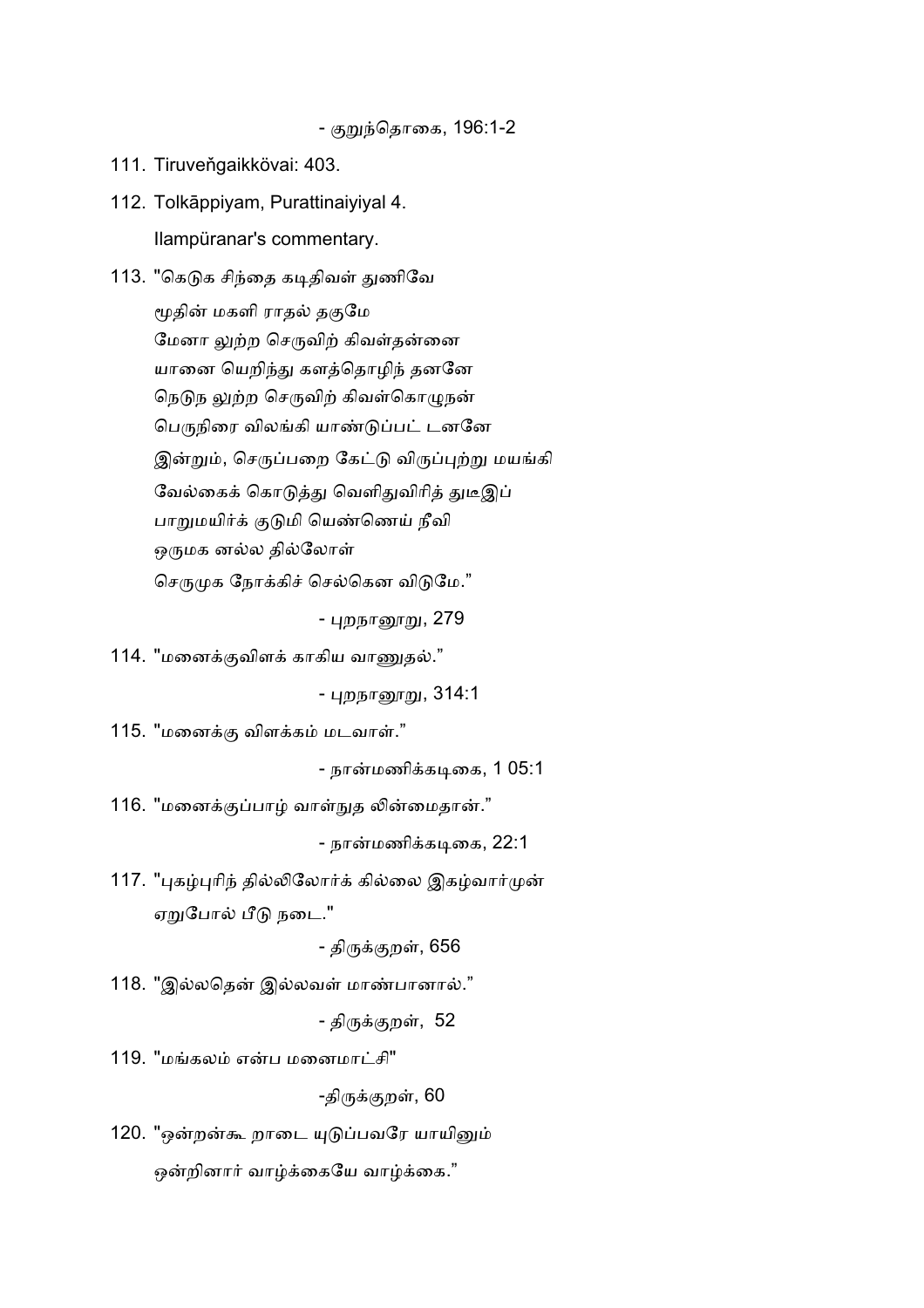- குறுந்தொகை, 196:1-2

111. Tiruveṅgaikkövai: 403.

112. Tolkāppiyam, Purattinaiyiyal 4.

     Ilampüranar's commentary.

113. "கெடுக சிந்தை கடிதிவள் துணிவே
     மூதின் மகளி ராதல் தகுமே
     மேனா ளுற்ற செருவிற் கிவள்தன்னை
     யானை யெறிந்து களத்தொழிந் தனனே
     நெடுந ளுற்ற செருவிற் கிவள்கொழுநன்
     பெருநிரை விலங்கி யாண்டுப்பட் டனனே
     இன்றும், செருப்பறை கேட்டு விருப்புற்று மயங்கி
     வேல்கைக் கொடுத்து வெளிதுவிரித் துடீஇப்
     பாறுமயிர்க் குடுமி யெண்ணெய் நீவி
     ஒருமக னல்ல தில்லோள்
     செருமுக நோக்கிச் செல்கென விடுமே."

     - புறநானூறு, 279

114. "மனைக்குவிளக் காகிய வாணுதல்."

     - புறநானூறு, 314:1

115. "மனைக்கு விளக்கம் மடவாள்."

     - நான்மணிக்கடிகை, 1 05:1

116. "மனைக்குப்பாழ் வாள்நுத லின்மைதான்."

     - நான்மணிக்கடிகை, 22:1

117. "புகழ்புரிந் தில்லிலோர்க் கில்லை இகழ்வார்முன்
     ஏறுபோல் பீடு நடை."

     - திருக்குறள், 656

118. "இல்லதென் இல்லவள் மாண்பானால்."

     - திருக்குறள், 52

119. "மங்கலம் என்ப மனைமாட்சி"

     -திருக்குறள், 60

120. "ஒன்றன்கூ றாடை யுடுப்பவரே யாயினும்
     ஒன்றினார் வாழ்க்கையே வாழ்க்கை."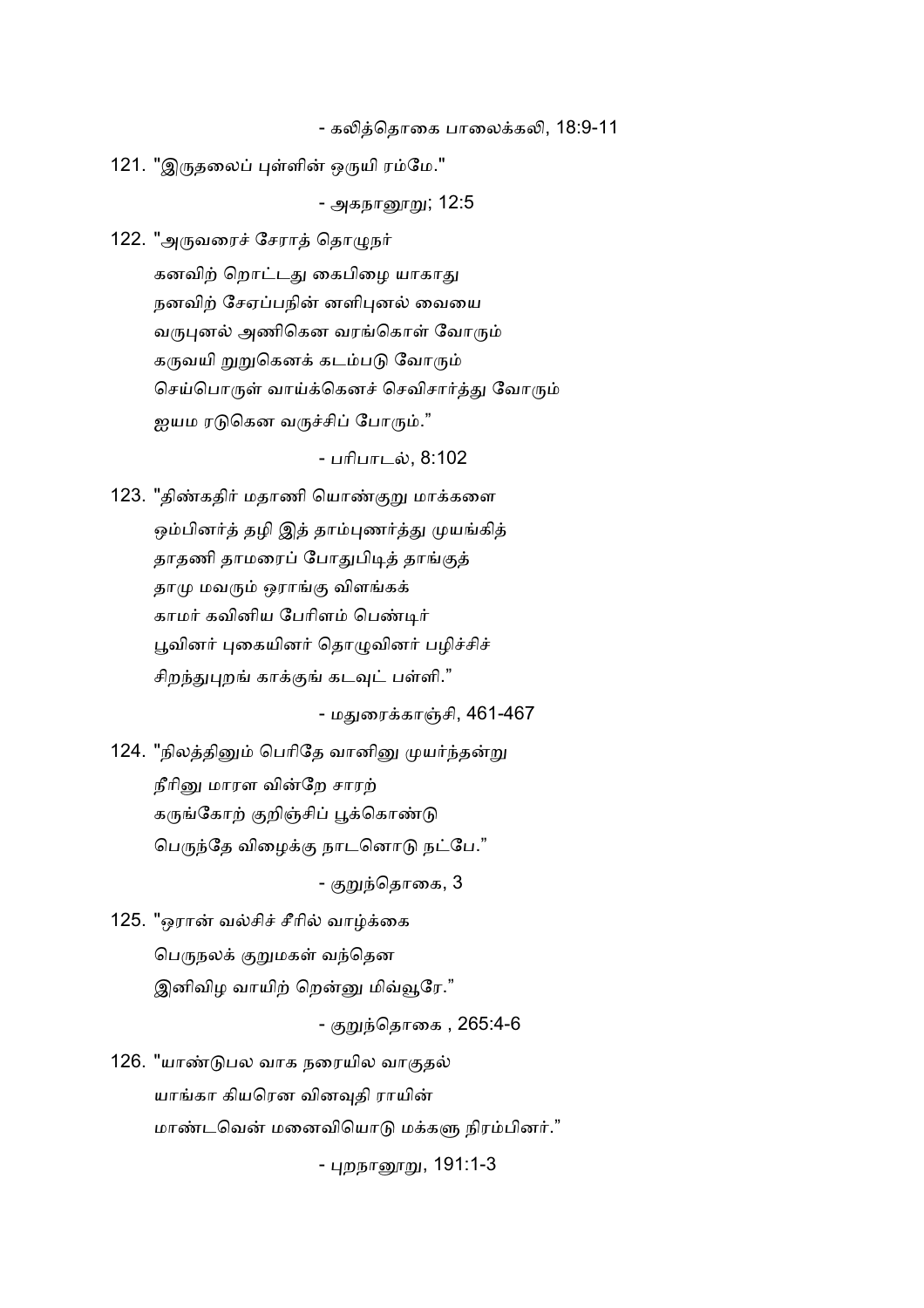- கலித்தொகை பாலைக்கலி, 18:9-11

121. "இருதலைப் புள்ளின் ஒருயி ரம்மே."

- அகநானூறு; 12:5

122. "அருவரைச் சேராத் தொழுநர்
கனவிற் றொட்டது கைபிழை யாகாது
நனவிற் சேஎப்பநின் னளிபுனல் வையை
வருபுனல் அணிகென வரங்கொள் வோரும்
கருவயி றுறுகெனக் கடம்படு வோரும்
செய்பொருள் வாய்க்கெனச் செவிசார்த்து வோரும்
ஐயம ரடுகென வருச்சிப் போரும்."

- பரிபாடல், 8:102

123. "திண்கதிர் மதாணி யொண்குறு மாக்களை
ஓம்பினர்த் தழி இத் தாம்புணர்த்து முயங்கித்
தாதணி தாமரைப் போதுபிடித் தாங்குத்
தாமு மவரும் ஓராங்கு விளங்கக்
காமர் கவினிய பேரிளம் பெண்டிர்
பூவினர் புகையினர் தொழுவினர் பழிச்சிச்
சிறந்துபுறங் காக்குங் கடவுட் பள்ளி."

- மதுரைக்காஞ்சி, 461-467

124. "நிலத்தினும் பெரிதே வானினு முயர்ந்தன்று
நீரினு மாரள வின்றே சாரற்
கருங்கோற் குறிஞ்சிப் பூக்கொண்டு
பெருந்தே னிழைக்கு நாடனொடு நட்பே."

- குறுந்தொகை, 3

125. "ஓரான் வல்சிச் சீரில் வாழ்க்கை
பெருநலக் குறுமகள் வந்தென
இனிவிழ வாயிற் றென்னு மிவ்வூரே."

- குறுந்தொகை , 265:4-6

126. "யாண்டுபல வாக நரையில வாகுதல்
யாங்கா கியரென வினவுதி ராயின்
மாண்டவென் மனைவியொடு மக்களு நிரம்பினர்."

- புறநானூறு, 191:1-3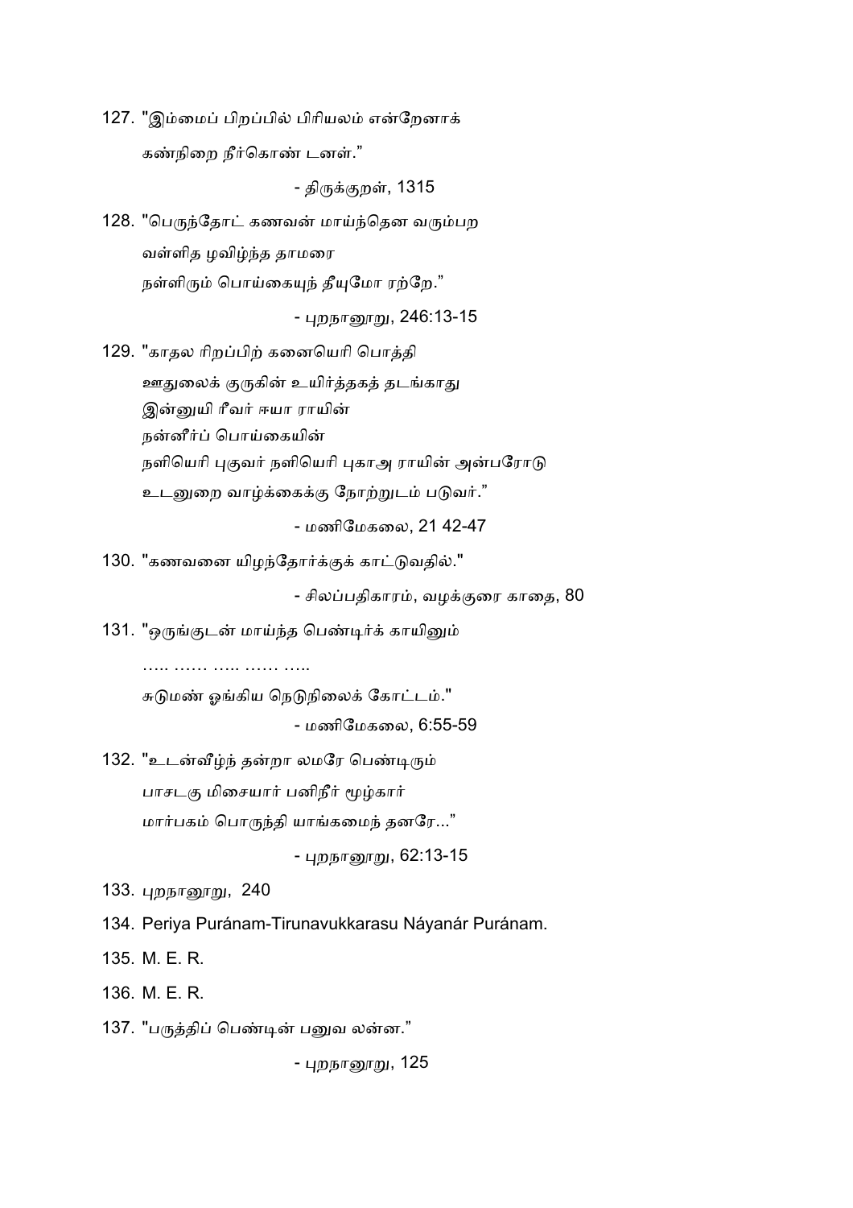127. "இம்மைப் பிறப்பில் பிரியலம் என்றேனாக்
 கண்நிறை நீர்கொண் டனள்."

 - திருக்குறள், 1315

128. "பெருந்தோட் கணவன் மாய்ந்தென வரும்பற
 வள்ளித ழவிழ்ந்த தாமரை
 நள்ளிரும் பொய்கையுந் தீயுமோ ரற்றே."

 - புறநானூறு, 246:13-15

129. "காதல ரிறப்பிற் கனையெரி பொத்தி
 ஊதுலைக் குருகின் உயிர்த்தகத் தடங்காது
 இன்னுயி ரீவர் ஈயா ராயின்
 நன்னீர்ப் பொய்கையின்
 நளியெரி புகுவர் நளியெரி புகாஅ ராயின் அன்பரோடு
 உடனுறை வாழ்க்கைக்கு நோற்றுடம் படுவர்."

 - மணிமேகலை, 21 42-47

130. "கணவனை யிழந்தோர்க்குக் காட்டுவதில்."

 - சிலப்பதிகாரம், வழக்குரை காதை, 80

131. "ஒருங்குடன் மாய்ந்த பெண்டிர்க் காயினும்
 ….. …… ….. …… …..
 சுடுமண் ஓங்கிய நெடுநிலைக் கோட்டம்."

 - மணிமேகலை, 6:55-59

132. "உடன்வீழ்ந் தன்றா லமரே பெண்டிரும்
 பாசடகு மிசையார் பனிநீர் மூழ்கார்
 மார்பகம் பொருந்தி யாங்கமைந் தனரே..."

 - புறநானூறு, 62:13-15

133. புறநானூறு, 240

134. Periya Puránam-Tirunavukkarasu Náyanár Puránam.

135. M. E. R.

136. M. E. R.

137. "பருத்திப் பெண்டின் பனுவ லன்ன."

 - புறநானூறு, 125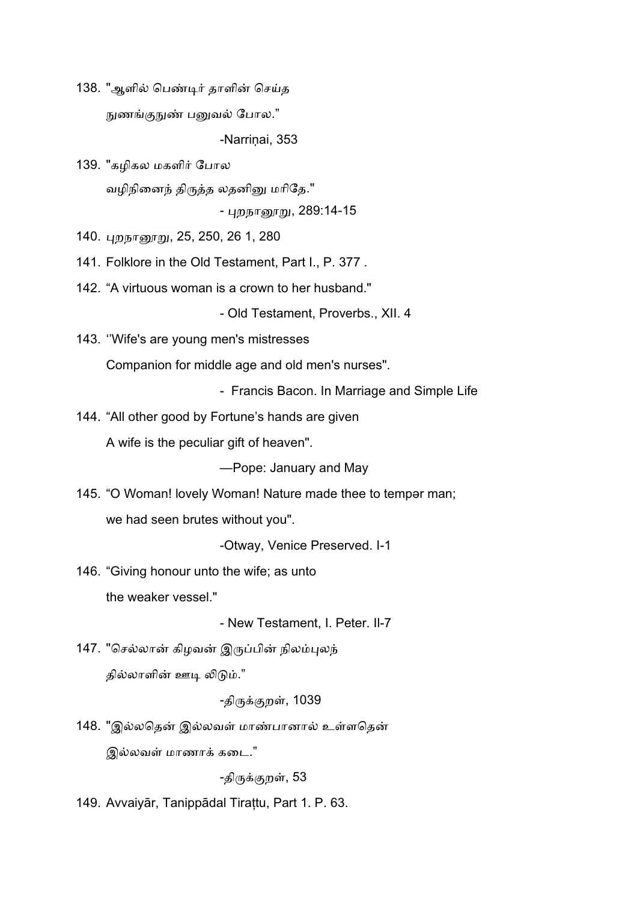138. "ஆளில் பெண்டிர் தாளின் செய்த

நுணங்குநுண் பனுவல் போல."

-Narriṇai, 353

139. "கழிகல மகளிர் போல

வழிநினைந் திருத்த லதனினு மரிதே."

- புறநானூறு, 289:14-15

140. புறநானூறு, 25, 250, 26 1, 280

141. Folklore in the Old Testament, Part I., P. 377 .

142. "A virtuous woman is a crown to her husband."

- Old Testament, Proverbs., XII. 4

143. ''Wife's are young men's mistresses

Companion for middle age and old men's nurses".

- Francis Bacon. In Marriage and Simple Life

144. "All other good by Fortune's hands are given

A wife is the peculiar gift of heaven".

—Pope: January and May

145. "O Woman! lovely Woman! Nature made thee to tempər man;

we had seen brutes without you".

-Otway, Venice Preserved. I-1

146. "Giving honour unto the wife; as unto

the weaker vessel."

- New Testament, I. Peter. II-7

147. "செல்லான் கிழவன் இருப்பின் நிலம்புலந்

தில்லாளின் ஊடி விடும்."

-திருக்குறள், 1039

148. "இல்லதென் இல்லவள் மாண்பானால் உள்ளதென்

இல்லவள் மாணாக் கடை."

-திருக்குறள், 53

149. Avvaiyār, Tanippādal Tiraṭṭu, Part 1. P. 63.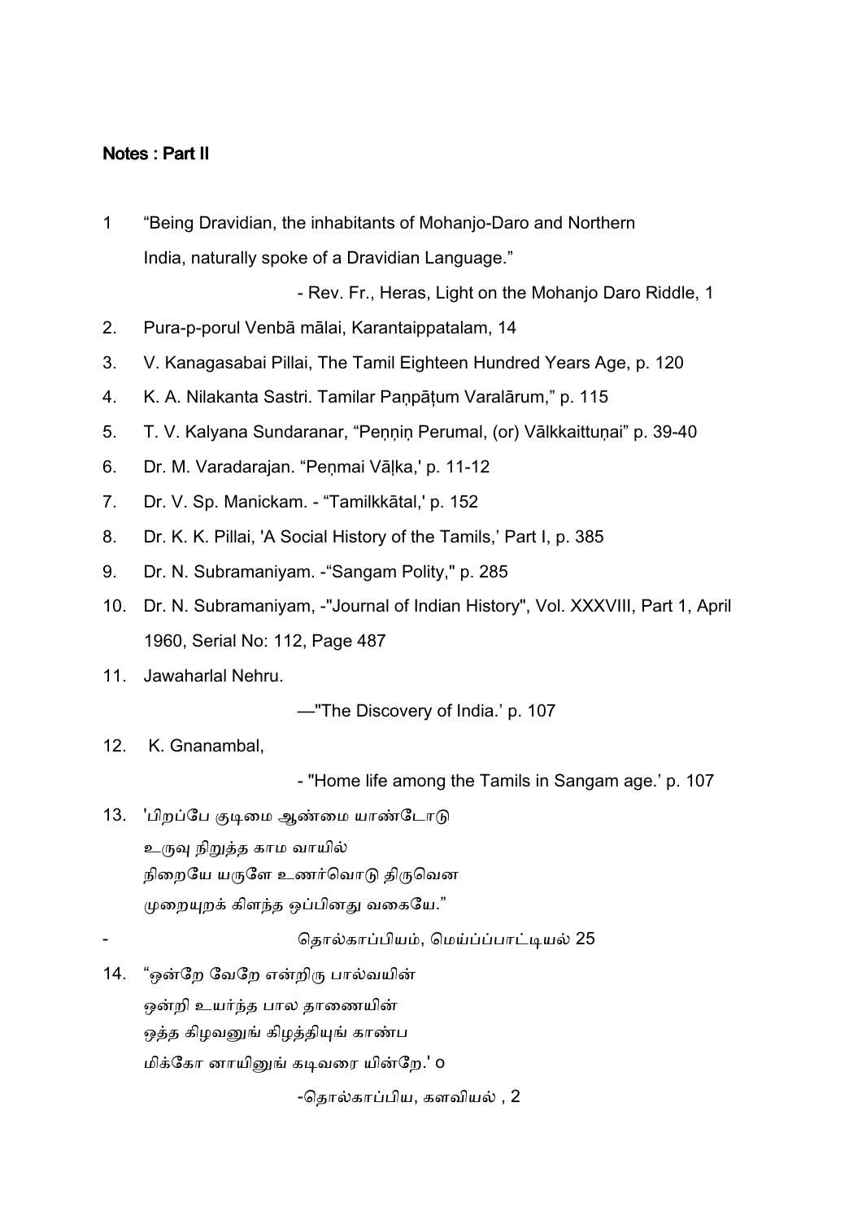**Notes : Part II**

1 "Being Dravidian, the inhabitants of Mohanjo-Daro and Northern India, naturally spoke of a Dravidian Language."

- Rev. Fr., Heras, Light on the Mohanjo Daro Riddle, 1

2. Pura-p-porul Venbã mālai, Karantaippatalam, 14
3. V. Kanagasabai Pillai, The Tamil Eighteen Hundred Years Age, p. 120
4. K. A. Nilakanta Sastri. Tamilar Paṇpāṭum Varalārum," p. 115
5. T. V. Kalyana Sundaranar, "Peṇṇiṇ Perumal, (or) Vālkkaittuṇai" p. 39-40
6. Dr. M. Varadarajan. "Peṇmai Vāḷka,' p. 11-12
7. Dr. V. Sp. Manickam. - "Tamilkkātal,' p. 152
8. Dr. K. K. Pillai, 'A Social History of the Tamils,' Part I, p. 385
9. Dr. N. Subramaniyam. -"Sangam Polity," p. 285
10. Dr. N. Subramaniyam, -"Journal of Indian History", Vol. XXXVIII, Part 1, April 1960, Serial No: 112, Page 487
11. Jawaharlal Nehru.

—"The Discovery of India.' p. 107

12. K. Gnanambal,

- "Home life among the Tamils in Sangam age.' p. 107

13. 'பிறப்பே குடிமை ஆண்மை யாண்டோடு
உருவு நிறுத்த காம வாயில்
நிறையே யருளே உணர்வொடு திருவென
முறையுறக் கிளந்த ஒப்பினது வகையே."

- தொல்காப்பியம், மெய்ப்பாட்டியல் 25

14. "ஒன்றே வேறே என்றிரு பால்வயின்
ஒன்றி உயர்ந்த பால தாணையின்
ஒத்த கிழவனுங் கிழத்தியுங் காண்ப
மிக்கோ னாயினுங் கடிவரை யின்றே.' o

-தொல்காப்பிய, களவியல் , 2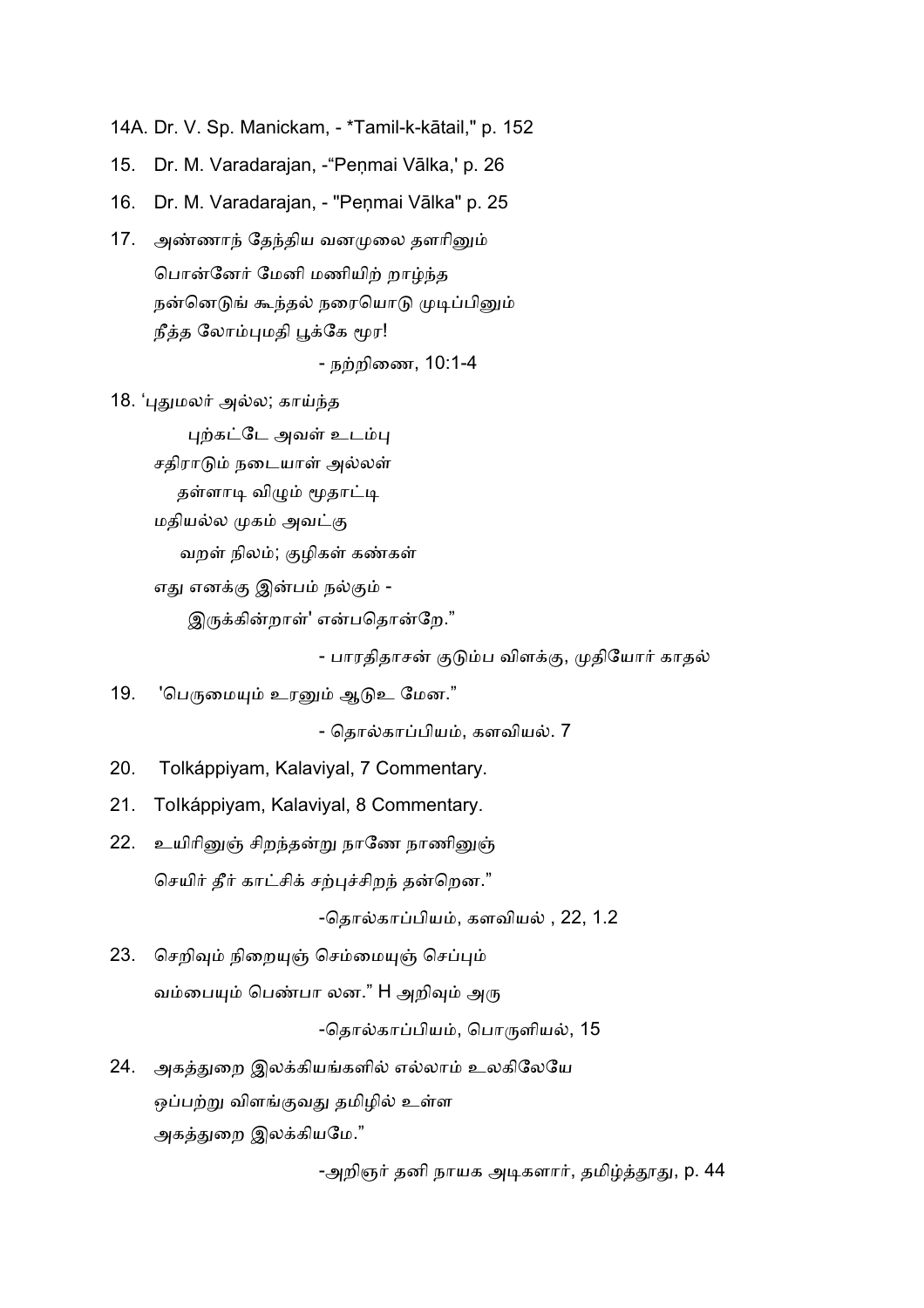14A. Dr. V. Sp. Manickam, - *Tamil-k-kātail," p. 152

15. Dr. M. Varadarajan, -"Peṇmai Vālka,' p. 26

16. Dr. M. Varadarajan, - "Peṇmai Vālka" p. 25

17. அண்ணாந் தேந்திய வனமுலை தளரினும்
பொன்னேர் மேனி மணியிற் றாழ்ந்த
நன்னெடுங் கூந்தல் நரையொடு முடிப்பினும்
நீத்த லோம்புமதி பூக்கே மூர!

- நற்றிணை, 10:1-4

18. 'புதுமலர் அல்ல; காய்ந்த
புற்கட்டே அவள் உடம்பு
சதிராடும் நடையாள் அல்லள்
தள்ளாடி விழும் மூதாட்டி
மதியல்ல முகம் அவட்கு
வறள் நிலம்; குழிகள் கண்கள்
எது எனக்கு இன்பம் நல்கும் -
இருக்கின்றாள்' என்பதொன்றே."

- பாரதிதாசன் குடும்ப விளக்கு, முதியோர் காதல்

19. 'பெருமையும் உரனும் ஆடுஉ மேன."

- தொல்காப்பியம், களவியல். 7

20. Tolkáppiyam, Kalaviyal, 7 Commentary.

21. Tolkáppiyam, Kalaviyal, 8 Commentary.

22. உயிரினுஞ் சிறந்தன்று நாணே நாணினுஞ்
செயிர் தீர் காட்சிக் சற்புச்சிறந் தன்றென."

-தொல்காப்பியம், களவியல் , 22, 1.2

23. செறிவும் நிறையுஞ் செம்மையுஞ் செப்பும்
வம்பையும் பெண்பா லன." H அறிவும் அரு

-தொல்காப்பியம், பொருளியல், 15

24. அகத்துறை இலக்கியங்களில் எல்லாம் உலகிலேயே
ஒப்பற்று விளங்குவது தமிழில் உள்ள
அகத்துறை இலக்கியமே."

-அறிஞர் தனி நாயக அடிகளார், தமிழ்த்தூது, p. 44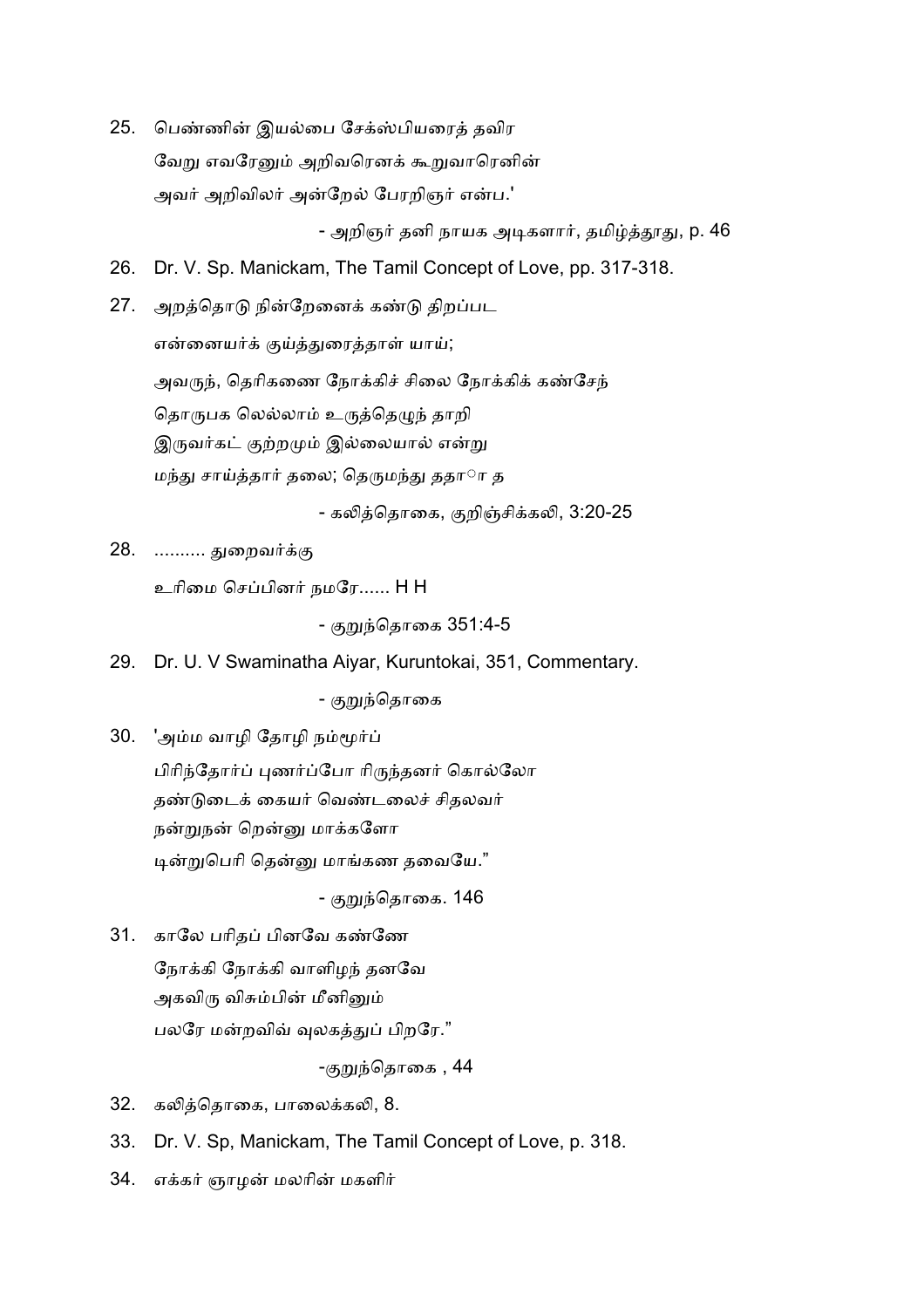25. பெண்ணின் இயல்பை சேக்ஸ்பியரைத் தவிர
    வேறு எவரேனும் அறிவரெனக் கூறுவாரெனின்
    அவர் அறிவிலர் அன்றேல் பேரறிஞர் என்ப.'

    - அறிஞர் தனி நாயக அடிகளார், தமிழ்த்தூது, p. 46

26. Dr. V. Sp. Manickam, The Tamil Concept of Love, pp. 317-318.

27. அறத்தொடு நின்றேனைக் கண்டு திறப்பட
    என்னையர்க் குய்த்துரைத்தாள் யாய்;
    அவருந், தெரிகணை நோக்கிச் சிலை நோக்கிக் கண்சேந்
    தொருபக லெல்லாம் உருத்தெழுந் தாறி
    இருவர்கட் குற்றமும் இல்லையால் என்று
    மந்து சாய்த்தார் தலை; தெருமந்து ததா ா த

    - கலித்தொகை, குறிஞ்சிக்கலி, 3:20-25

28. .......... துறைவர்க்கு
    உரிமை செப்பினர் நமரே...... H H

    - குறுந்தொகை 351:4-5

29. Dr. U. V Swaminatha Aiyar, Kuruntokai, 351, Commentary.

    - குறுந்தொகை

30. 'அம்ம வாழி தோழி நம்மூர்ப்
    பிரிந்தோர்ப் புணர்ப்போ ரிருந்தனர் கொல்லோ
    தண்டுடைக் கையர் வெண்டலைச் சிதலவர்
    நன்றுநன் றென்னு மாக்களோ
    டின்றுபெரி தென்னு மாங்கண தவையே."

    - குறுந்தொகை. 146

31. காலே பரிதப் பினவே கண்ணே
    நோக்கி நோக்கி வாளிழந் தனவே
    அகலிரு விசும்பின் மீனினும்
    பலரே மன்றவிவ் வுலகத்துப் பிறரே."

    -குறுந்தொகை , 44

32. கலித்தொகை, பாலைக்கலி, 8.

33. Dr. V. Sp, Manickam, The Tamil Concept of Love, p. 318.

34. எக்கர் ஞாழன் மலரின் மகளிர்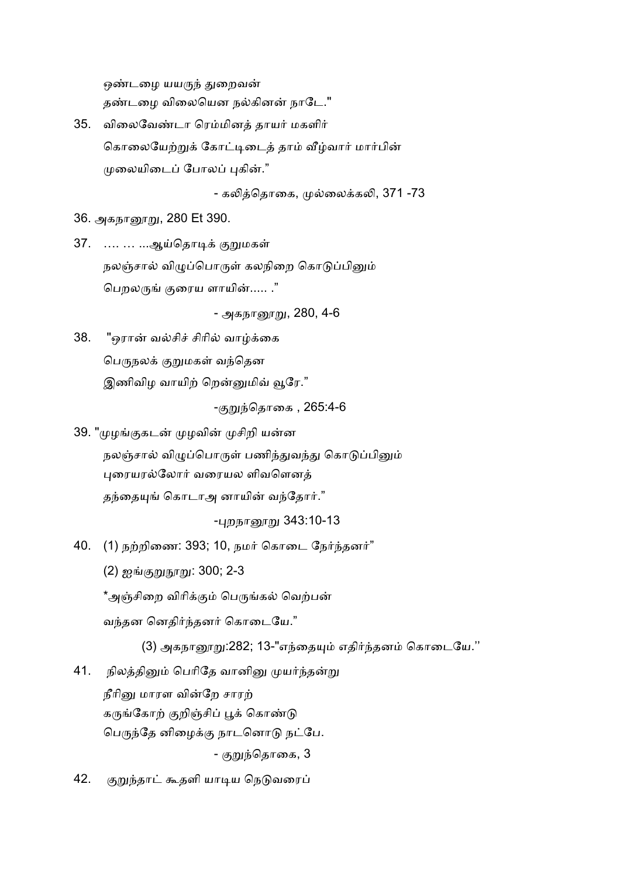ஒண்டழை யயருந் துறைவன்

தண்டழை விலையென நல்கினன் நாடே."

35. விலைவேண்டா ரெம்மினத் தாயர் மகளிர்

கொலையேற்றுக் கோட்டிடைத் தாம் வீழ்வார் மார்பின்

முலையிடைப் போலப் புகின்."

- கலித்தொகை, முல்லைக்கலி, 371 -73

36. அகநானூறு, 280 Et 390.

37. .... ... ...ஆய்தொடிக் குறுமகள்

நலஞ்சால் விழுப்பொருள் கலநிறை கொடுப்பினும்

பெறலருங் குரைய ளாயின்..... ."

- அகநானூறு, 280, 4-6

38. "ஒரான் வல்சிச் சிரில் வாழ்க்கை

பெருநலக் குறுமகள் வந்தென

இணிவிழ வாயிற் றென்னுமிவ் வூரே."

-குறுந்தொகை , 265:4-6

39. "முழங்குகடன் முழவின் முசிறி யன்ன

நலஞ்சால் விழுப்பொருள் பணிந்துவந்து கொடுப்பினும்

புரையரல்லோர் வரையல ளிவளெனத்

தந்தையுங் கொடாஅ னாயின் வந்தோர்."

-புறநானூறு 343:10-13

40. (1) நற்றிணை: 393; 10, நமர் கொடை நேர்ந்தனர்"

(2) ஐங்குறுநூறு: 300; 2-3

*அஞ்சிறை விரிக்கும் பெருங்கல் வெற்பன்

வந்தன னெதிர்ந்தனர் கொடையே."

(3) அகநானூறு:282; 13-"எந்தையும் எதிர்ந்தனம் கொடையே."

41. நிலத்தினும் பெரிதே வானினு முயர்ந்தன்று

நீரினு மாரள வின்றே சாரற்

கருங்கோற் குறிஞ்சிப் பூக் கொண்டு

பெருந்தே னிழைக்கு நாடனொடு நட்பே.

- குறுந்தொகை, 3

42. குறுந்தாட் கூதளி யாடிய நெடுவரைப்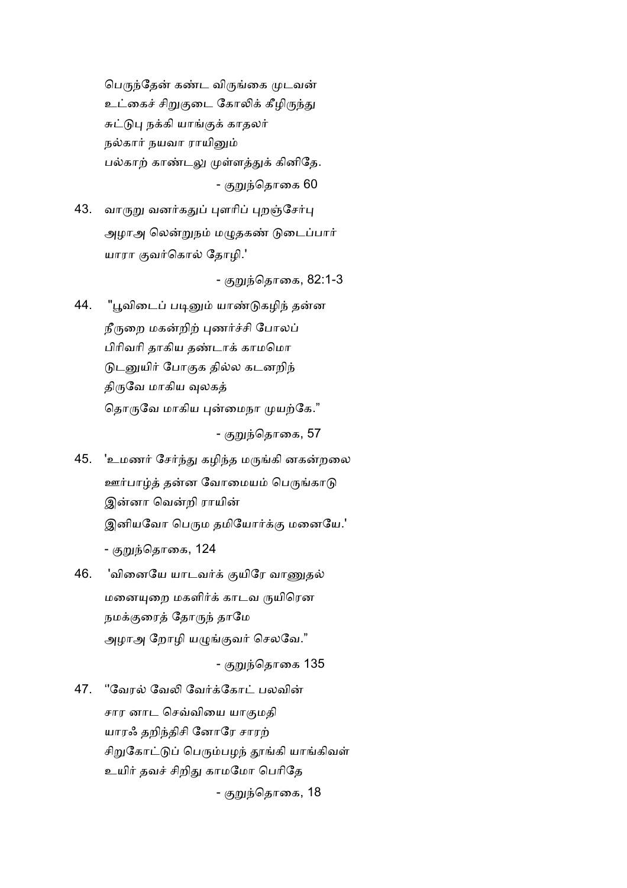பெருந்தேன் கண்ட விருங்கை முடவன்
உட்கைச் சிறுகுடை கோலிக் கீழிருந்து
சுட்டுபு நக்கி யாங்குக் காதலர்
நல்கார் நயவா ராயினும்
பல்காற் காண்டலு முள்ளத்துக் கினிதே.

- குறுந்தொகை 60

43. வாருறு வனர்கதுப் புளரிப் புறஞ்சேர்பு
அழாஅ லென்றுநம் மழுதகண் டுடைப்பார்
யாரா குவர்கொல் தோழி.'

- குறுந்தொகை, 82:1-3

44. "பூவிடைப் படினும் யாண்டுகழிந் தன்ன
நீருறை மகன்றிற் புணர்ச்சி போலப்
பிரிவரி தாகிய தண்டாக் காமமொ
டுடனுயிர் போகுக தில்ல கடனறிந்
திருவே மாகிய வுலகத்
தொருவே மாகிய புன்மைநா முயற்கே."

- குறுந்தொகை, 57

45. 'உமணர் சேர்ந்து கழிந்த மருங்கி னகன்றலை
ஊர்பாழ்த் தன்ன வோமையம் பெருங்காடு
இன்னா வென்றி ராயின்
இனியவோ பெரும தமியோர்க்கு மனையே.'

- குறுந்தொகை, 124

46. 'வினையே யாடவர்க் குயிரே வாணுதல்
மனையுறை மகளிர்க் காடவ ருயிரென
நமக்குரைத் தோருந் தாமே
அழாஅ றோழி யழுங்குவர் செலவே."

- குறுந்தொகை 135

47. "வேரல் வேலி வேர்க்கோட் பலவின்
சார னாட செவ்வியை யாகுமதி
யாரஃ தறிந்திசி னோரே சாரற்
சிறுகோட்டுப் பெரும்பழந் தூங்கி யாங்கிவள்
உயிர் தவச் சிறிது காமமோ பெரிதே

- குறுந்தொகை, 18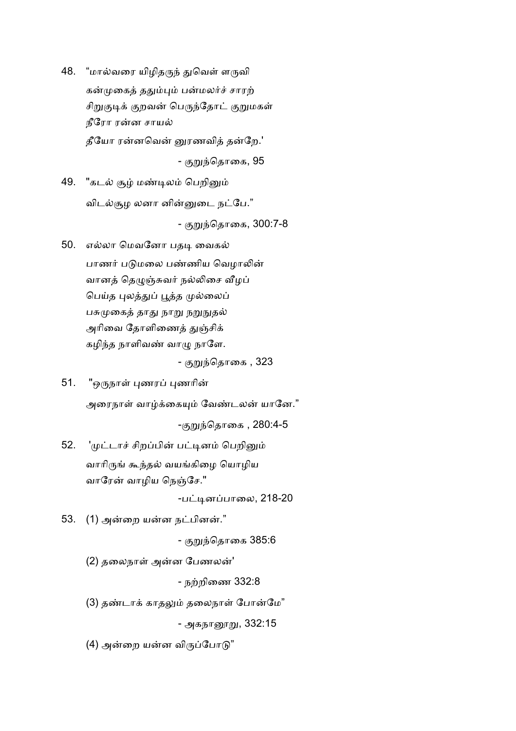48. “மால்வரை யிழிதருந் துவெள் ளருவி

    கன்முகைத் ததும்பும் பன்மலர்ச் சாரற்

    சிறுகுடிக் குறவன் பெருந்தோட் குறுமகள்

    நீரோ ரன்ன சாயல்

    தீயோ ரன்னவென் னுரணவித் தன்றே.'

    - குறுந்தொகை, 95

49. "கடல் சூழ் மண்டிலம் பெறினும்

    விடல்சூழ லனா னின்னுடை நட்பே.”

    - குறுந்தொகை, 300:7-8

50. எல்லா மெவனோ பதடி வைகல்

    பாணர் படுமலை பண்ணிய வெழாலின்

    வானத் தெழுஞ்சுவர் நல்லிசை வீழப்

    பெய்த புலத்துப் பூத்த முல்லைப்

    பசுமுகைத் தாது நாறு நறுநுதல்

    அரிவை தோளிணைத் துஞ்சிக்

    கழிந்த நாளிவண் வாழு நாளே.

    - குறுந்தொகை , 323

51. "ஒருநாள் புணரப் புணரின்

    அரைநாள் வாழ்க்கையும் வேண்டலன் யானே.”

    -குறுந்தொகை , 280:4-5

52. 'முட்டாச் சிறப்பின் பட்டினம் பெறினும்

    வாரிருங் கூந்தல் வயங்கிழை யொழிய

    வாரேன் வாழிய நெஞ்சே."

    -பட்டினப்பாலை, 218-20

53. (1) அன்றை யன்ன நட்பினன்.”

    - குறுந்தொகை 385:6

    (2) தலைநாள் அன்ன பேணலன்'

    - நற்றிணை 332:8

    (3) தண்டாக் காதலும் தலைநாள் போன்மே”

    - அகநானூறு, 332:15

    (4) அன்றை யன்ன விருப்போடு”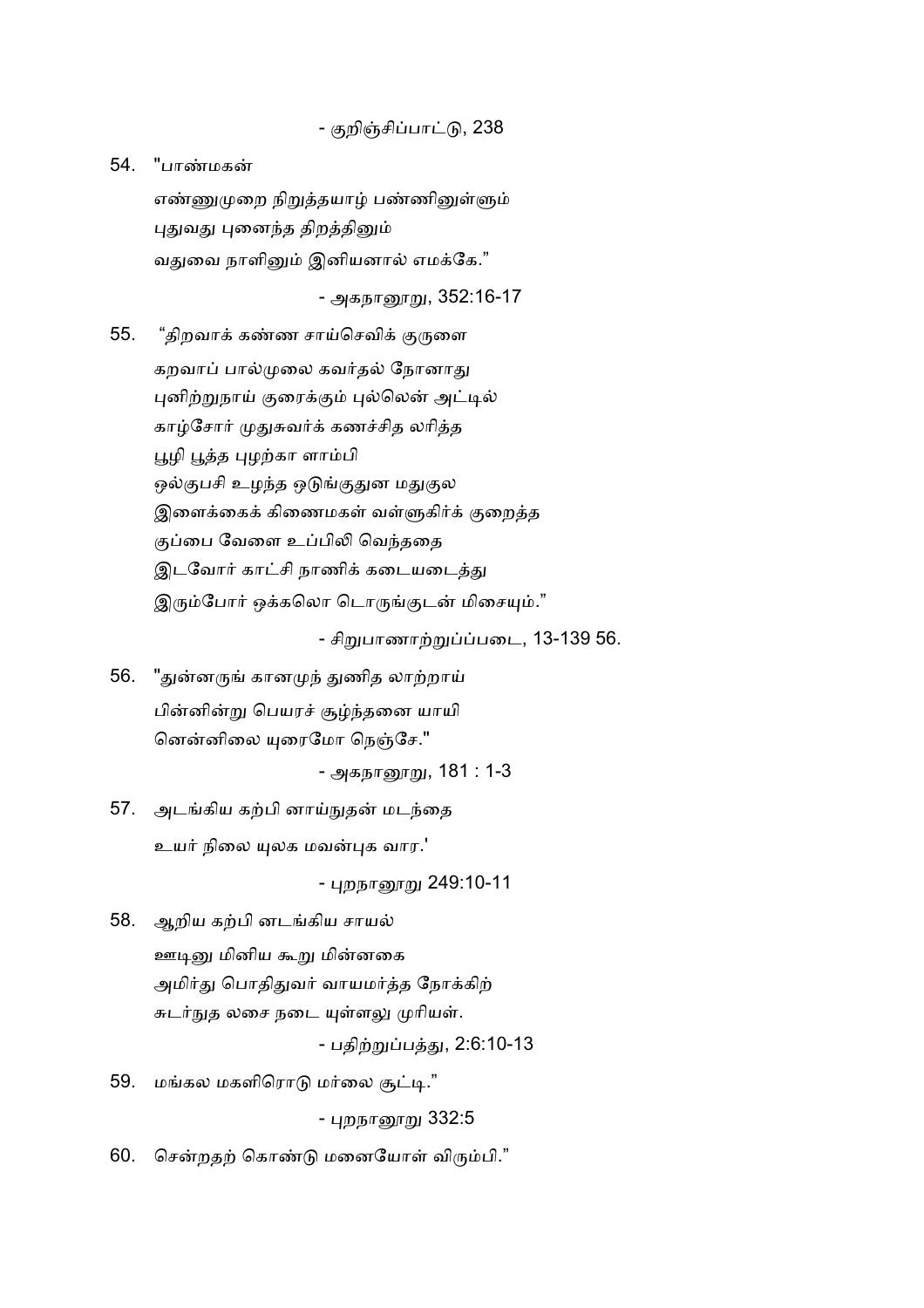- குறிஞ்சிப்பாட்டு, 238

54. "பாண்மகன்

    எண்ணுமுறை நிறுத்தயாழ் பண்ணினுள்ளும்
    புதுவது புனைந்த திறத்தினும்
    வதுவை நாளினும் இனியனால் எமக்கே."

    - அகநானூறு, 352:16-17

55. "திறவாக் கண்ண சாய்செவிக் குருளை

    கறவாப் பால்முலை கவர்தல் நோனாது
    புனிற்றுநாய் குரைக்கும் புல்லென் அட்டில்
    காழ்சோர் முதுசுவர்க் கணச்சித லரித்த
    பூழி பூத்த புழற்கா ளாம்பி
    ஒல்குபசி உழந்த ஒடுங்குதுன மதுகுல
    இளைக்கைக் கிணைமகள் வள்ளுகிர்க் குறைத்த
    குப்பை வேளை உப்பிலி வெந்ததை
    இடவோர் காட்சி நாணிக் கடையடைத்து
    இரும்போர் ஒக்கலொ டொருங்குடன் மிசையும்."

    - சிறுபாணாற்றுப்படை, 13-139 56.

56. "துன்னருங் கானமுந் துணித லாற்றாய்

    பின்னின்று பெயரச் சூழ்ந்தனை யாயி
    னென்னிலை யுரைமோ நெஞ்சே."

    - அகநானூறு, 181 : 1-3

57. அடங்கிய கற்பி னாய்நுதன் மடந்தை

    உயர் நிலை யுலக மவன்புக வார.'

    - புறநானூறு 249:10-11

58. ஆறிய கற்பி னடங்கிய சாயல்

    ஊடினு மினிய கூறு மின்னகை
    அமிர்து பொதிதுவர் வாயமர்த்த நோக்கிற்
    சுடர்நுத லசை நடை யுள்ளலு முரியள்.

    - பதிற்றுப்பத்து, 2:6:10-13

59. மங்கல மகளிரொடு மர்லை சூட்டி."

    - புறநானூறு 332:5

60. சென்றதற் கொண்டு மனையோள் விரும்பி."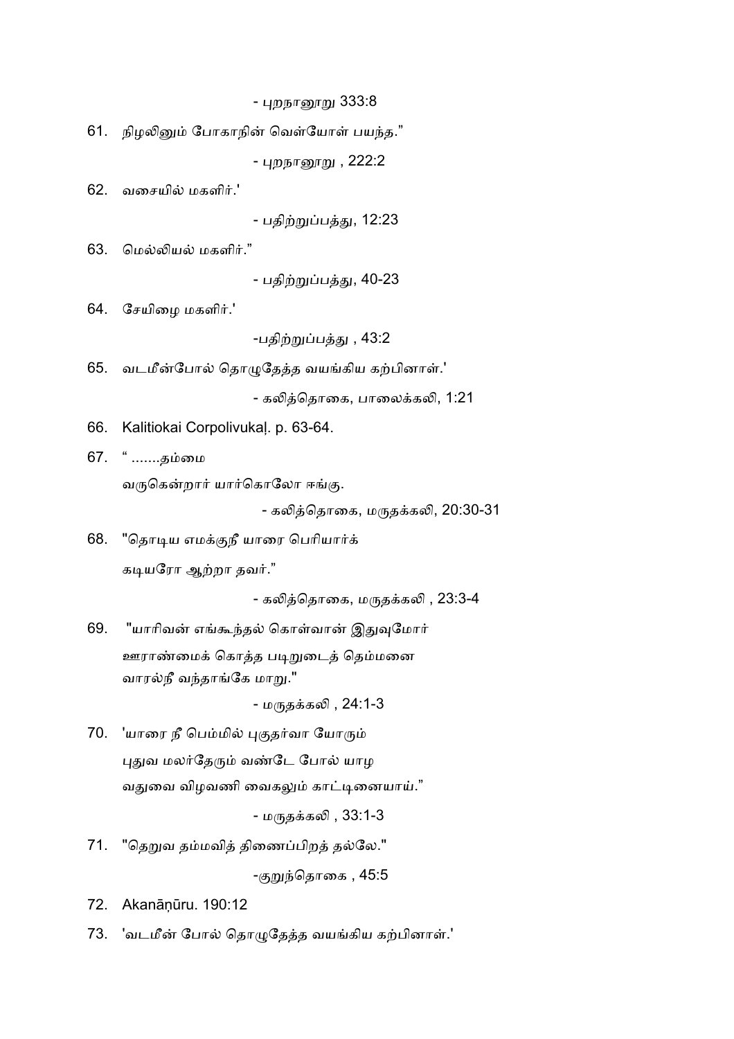- புறநானூறு 333:8

61. நிழலினும் போகாநின் வெள்யோள் பயந்த."

- புறநானூறு , 222:2

62. வசையில் மகளிர்.'

- பதிற்றுப்பத்து, 12:23

63. மெல்லியல் மகளிர்."

- பதிற்றுப்பத்து, 40-23

64. சேயிழை மகளிர்.'

-பதிற்றுப்பத்து , 43:2

65. வடமீன்போல் தொழுதேத்த வயங்கிய கற்பினாள்.'

- கலித்தொகை, பாலைக்கலி, 1:21

66. Kalitiokai Corpolivukaḷ. p. 63-64.

67. " .......தம்மை

வருகென்றார் யார்கொலோ ஈங்கு.

- கலித்தொகை, மருதக்கலி, 20:30-31

68. "தொடிய எமக்குநீ யாரை பெரியார்க்

கடியரோ ஆற்றா தவர்."

- கலித்தொகை, மருதக்கலி , 23:3-4

69. "யாரிவன் எங்கூந்தல் கொள்வான் இதுவுமோர்

ஊராண்மைக் கொத்த படிறுடைத் தெம்மனை

வாரல்நீ வந்தாங்கே மாறு."

- மருதக்கலி , 24:1-3

70. 'யாரை நீ பெம்மில் புகுதர்வா யோரும்

புதுவ மலர்தேரும் வண்டே போல் யாழ

வதுவை விழவணி வைகலும் காட்டினையாய்."

- மருதக்கலி , 33:1-3

71. "தெறுவ தம்மவித் திணைப்பிறத் தல்லே."

-குறுந்தொகை , 45:5

72. Akanāṇūru. 190:12

73. 'வடமீன் போல் தொழுதேத்த வயங்கிய கற்பினாள்.'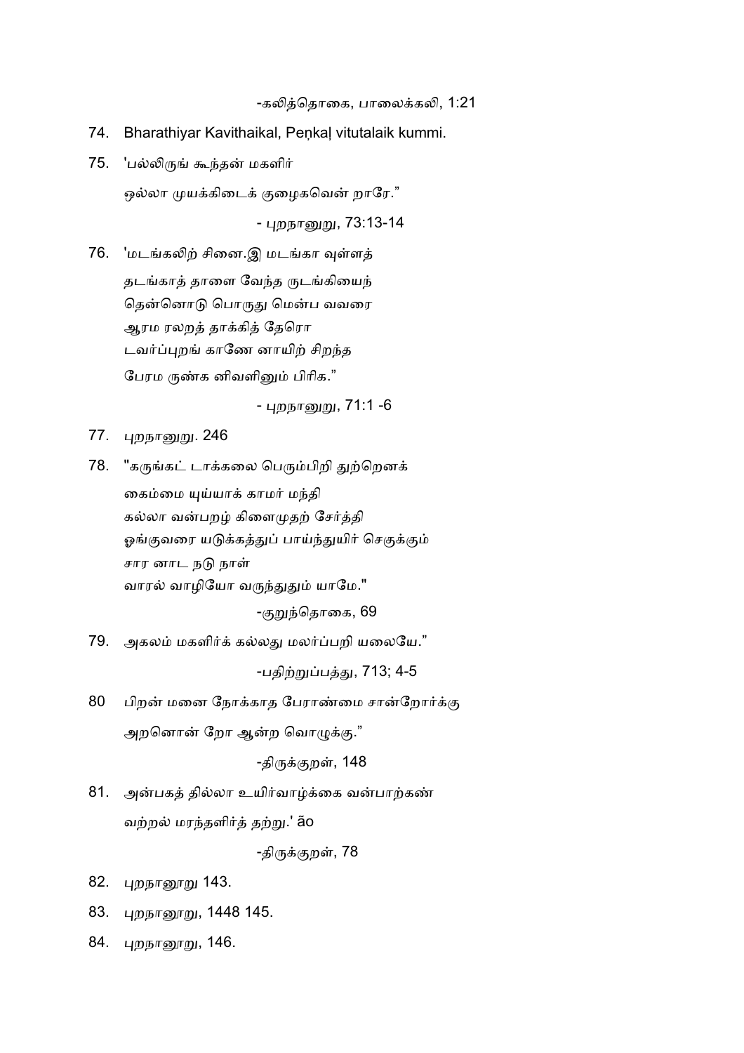-கலித்தொகை, பாலைக்கலி, 1:21

74. Bharathiyar Kavithaikal, Peṇkaḷ vitutalaik kummi.

75. 'பல்லிருங் கூந்தன் மகளிர்

ஒல்லா முயக்கிடைக் குழைகவென் றாரே."

- புறநானுறு, 73:13-14

76. 'மடங்கலிற் சினை.இ மடங்கா வுள்ளத்

தடங்காத் தாளை வேந்த ருடங்கியைந்

தென்னொடு பொருது மென்ப வவரை

ஆரம ரலறத் தாக்கித் தேரொ

டவர்ப்புறங் காணே னாயிற் சிறந்த

பேரம ருண்க னிவளினும் பிரிக."

- புறநானுறு, 71:1 -6

77. புறநானுறு. 246

78. "கருங்கட் டாக்கலை பெரும்பிறி துற்றெனக்

கைம்மை யுய்யாக் காமர் மந்தி

கல்லா வன்பறழ் கிளைமுதற் சேர்த்தி

ஓங்குவரை யடுக்கத்துப் பாய்ந்துயிர் செகுக்கும்

சார னாட நடு நாள்

வாரல் வாழியோ வருந்துதும் யாமே."

-குறுந்தொகை, 69

79. அகலம் மகளிர்க் கல்லது மலர்ப்பறி யலையே."

-பதிற்றுப்பத்து, 713; 4-5

80 பிறன் மனை நோக்காத பேராண்மை சான்றோர்க்கு

அறனொன் றோ ஆன்ற வொழுக்கு."

-திருக்குறள், 148

81. அன்பகத் தில்லா உயிர்வாழ்க்கை வன்பாற்கண்

வற்றல் மரந்தளிர்த் தற்று.' ão

-திருக்குறள், 78

82. புறநானுறு 143.

83. புறநானுறு, 1448 145.

84. புறநானுறு, 146.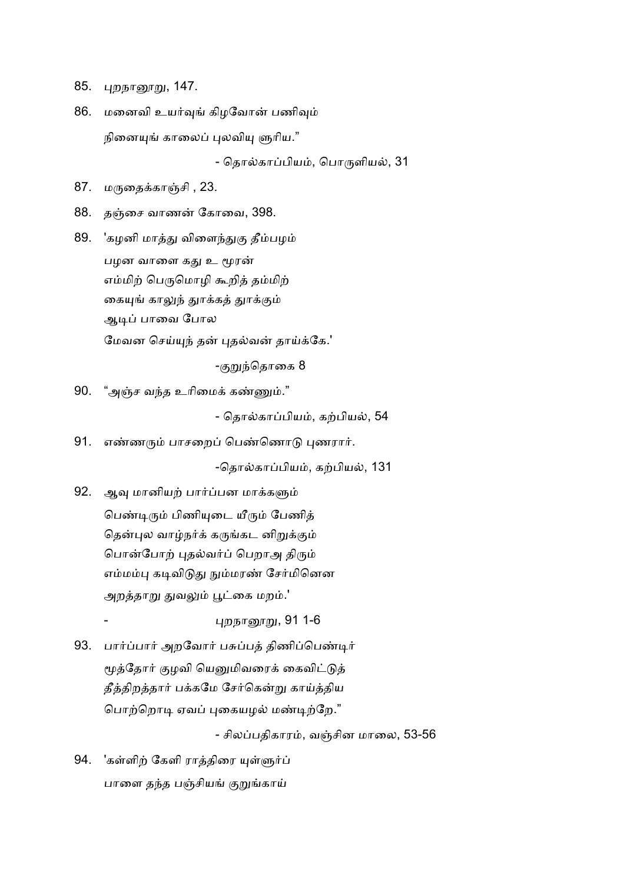85. புறநானூறு, 147.

86. மனைவி உயர்வுங் கிழவோன் பணிவும்
    நினையுங் காலைப் புலவியு ளுரிய."

    - தொல்காப்பியம், பொருளியல், 31

87. மருதைக்காஞ்சி , 23.

88. தஞ்சை வாணன் கோவை, 398.

89. 'கழனி மாத்து விளைந்துகு தீம்பழம்
    பழன வாளை கது உ மூரன்
    எம்மிற் பெருமொழி கூறித் தம்மிற்
    கையுங் காலுந் தூக்கத் தூக்கும்
    ஆடிப் பாவை போல
    மேவன செய்யுந் தன் புதல்வன் தாய்க்கே.'

    -குறுந்தொகை 8

90. "அஞ்ச வந்த உரிமைக் கண்ணும்."

    - தொல்காப்பியம், கற்பியல், 54

91. எண்ணரும் பாசறைப் பெண்ணொடு புணரார்.

    -தொல்காப்பியம், கற்பியல், 131

92. ஆவு மானியற் பார்ப்பன மாக்களும்
    பெண்டிரும் பிணியுடை யீரும் பேணித்
    தென்புல வாழ்நர்க் கருங்கட னிறுக்கும்
    பொன்போற் புதல்வர்ப் பெறாஅ திரும்
    எம்மம்பு கடிவிடுது நும்மரண் சேர்மினென
    அறத்தாறு துவலும் பூட்கை மறம்.'

    - புறநானூறு, 91 1-6

93. பார்ப்பார் அறவோர் பசுப்பத் திணிப்பெண்டிர்
    மூத்தோர் குழவி யெனுமிவரைக் கைவிட்டுத்
    தீத்திறத்தார் பக்கமே சேர்கென்று காய்த்திய
    பொற்றொடி ஏவப் புகையழல் மண்டிற்றே."

    - சிலப்பதிகாரம், வஞ்சின மாலை, 53-56

94. 'கள்ளிற் கேளி ராத்திரை யுள்ளூர்ப்
    பாளை தந்த பஞ்சியங் குறுங்காய்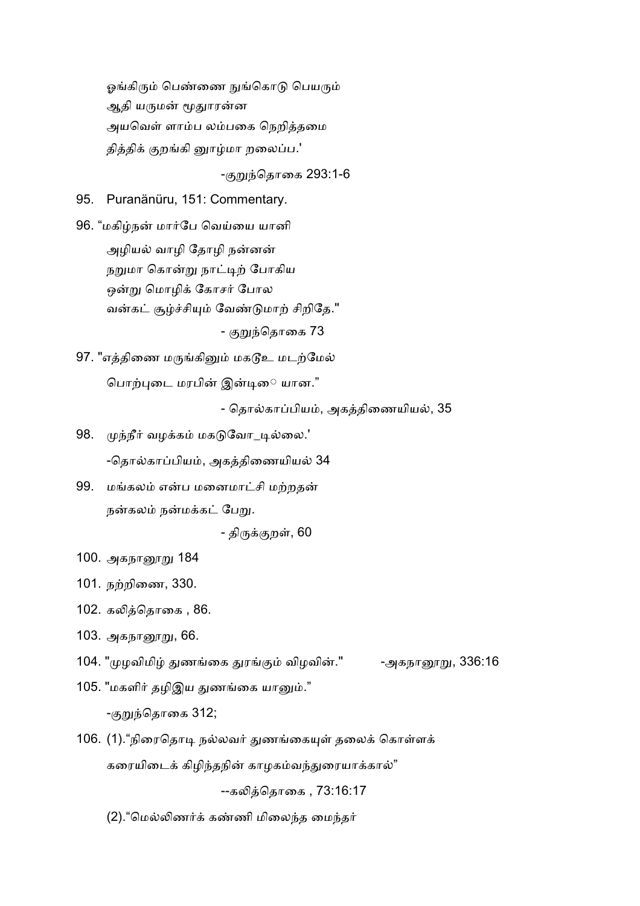ஓங்கிரும் பெண்ணை நுங்கொடு பெயரும்
ஆதி யருமன் மூதூரன்ன
அயவெள் ளாம்ப லம்பகை நெறித்தமை
தித்திக் குறங்கி னுாழ்மா றலைப்ப.'

-குறுந்தொகை 293:1-6

95. Puranänüru, 151: Commentary.

96. "மகிழ்நன் மார்பே வெய்யை யானி
அழியல் வாழி தோழி நன்னன்
நறுமா கொன்று நாட்டிற் போகிய
ஒன்று மொழிக் கோசர் போல
வன்கட் சூழ்ச்சியும் வேண்டுமாற் சிறிதே."

- குறுந்தொகை 73

97. "எத்திணை மருங்கினும் மகடூஉ மடற்மேல்
பொற்புடை மரபின் இன்டிை யான."

- தொல்காப்பியம், அகத்திணையியல், 35

98. முந்நீர் வழக்கம் மகடுவோ_டில்லை.'

-தொல்காப்பியம், அகத்திணையியல் 34

99. மங்கலம் என்ப மனைமாட்சி மற்றதன்
நன்கலம் நன்மக்கட் பேறு.

- திருக்குறள், 60

100. அகநானூறு 184

101. நற்றிணை, 330.

102. கலித்தொகை , 86.

103. அகநானூறு, 66.

104. "முழவிமிழ் துணங்கை துரங்கும் விழவின்." -அகநானூறு, 336:16

105. "மகளிர் தழிஇய துணங்கை யானும்."

-குறுந்தொகை 312;

106. (1)."நிரைதொடி நல்லவர் துணங்கையுள் தலைக் கொள்ளக்
கரையிடைக் கிழிந்தநின் காழகம்வந்துரையாக்கால்"

--கலித்தொகை , 73:16:17

(2)."மெல்லிணர்க் கண்ணி மிலைந்த மைந்தர்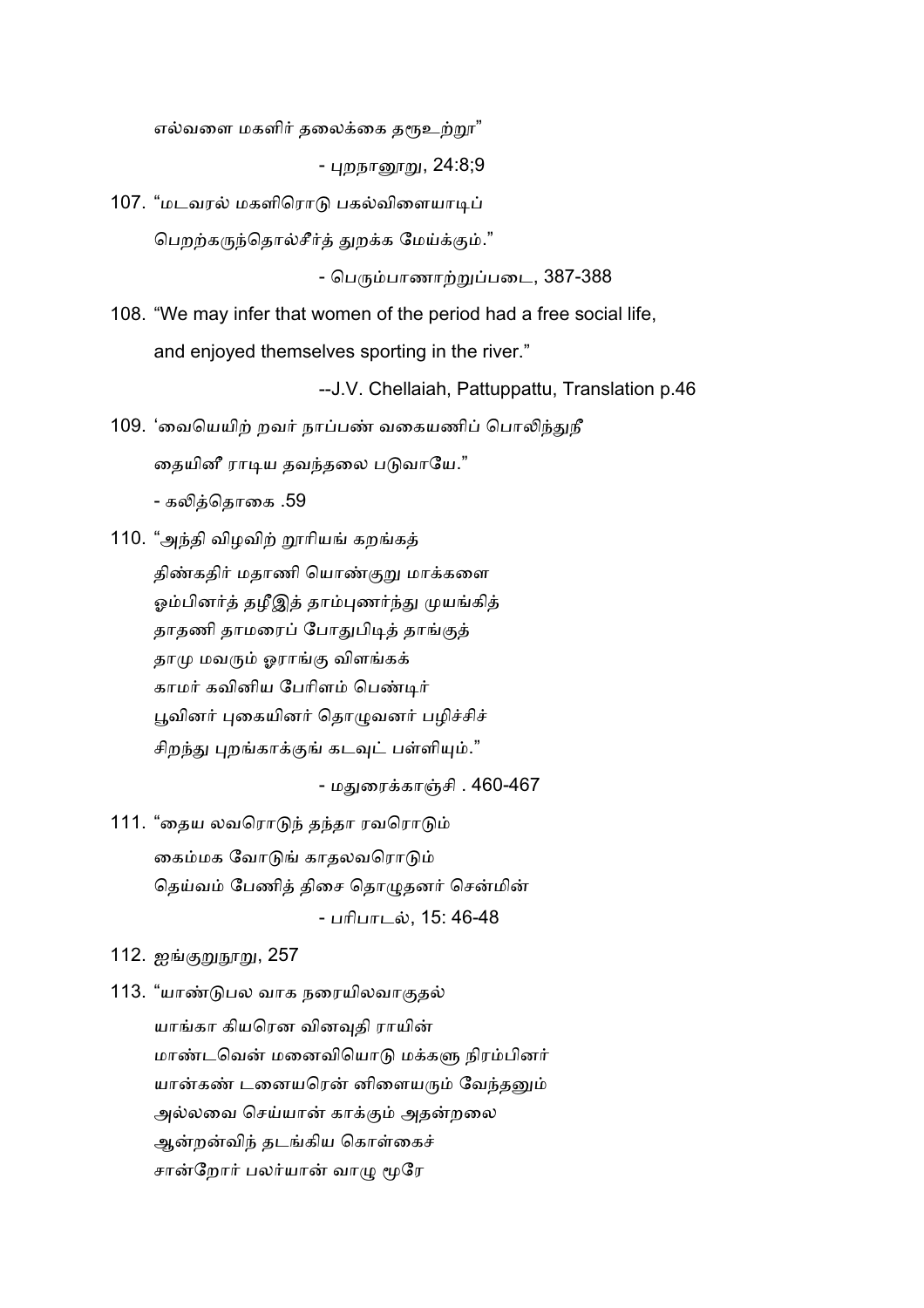எல்வளை மகளிர் தலைக்கை தரூஉற்றா”

- புறநானூறு, 24:8;9

107. “மடவரல் மகளிரொடு பகல்விளையாடிப்

பெறற்கருந்தொல்சீர்த் துறக்க மேய்க்கும்.”

- பெரும்பாணாற்றுப்படை, 387-388

108. “We may infer that women of the period had a free social life,

and enjoyed themselves sporting in the river.”

--J.V. Chellaiah, Pattuppattu, Translation p.46

109. ‘வையெயிற் றவர் நாப்பண் வகையணிப் பொலிந்துநீ

தையினீ ராடிய தவந்தலை படுவாயே.”

- கலித்தொகை .59

110. “அந்தி விழவிற் றூரியங் கறங்கத்

திண்கதிர் மதாணி யொண்குறு மாக்களை

ஓம்பினர்த் தழீஇத் தாம்புணர்ந்து முயங்கித்

தாதணி தாமரைப் போதுபிடித் தாங்குத்

தாமு மவரும் ஓராங்கு விளங்கக்

காமர் கவினிய பேரிளம் பெண்டிர்

பூவினர் புகையினர் தொழுவனர் பழிச்சிச்

சிறந்து புறங்காக்குங் கடவுட் பள்ளியும்.”

- மதுரைக்காஞ்சி . 460-467

111. “தைய லவரொடுந் தந்தா ரவரொடும்

கைம்மக வோடுங் காதலவரொடும்

தெய்வம் பேணித் திசை தொழுதனர் சென்மின்

- பரிபாடல், 15: 46-48

112. ஐங்குறுநூறு, 257

113. “யாண்டுபல வாக நரையிலவாகுதல்

யாங்கா கியரென வினவுதி ராயின்

மாண்டவென் மனைவியொடு மக்களு நிரம்பினர்

யான்கண் டனையரென் னிளையரும் வேந்தனும்

அல்லவை செய்யான் காக்கும் அதன்றலை

ஆன்றன்விந் தடங்கிய கொள்கைச்

சான்றோர் பலர்யான் வாழு மூரே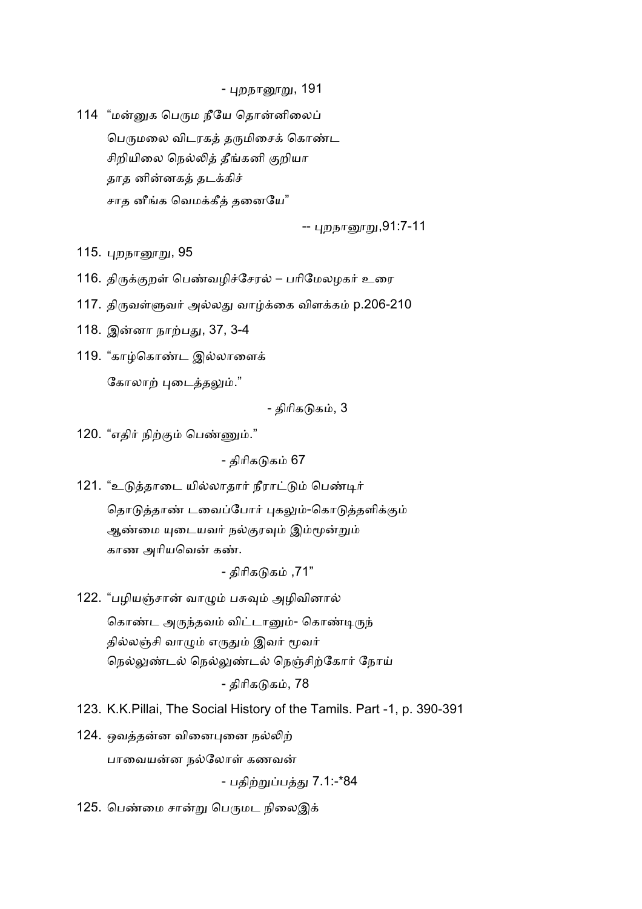- புறநானூறு, 191

114 "மன்னுக பெரும நீயே தொன்னிலைப்
பெருமலை விடரகத் தருமிசைக் கொண்ட
சிறியிலை நெல்லித் தீங்கனி குறியா
தாத னின்னகத் தடக்கிச்
சாத னீங்க வெமக்கீத் தனையே"

-- புறநானூறு,91:7-11

115. புறநானூறு, 95

116. திருக்குறள் பெண்வழிச்சேரல் – பரிமேலழகர் உரை

117. திருவள்ளுவர் அல்லது வாழ்க்கை விளக்கம் p.206-210

118. இன்னா நாற்பது, 37, 3-4

119. "காழ்கொண்ட இல்லாளைக்
கோலாற் புடைத்தலும்."

- திரிகடுகம், 3

120. "எதிர் நிற்கும் பெண்ணும்."

- திரிகடுகம் 67

121. "உடுத்தாடை யில்லாதார் நீராட்டும் பெண்டிர்
தொடுத்தாண் டவைப்போர் புகலும்-கொடுத்தளிக்கும்
ஆண்மை யுடையவர் நல்குரவும் இம்மூன்றும்
காண அரியவென் கண்.

- திரிகடுகம் ,71"

122. "பழியஞ்சான் வாழும் பசுவும் அழிவினால்
கொண்ட அருந்தவம் விட்டானும்- கொண்டிருந்
தில்லஞ்சி வாழும் எருதும் இவர் மூவர்
நெல்லுண்டல் நெல்லுண்டல் நெஞ்சிற்கோர் நோய்

- திரிகடுகம், 78

123. K.K.Pillai, The Social History of the Tamils. Part -1, p. 390-391

124. ஒவத்தன்ன வினைபுனை நல்லிற்
பாவையன்ன நல்லோள் கணவன்

- பதிற்றுப்பத்து 7.1:-*84

125. பெண்மை சான்று பெருமட நிலைஇக்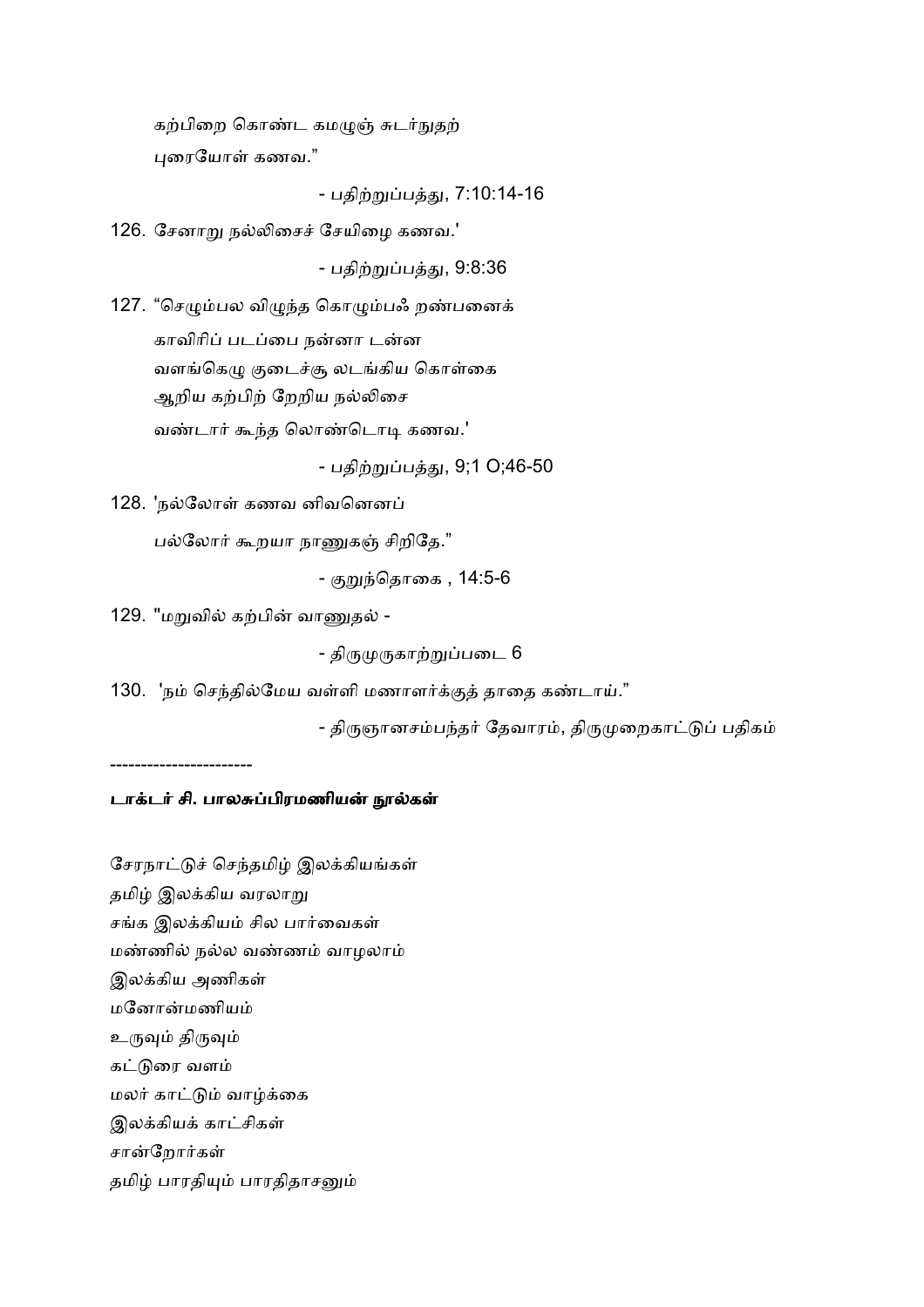கற்பிறை கொண்ட கமழுஞ் சுடர்நுதற்

புரையோள் கணவ."

- பதிற்றுப்பத்து, 7:10:14-16

126. சேனாறு நல்லிசைச் சேயிழை கணவ.'

- பதிற்றுப்பத்து, 9:8:36

127. "செழும்பல விழுந்த கொழும்பஃ றண்பனைக்

காவிரிப் படப்பை நன்னா டன்ன

வளங்கெழு குடைச்சூ லடங்கிய கொள்கை

ஆறிய கற்பிற் றேறிய நல்லிசை

வண்டார் கூந்த லொண்டொடி கணவ.'

- பதிற்றுப்பத்து, 9;1 O;46-50

128. 'நல்லோள் கணவ னிவனெனப்

பல்லோர் கூறயா நாணுகஞ் சிறிதே."

- குறுந்தொகை , 14:5-6

129. "மறுவில் கற்பின் வாணுதல் -

- திருமுருகாற்றுப்படை 6

130. 'நம் செந்தில்மேய வள்ளி மணாளர்க்குத் தாதை கண்டாய்."

- திருஞானசம்பந்தர் தேவாரம், திருமுறைகாட்டுப் பதிகம்

----------------------

**டாக்டர் சி. பாலசுப்பிரமணியன் நூல்கள்**

சேரநாட்டுச் செந்தமிழ் இலக்கியங்கள்
தமிழ் இலக்கிய வரலாறு
சங்க இலக்கியம் சில பார்வைகள்
மண்ணில் நல்ல வண்ணம் வாழலாம்
இலக்கிய அணிகள்
மனோன்மணியம்
உருவும் திருவும்
கட்டுரை வளம்
மலர் காட்டும் வாழ்க்கை
இலக்கியக் காட்சிகள்
சான்றோர்கள்
தமிழ் பாரதியும் பாரதிதாசனும்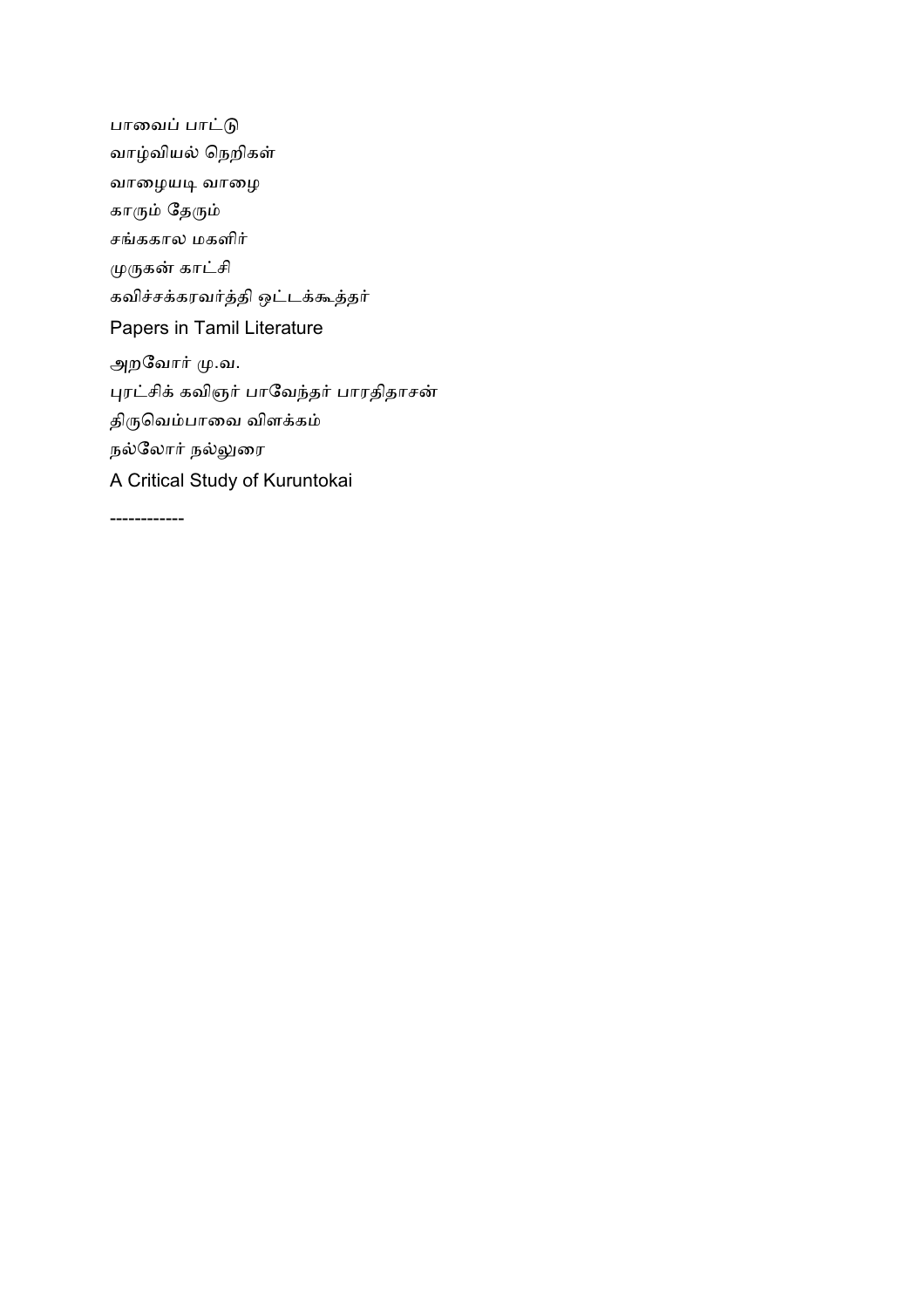பாவைப் பாட்டு

வாழ்வியல் நெறிகள்

வாழையடி வாழை

காரும் தேரும்

சங்ககால மகளிர்

முருகன் காட்சி

கவிச்சக்கரவர்த்தி ஒட்டக்கூத்தர்

Papers in Tamil Literature

அறவோர் மு.வ.

புரட்சிக் கவிஞர் பாவேந்தர் பாரதிதாசன்

திருவெம்பாவை விளக்கம்

நல்லோர் நல்லுரை

A Critical Study of Kuruntokai

------------